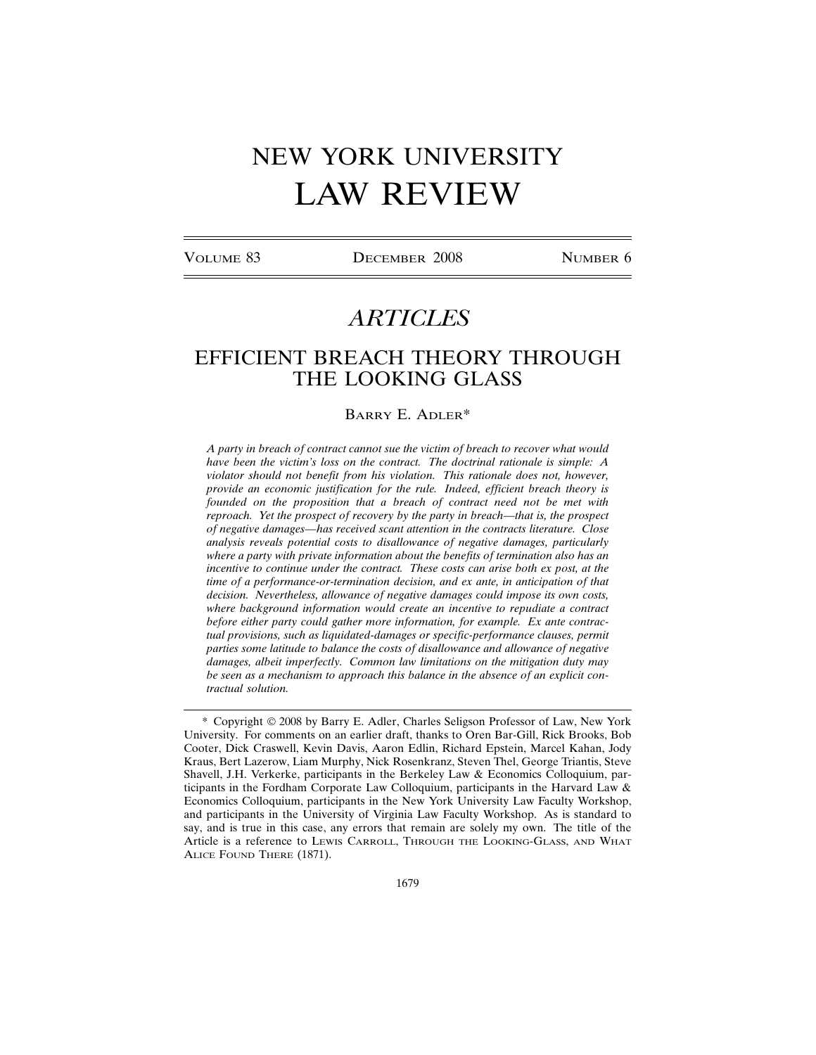# NEW YORK UNIVERSITY LAW REVIEW

VOLUME 83 DECEMBER 2008 NUMBER 6

## *ARTICLES*

## EFFICIENT BREACH THEORY THROUGH THE LOOKING GLASS

BARRY E. ADLER*

*A party in breach of contract cannot sue the victim of breach to recover what would have been the victim's loss on the contract. The doctrinal rationale is simple: A violator should not benefit from his violation. This rationale does not, however, provide an economic justification for the rule. Indeed, efficient breach theory is founded on the proposition that a breach of contract need not be met with reproach. Yet the prospect of recovery by the party in breach—that is, the prospect of negative damages—has received scant attention in the contracts literature. Close analysis reveals potential costs to disallowance of negative damages, particularly where a party with private information about the benefits of termination also has an incentive to continue under the contract. These costs can arise both ex post, at the time of a performance-or-termination decision, and ex ante, in anticipation of that decision. Nevertheless, allowance of negative damages could impose its own costs, where background information would create an incentive to repudiate a contract before either party could gather more information, for example. Ex ante contractual provisions, such as liquidated-damages or specific-performance clauses, permit parties some latitude to balance the costs of disallowance and allowance of negative damages, albeit imperfectly. Common law limitations on the mitigation duty may be seen as a mechanism to approach this balance in the absence of an explicit contractual solution.*

---

\* Copyright © 2008 by Barry E. Adler, Charles Seligson Professor of Law, New York University. For comments on an earlier draft, thanks to Oren Bar-Gill, Rick Brooks, Bob Cooter, Dick Craswell, Kevin Davis, Aaron Edlin, Richard Epstein, Marcel Kahan, Jody Kraus, Bert Lazerow, Liam Murphy, Nick Rosenkranz, Steven Thel, George Triantis, Steve Shavell, J.H. Verkerke, participants in the Berkeley Law & Economics Colloquium, participants in the Fordham Corporate Law Colloquium, participants in the Harvard Law & Economics Colloquium, participants in the New York University Law Faculty Workshop, and participants in the University of Virginia Law Faculty Workshop. As is standard to say, and is true in this case, any errors that remain are solely my own. The title of the Article is a reference to LEWIS CARROLL, THROUGH THE LOOKING-GLASS, AND WHAT ALICE FOUND THERE (1871).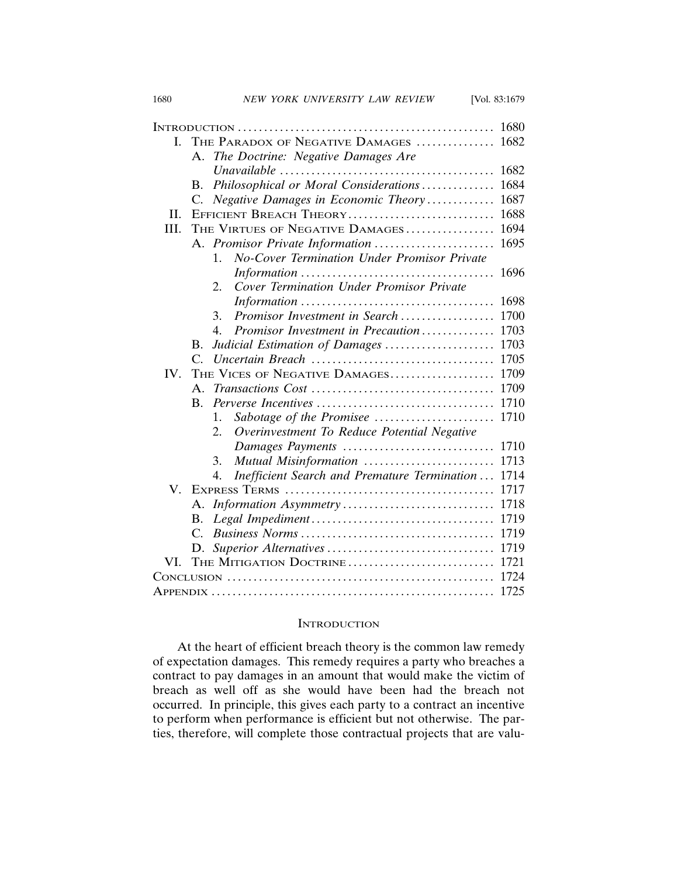| | | |
|---|---|---|
| Introduction | | 1680 |
| I. | The Paradox of Negative Damages | 1682 |
| | A. *The Doctrine: Negative Damages Are Unavailable* | 1682 |
| | B. *Philosophical or Moral Considerations* | 1684 |
| | C. *Negative Damages in Economic Theory* | 1687 |
| II. | Efficient Breach Theory | 1688 |
| III. | The Virtues of Negative Damages | 1694 |
| | A. *Promisor Private Information* | 1695 |
| | 1. *No-Cover Termination Under Promisor Private Information* | 1696 |
| | 2. *Cover Termination Under Promisor Private Information* | 1698 |
| | 3. *Promisor Investment in Search* | 1700 |
| | 4. *Promisor Investment in Precaution* | 1703 |
| | B. *Judicial Estimation of Damages* | 1703 |
| | C. *Uncertain Breach* | 1705 |
| IV. | The Vices of Negative Damages | 1709 |
| | A. *Transactions Cost* | 1709 |
| | B. *Perverse Incentives* | 1710 |
| | 1. *Sabotage of the Promisee* | 1710 |
| | 2. *Overinvestment To Reduce Potential Negative Damages Payments* | 1710 |
| | 3. *Mutual Misinformation* | 1713 |
| | 4. *Inefficient Search and Premature Termination* | 1714 |
| V. | Express Terms | 1717 |
| | A. *Information Asymmetry* | 1718 |
| | B. *Legal Impediment* | 1719 |
| | C. *Business Norms* | 1719 |
| | D. *Superior Alternatives* | 1719 |
| VI. | The Mitigation Doctrine | 1721 |
| Conclusion | | 1724 |
| Appendix | | 1725 |

## Introduction

At the heart of efficient breach theory is the common law remedy of expectation damages. This remedy requires a party who breaches a contract to pay damages in an amount that would make the victim of breach as well off as she would have been had the breach not occurred. In principle, this gives each party to a contract an incentive to perform when performance is efficient but not otherwise. The parties, therefore, will complete those contractual projects that are valu-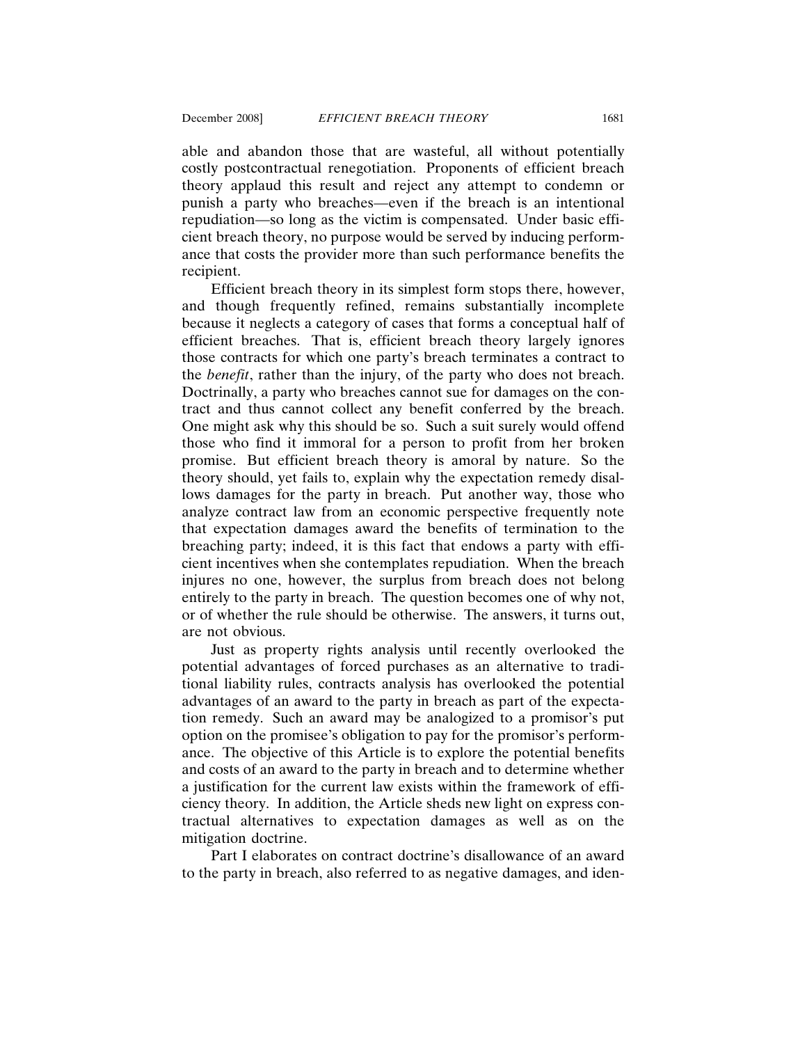able and abandon those that are wasteful, all without potentially costly postcontractual renegotiation. Proponents of efficient breach theory applaud this result and reject any attempt to condemn or punish a party who breaches—even if the breach is an intentional repudiation—so long as the victim is compensated. Under basic efficient breach theory, no purpose would be served by inducing performance that costs the provider more than such performance benefits the recipient.

Efficient breach theory in its simplest form stops there, however, and though frequently refined, remains substantially incomplete because it neglects a category of cases that forms a conceptual half of efficient breaches. That is, efficient breach theory largely ignores those contracts for which one party's breach terminates a contract to the *benefit*, rather than the injury, of the party who does not breach. Doctrinally, a party who breaches cannot sue for damages on the contract and thus cannot collect any benefit conferred by the breach. One might ask why this should be so. Such a suit surely would offend those who find it immoral for a person to profit from her broken promise. But efficient breach theory is amoral by nature. So the theory should, yet fails to, explain why the expectation remedy disallows damages for the party in breach. Put another way, those who analyze contract law from an economic perspective frequently note that expectation damages award the benefits of termination to the breaching party; indeed, it is this fact that endows a party with efficient incentives when she contemplates repudiation. When the breach injures no one, however, the surplus from breach does not belong entirely to the party in breach. The question becomes one of why not, or of whether the rule should be otherwise. The answers, it turns out, are not obvious.

Just as property rights analysis until recently overlooked the potential advantages of forced purchases as an alternative to traditional liability rules, contracts analysis has overlooked the potential advantages of an award to the party in breach as part of the expectation remedy. Such an award may be analogized to a promisor's put option on the promisee's obligation to pay for the promisor's performance. The objective of this Article is to explore the potential benefits and costs of an award to the party in breach and to determine whether a justification for the current law exists within the framework of efficiency theory. In addition, the Article sheds new light on express contractual alternatives to expectation damages as well as on the mitigation doctrine.

Part I elaborates on contract doctrine's disallowance of an award to the party in breach, also referred to as negative damages, and iden-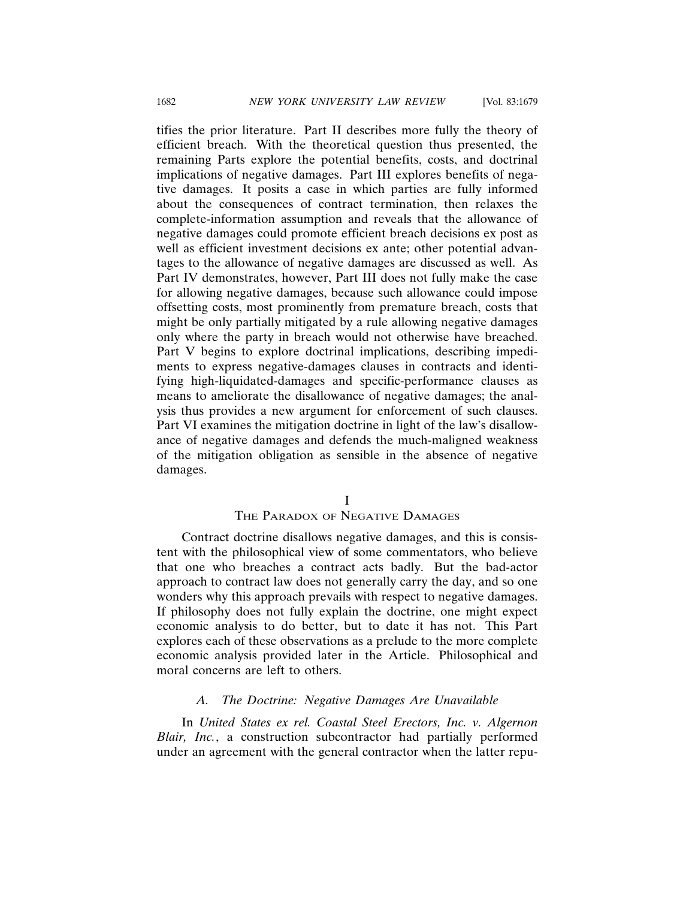tifies the prior literature. Part II describes more fully the theory of efficient breach. With the theoretical question thus presented, the remaining Parts explore the potential benefits, costs, and doctrinal implications of negative damages. Part III explores benefits of negative damages. It posits a case in which parties are fully informed about the consequences of contract termination, then relaxes the complete-information assumption and reveals that the allowance of negative damages could promote efficient breach decisions ex post as well as efficient investment decisions ex ante; other potential advantages to the allowance of negative damages are discussed as well. As Part IV demonstrates, however, Part III does not fully make the case for allowing negative damages, because such allowance could impose offsetting costs, most prominently from premature breach, costs that might be only partially mitigated by a rule allowing negative damages only where the party in breach would not otherwise have breached. Part V begins to explore doctrinal implications, describing impediments to express negative-damages clauses in contracts and identifying high-liquidated-damages and specific-performance clauses as means to ameliorate the disallowance of negative damages; the analysis thus provides a new argument for enforcement of such clauses. Part VI examines the mitigation doctrine in light of the law's disallowance of negative damages and defends the much-maligned weakness of the mitigation obligation as sensible in the absence of negative damages.

# I
# The Paradox of Negative Damages

Contract doctrine disallows negative damages, and this is consistent with the philosophical view of some commentators, who believe that one who breaches a contract acts badly. But the bad-actor approach to contract law does not generally carry the day, and so one wonders why this approach prevails with respect to negative damages. If philosophy does not fully explain the doctrine, one might expect economic analysis to do better, but to date it has not. This Part explores each of these observations as a prelude to the more complete economic analysis provided later in the Article. Philosophical and moral concerns are left to others.

## *A. The Doctrine: Negative Damages Are Unavailable*

In *United States ex rel. Coastal Steel Erectors, Inc. v. Algernon Blair, Inc.*, a construction subcontractor had partially performed under an agreement with the general contractor when the latter repu-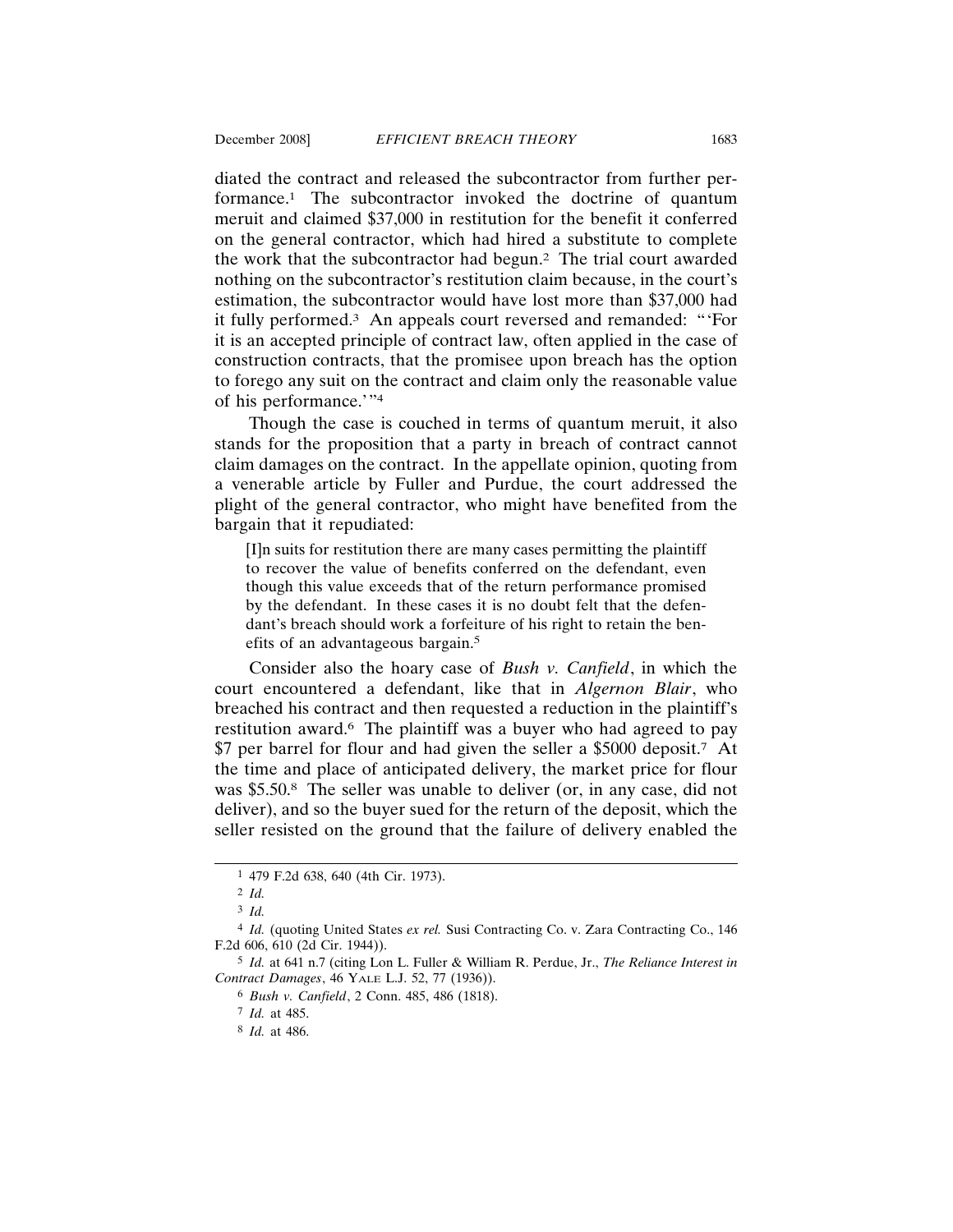diated the contract and released the subcontractor from further performance.[1] The subcontractor invoked the doctrine of quantum meruit and claimed $37,000 in restitution for the benefit it conferred on the general contractor, which had hired a substitute to complete the work that the subcontractor had begun.[2] The trial court awarded nothing on the subcontractor's restitution claim because, in the court's estimation, the subcontractor would have lost more than $37,000 had it fully performed.[3] An appeals court reversed and remanded: "'For it is an accepted principle of contract law, often applied in the case of construction contracts, that the promisee upon breach has the option to forego any suit on the contract and claim only the reasonable value of his performance.'"[4]

Though the case is couched in terms of quantum meruit, it also stands for the proposition that a party in breach of contract cannot claim damages on the contract. In the appellate opinion, quoting from a venerable article by Fuller and Purdue, the court addressed the plight of the general contractor, who might have benefited from the bargain that it repudiated:

> [I]n suits for restitution there are many cases permitting the plaintiff to recover the value of benefits conferred on the defendant, even though this value exceeds that of the return performance promised by the defendant. In these cases it is no doubt felt that the defendant's breach should work a forfeiture of his right to retain the benefits of an advantageous bargain.[5]

Consider also the hoary case of *Bush v. Canfield*, in which the court encountered a defendant, like that in *Algernon Blair*, who breached his contract and then requested a reduction in the plaintiff's restitution award.[6] The plaintiff was a buyer who had agreed to pay $7 per barrel for flour and had given the seller a $5000 deposit.[7] At the time and place of anticipated delivery, the market price for flour was $5.50.[8] The seller was unable to deliver (or, in any case, did not deliver), and so the buyer sued for the return of the deposit, which the seller resisted on the ground that the failure of delivery enabled the

---

[1] 479 F.2d 638, 640 (4th Cir. 1973).

[2] *Id.*

[3] *Id.*

[4] *Id.* (quoting United States *ex rel.* Susi Contracting Co. v. Zara Contracting Co., 146 F.2d 606, 610 (2d Cir. 1944)).

[5] *Id.* at 641 n.7 (citing Lon L. Fuller & William R. Perdue, Jr., *The Reliance Interest in Contract Damages*, 46 YALE L.J. 52, 77 (1936)).

[6] *Bush v. Canfield*, 2 Conn. 485, 486 (1818).

[7] *Id.* at 485.

[8] *Id.* at 486.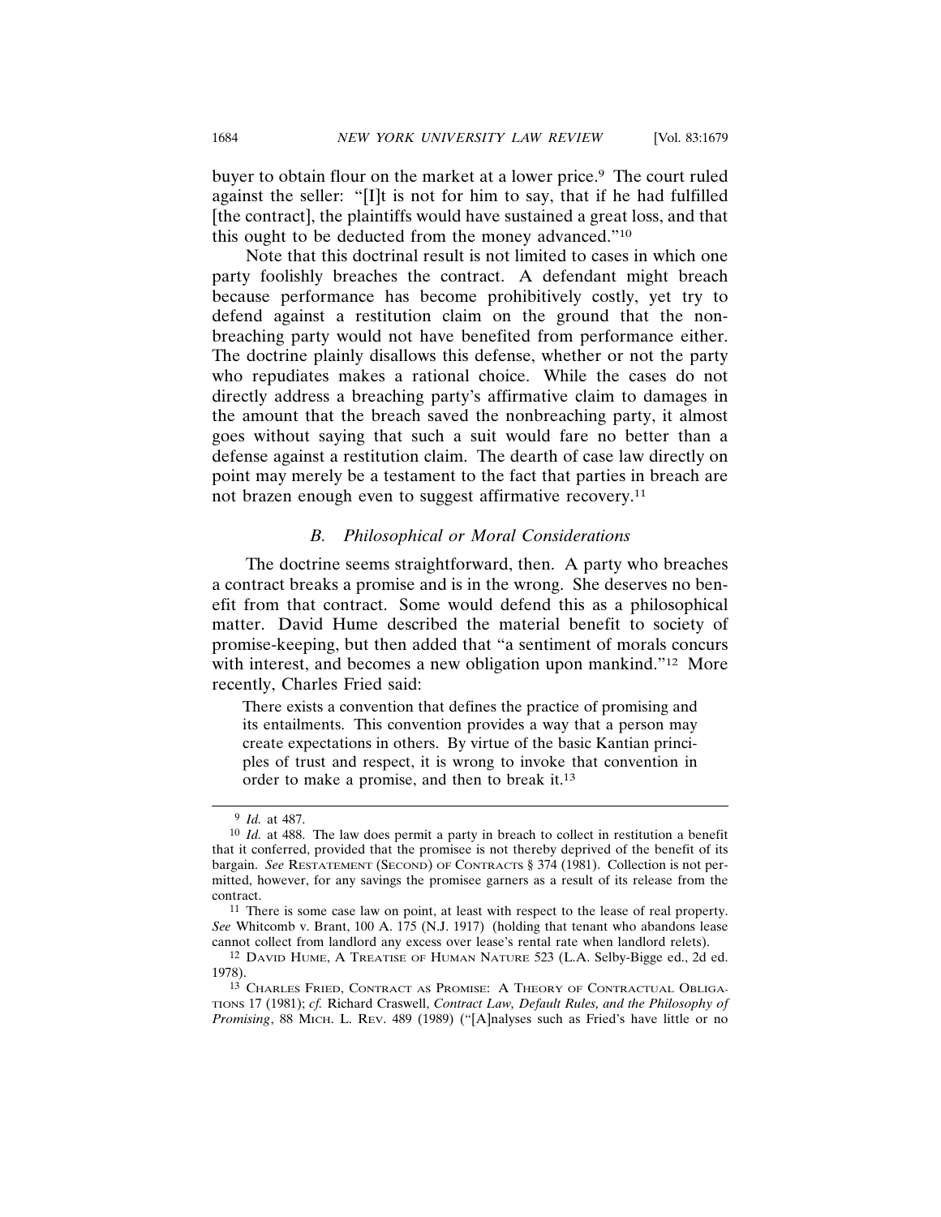buyer to obtain flour on the market at a lower price.[9] The court ruled against the seller: "[I]t is not for him to say, that if he had fulfilled [the contract], the plaintiffs would have sustained a great loss, and that this ought to be deducted from the money advanced."[10]

Note that this doctrinal result is not limited to cases in which one party foolishly breaches the contract. A defendant might breach because performance has become prohibitively costly, yet try to defend against a restitution claim on the ground that the nonbreaching party would not have benefited from performance either. The doctrine plainly disallows this defense, whether or not the party who repudiates makes a rational choice. While the cases do not directly address a breaching party's affirmative claim to damages in the amount that the breach saved the nonbreaching party, it almost goes without saying that such a suit would fare no better than a defense against a restitution claim. The dearth of case law directly on point may merely be a testament to the fact that parties in breach are not brazen enough even to suggest affirmative recovery.[11]

### *B. Philosophical or Moral Considerations*

The doctrine seems straightforward, then. A party who breaches a contract breaks a promise and is in the wrong. She deserves no benefit from that contract. Some would defend this as a philosophical matter. David Hume described the material benefit to society of promise-keeping, but then added that "a sentiment of morals concurs with interest, and becomes a new obligation upon mankind."[12] More recently, Charles Fried said:

> There exists a convention that defines the practice of promising and its entailments. This convention provides a way that a person may create expectations in others. By virtue of the basic Kantian principles of trust and respect, it is wrong to invoke that convention in order to make a promise, and then to break it.[13]

---

[9] *Id.* at 487.

[10] *Id.* at 488. The law does permit a party in breach to collect in restitution a benefit that it conferred, provided that the promisee is not thereby deprived of the benefit of its bargain. *See* RESTATEMENT (SECOND) OF CONTRACTS § 374 (1981). Collection is not permitted, however, for any savings the promisee garners as a result of its release from the contract.

[11] There is some case law on point, at least with respect to the lease of real property. *See* Whitcomb v. Brant, 100 A. 175 (N.J. 1917) (holding that tenant who abandons lease cannot collect from landlord any excess over lease's rental rate when landlord relets).

[12] DAVID HUME, A TREATISE OF HUMAN NATURE 523 (L.A. Selby-Bigge ed., 2d ed. 1978).

[13] CHARLES FRIED, CONTRACT AS PROMISE: A THEORY OF CONTRACTUAL OBLIGATIONS 17 (1981); *cf.* Richard Craswell, *Contract Law, Default Rules, and the Philosophy of Promising*, 88 MICH. L. REV. 489 (1989) ("[A]nalyses such as Fried's have little or no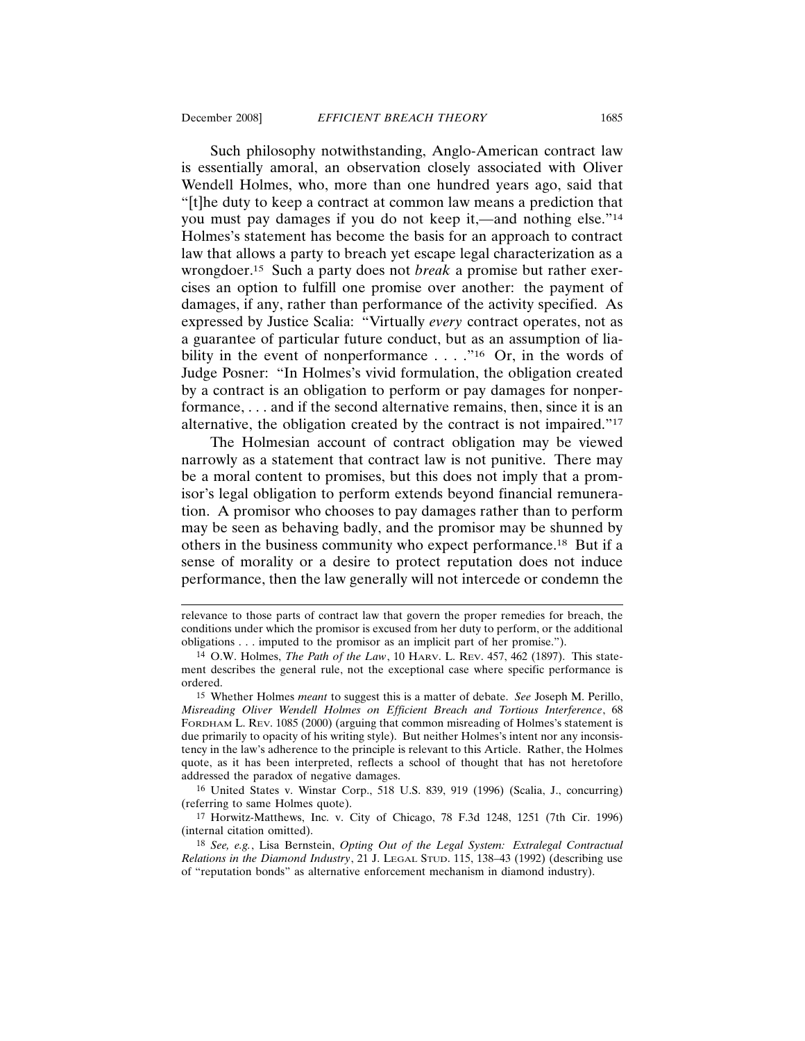Such philosophy notwithstanding, Anglo-American contract law is essentially amoral, an observation closely associated with Oliver Wendell Holmes, who, more than one hundred years ago, said that "[t]he duty to keep a contract at common law means a prediction that you must pay damages if you do not keep it,—and nothing else."[14] Holmes's statement has become the basis for an approach to contract law that allows a party to breach yet escape legal characterization as a wrongdoer.[15] Such a party does not *break* a promise but rather exercises an option to fulfill one promise over another: the payment of damages, if any, rather than performance of the activity specified. As expressed by Justice Scalia: "Virtually *every* contract operates, not as a guarantee of particular future conduct, but as an assumption of liability in the event of nonperformance . . . ."[16] Or, in the words of Judge Posner: "In Holmes's vivid formulation, the obligation created by a contract is an obligation to perform or pay damages for nonperformance, . . . and if the second alternative remains, then, since it is an alternative, the obligation created by the contract is not impaired."[17]

The Holmesian account of contract obligation may be viewed narrowly as a statement that contract law is not punitive. There may be a moral content to promises, but this does not imply that a promisor's legal obligation to perform extends beyond financial remuneration. A promisor who chooses to pay damages rather than to perform may be seen as behaving badly, and the promisor may be shunned by others in the business community who expect performance.[18] But if a sense of morality or a desire to protect reputation does not induce performance, then the law generally will not intercede or condemn the

---

relevance to those parts of contract law that govern the proper remedies for breach, the conditions under which the promisor is excused from her duty to perform, or the additional obligations . . . imputed to the promisor as an implicit part of her promise.").

[14] O.W. Holmes, *The Path of the Law*, 10 HARV. L. REV. 457, 462 (1897). This statement describes the general rule, not the exceptional case where specific performance is ordered.

[15] Whether Holmes *meant* to suggest this is a matter of debate. *See* Joseph M. Perillo, *Misreading Oliver Wendell Holmes on Efficient Breach and Tortious Interference*, 68 FORDHAM L. REV. 1085 (2000) (arguing that common misreading of Holmes's statement is due primarily to opacity of his writing style). But neither Holmes's intent nor any inconsistency in the law's adherence to the principle is relevant to this Article. Rather, the Holmes quote, as it has been interpreted, reflects a school of thought that has not heretofore addressed the paradox of negative damages.

[16] United States v. Winstar Corp., 518 U.S. 839, 919 (1996) (Scalia, J., concurring) (referring to same Holmes quote).

[17] Horwitz-Matthews, Inc. v. City of Chicago, 78 F.3d 1248, 1251 (7th Cir. 1996) (internal citation omitted).

[18] *See, e.g.*, Lisa Bernstein, *Opting Out of the Legal System: Extralegal Contractual Relations in the Diamond Industry*, 21 J. LEGAL STUD. 115, 138–43 (1992) (describing use of "reputation bonds" as alternative enforcement mechanism in diamond industry).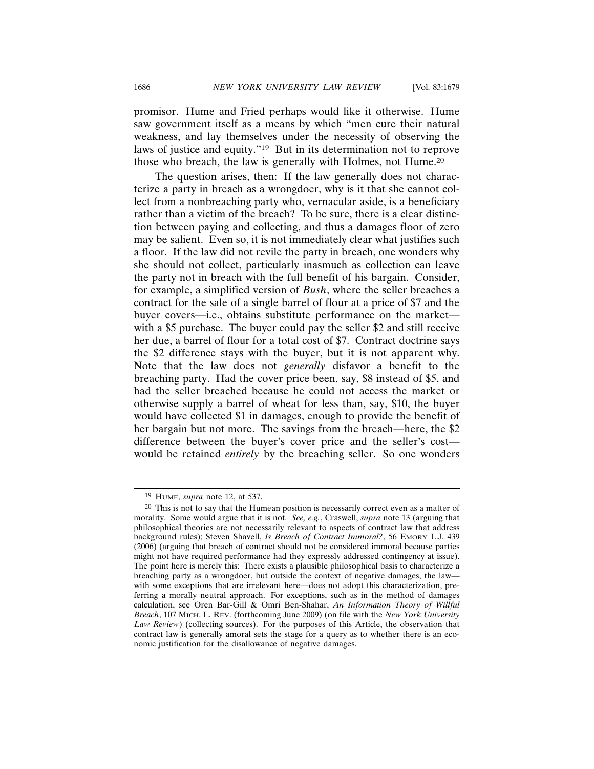promisor. Hume and Fried perhaps would like it otherwise. Hume saw government itself as a means by which "men cure their natural weakness, and lay themselves under the necessity of observing the laws of justice and equity."[19] But in its determination not to reprove those who breach, the law is generally with Holmes, not Hume.[20]

The question arises, then: If the law generally does not characterize a party in breach as a wrongdoer, why is it that she cannot collect from a nonbreaching party who, vernacular aside, is a beneficiary rather than a victim of the breach? To be sure, there is a clear distinction between paying and collecting, and thus a damages floor of zero may be salient. Even so, it is not immediately clear what justifies such a floor. If the law did not revile the party in breach, one wonders why she should not collect, particularly inasmuch as collection can leave the party not in breach with the full benefit of his bargain. Consider, for example, a simplified version of *Bush*, where the seller breaches a contract for the sale of a single barrel of flour at a price of $7 and the buyer covers—i.e., obtains substitute performance on the market—with a $5 purchase. The buyer could pay the seller $2 and still receive her due, a barrel of flour for a total cost of $7. Contract doctrine says the $2 difference stays with the buyer, but it is not apparent why. Note that the law does not *generally* disfavor a benefit to the breaching party. Had the cover price been, say, $8 instead of $5, and had the seller breached because he could not access the market or otherwise supply a barrel of wheat for less than, say, $10, the buyer would have collected $1 in damages, enough to provide the benefit of her bargain but not more. The savings from the breach—here, the $2 difference between the buyer's cover price and the seller's cost—would be retained *entirely* by the breaching seller. So one wonders

---

[19] HUME, *supra* note 12, at 537.

[20] This is not to say that the Humean position is necessarily correct even as a matter of morality. Some would argue that it is not. *See, e.g.*, Craswell, *supra* note 13 (arguing that philosophical theories are not necessarily relevant to aspects of contract law that address background rules); Steven Shavell, *Is Breach of Contract Immoral?*, 56 EMORY L.J. 439 (2006) (arguing that breach of contract should not be considered immoral because parties might not have required performance had they expressly addressed contingency at issue). The point here is merely this: There exists a plausible philosophical basis to characterize a breaching party as a wrongdoer, but outside the context of negative damages, the law—with some exceptions that are irrelevant here—does not adopt this characterization, preferring a morally neutral approach. For exceptions, such as in the method of damages calculation, see Oren Bar-Gill & Omri Ben-Shahar, *An Information Theory of Willful Breach*, 107 MICH. L. REV. (forthcoming June 2009) (on file with the *New York University Law Review*) (collecting sources). For the purposes of this Article, the observation that contract law is generally amoral sets the stage for a query as to whether there is an economic justification for the disallowance of negative damages.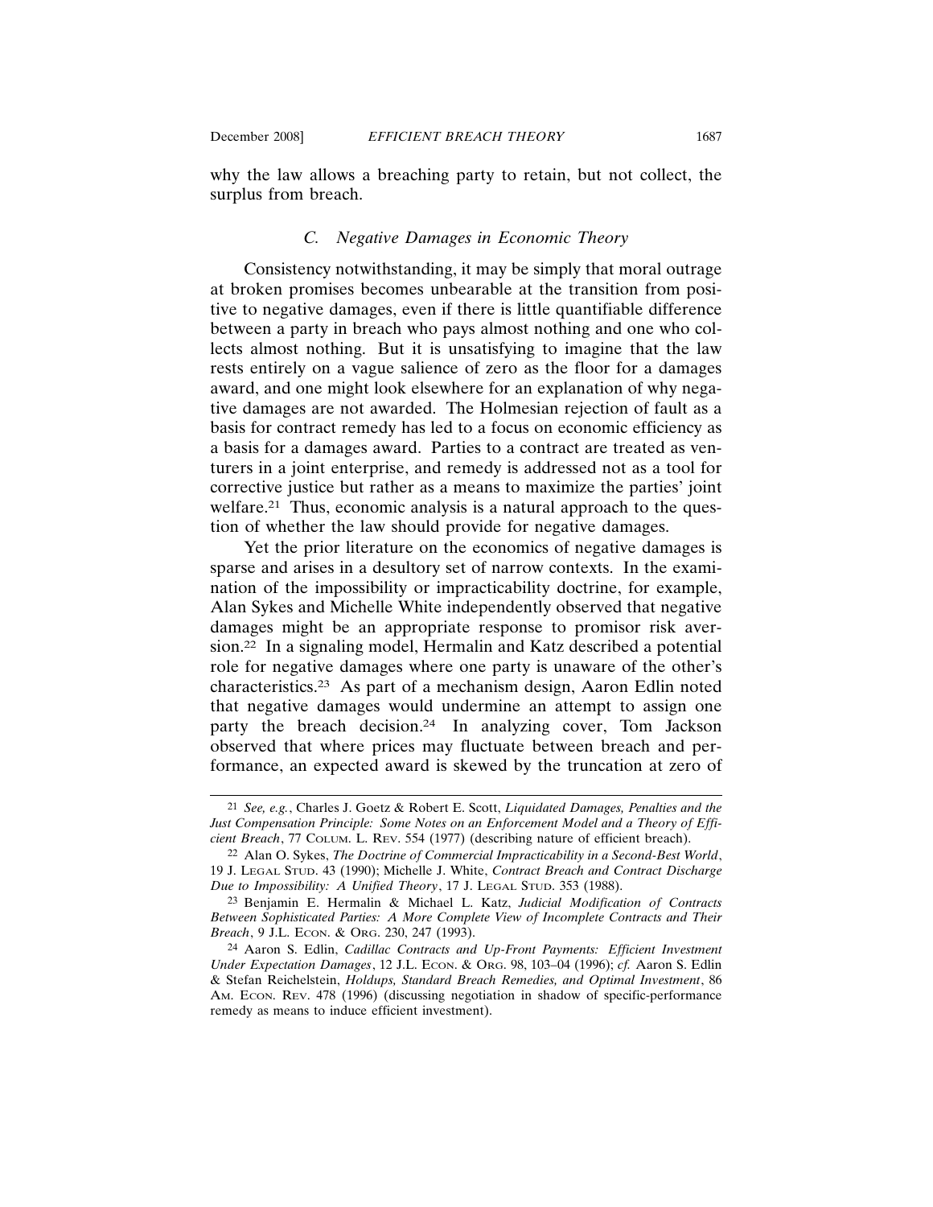why the law allows a breaching party to retain, but not collect, the surplus from breach.

### *C. Negative Damages in Economic Theory*

Consistency notwithstanding, it may be simply that moral outrage at broken promises becomes unbearable at the transition from positive to negative damages, even if there is little quantifiable difference between a party in breach who pays almost nothing and one who collects almost nothing. But it is unsatisfying to imagine that the law rests entirely on a vague salience of zero as the floor for a damages award, and one might look elsewhere for an explanation of why negative damages are not awarded. The Holmesian rejection of fault as a basis for contract remedy has led to a focus on economic efficiency as a basis for a damages award. Parties to a contract are treated as venturers in a joint enterprise, and remedy is addressed not as a tool for corrective justice but rather as a means to maximize the parties' joint welfare.[21] Thus, economic analysis is a natural approach to the question of whether the law should provide for negative damages.

Yet the prior literature on the economics of negative damages is sparse and arises in a desultory set of narrow contexts. In the examination of the impossibility or impracticability doctrine, for example, Alan Sykes and Michelle White independently observed that negative damages might be an appropriate response to promisor risk aversion.[22] In a signaling model, Hermalin and Katz described a potential role for negative damages where one party is unaware of the other's characteristics.[23] As part of a mechanism design, Aaron Edlin noted that negative damages would undermine an attempt to assign one party the breach decision.[24] In analyzing cover, Tom Jackson observed that where prices may fluctuate between breach and performance, an expected award is skewed by the truncation at zero of

---

[21] *See, e.g.*, Charles J. Goetz & Robert E. Scott, *Liquidated Damages, Penalties and the Just Compensation Principle: Some Notes on an Enforcement Model and a Theory of Efficient Breach*, 77 COLUM. L. REV. 554 (1977) (describing nature of efficient breach).

[22] Alan O. Sykes, *The Doctrine of Commercial Impracticability in a Second-Best World*, 19 J. LEGAL STUD. 43 (1990); Michelle J. White, *Contract Breach and Contract Discharge Due to Impossibility: A Unified Theory*, 17 J. LEGAL STUD. 353 (1988).

[23] Benjamin E. Hermalin & Michael L. Katz, *Judicial Modification of Contracts Between Sophisticated Parties: A More Complete View of Incomplete Contracts and Their Breach*, 9 J.L. ECON. & ORG. 230, 247 (1993).

[24] Aaron S. Edlin, *Cadillac Contracts and Up-Front Payments: Efficient Investment Under Expectation Damages*, 12 J.L. ECON. & ORG. 98, 103–04 (1996); *cf.* Aaron S. Edlin & Stefan Reichelstein, *Holdups, Standard Breach Remedies, and Optimal Investment*, 86 AM. ECON. REV. 478 (1996) (discussing negotiation in shadow of specific-performance remedy as means to induce efficient investment).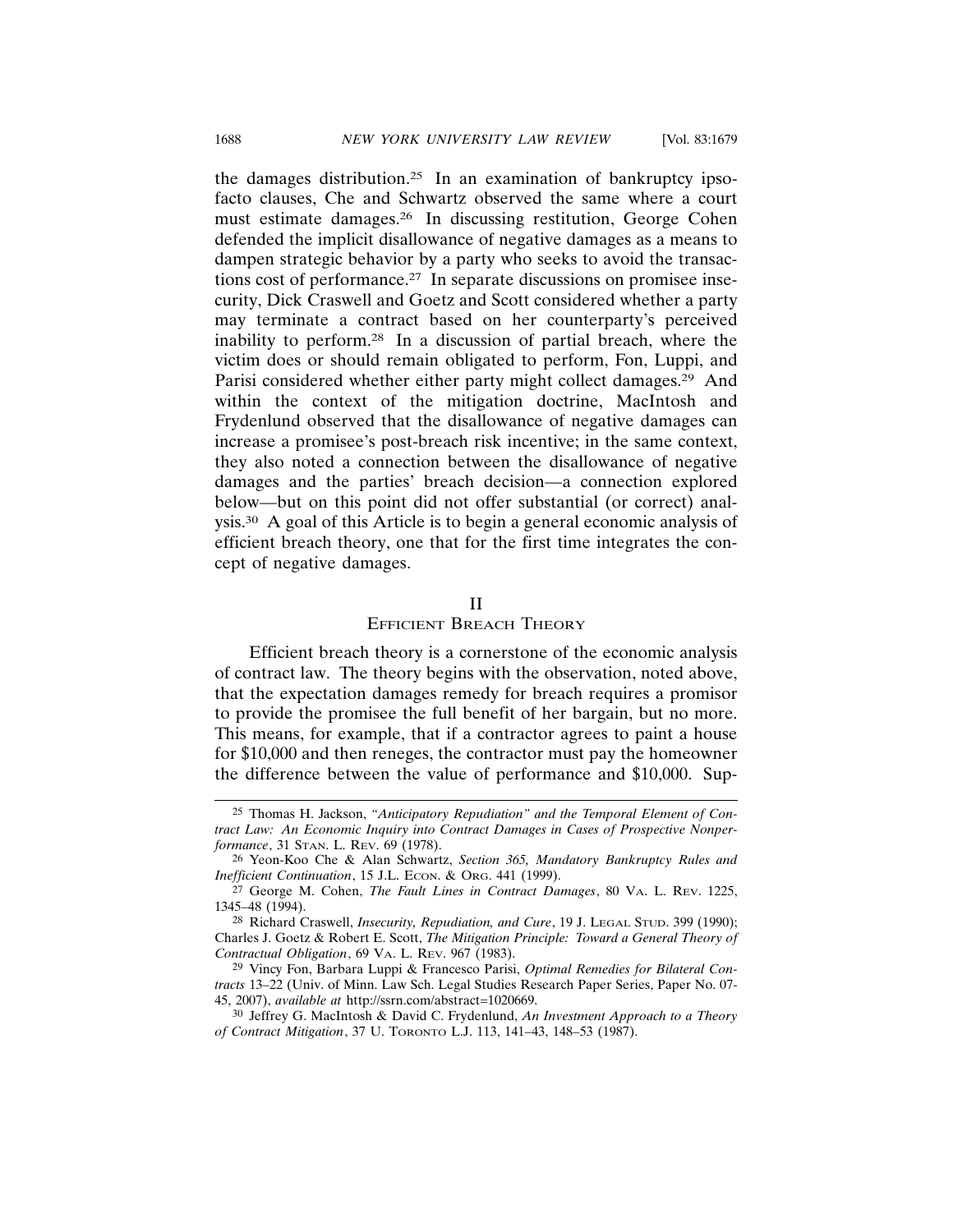the damages distribution.[25] In an examination of bankruptcy ipso-facto clauses, Che and Schwartz observed the same where a court must estimate damages.[26] In discussing restitution, George Cohen defended the implicit disallowance of negative damages as a means to dampen strategic behavior by a party who seeks to avoid the transactions cost of performance.[27] In separate discussions on promisee insecurity, Dick Craswell and Goetz and Scott considered whether a party may terminate a contract based on her counterparty's perceived inability to perform.[28] In a discussion of partial breach, where the victim does or should remain obligated to perform, Fon, Luppi, and Parisi considered whether either party might collect damages.[29] And within the context of the mitigation doctrine, MacIntosh and Frydenlund observed that the disallowance of negative damages can increase a promisee's post-breach risk incentive; in the same context, they also noted a connection between the disallowance of negative damages and the parties' breach decision—a connection explored below—but on this point did not offer substantial (or correct) analysis.[30] A goal of this Article is to begin a general economic analysis of efficient breach theory, one that for the first time integrates the concept of negative damages.

## II
## Efficient Breach Theory

Efficient breach theory is a cornerstone of the economic analysis of contract law. The theory begins with the observation, noted above, that the expectation damages remedy for breach requires a promisor to provide the promisee the full benefit of her bargain, but no more. This means, for example, that if a contractor agrees to paint a house for $10,000 and then reneges, the contractor must pay the homeowner the difference between the value of performance and $10,000. Sup-

---

25 Thomas H. Jackson, *"Anticipatory Repudiation" and the Temporal Element of Contract Law: An Economic Inquiry into Contract Damages in Cases of Prospective Nonperformance*, 31 Stan. L. Rev. 69 (1978).

26 Yeon-Koo Che & Alan Schwartz, *Section 365, Mandatory Bankruptcy Rules and Inefficient Continuation*, 15 J.L. Econ. & Org. 441 (1999).

27 George M. Cohen, *The Fault Lines in Contract Damages*, 80 Va. L. Rev. 1225, 1345–48 (1994).

28 Richard Craswell, *Insecurity, Repudiation, and Cure*, 19 J. Legal Stud. 399 (1990); Charles J. Goetz & Robert E. Scott, *The Mitigation Principle: Toward a General Theory of Contractual Obligation*, 69 Va. L. Rev. 967 (1983).

29 Vincy Fon, Barbara Luppi & Francesco Parisi, *Optimal Remedies for Bilateral Contracts* 13–22 (Univ. of Minn. Law Sch. Legal Studies Research Paper Series, Paper No. 07-45, 2007), *available at* http://ssrn.com/abstract=1020669.

30 Jeffrey G. MacIntosh & David C. Frydenlund, *An Investment Approach to a Theory of Contract Mitigation*, 37 U. Toronto L.J. 113, 141–43, 148–53 (1987).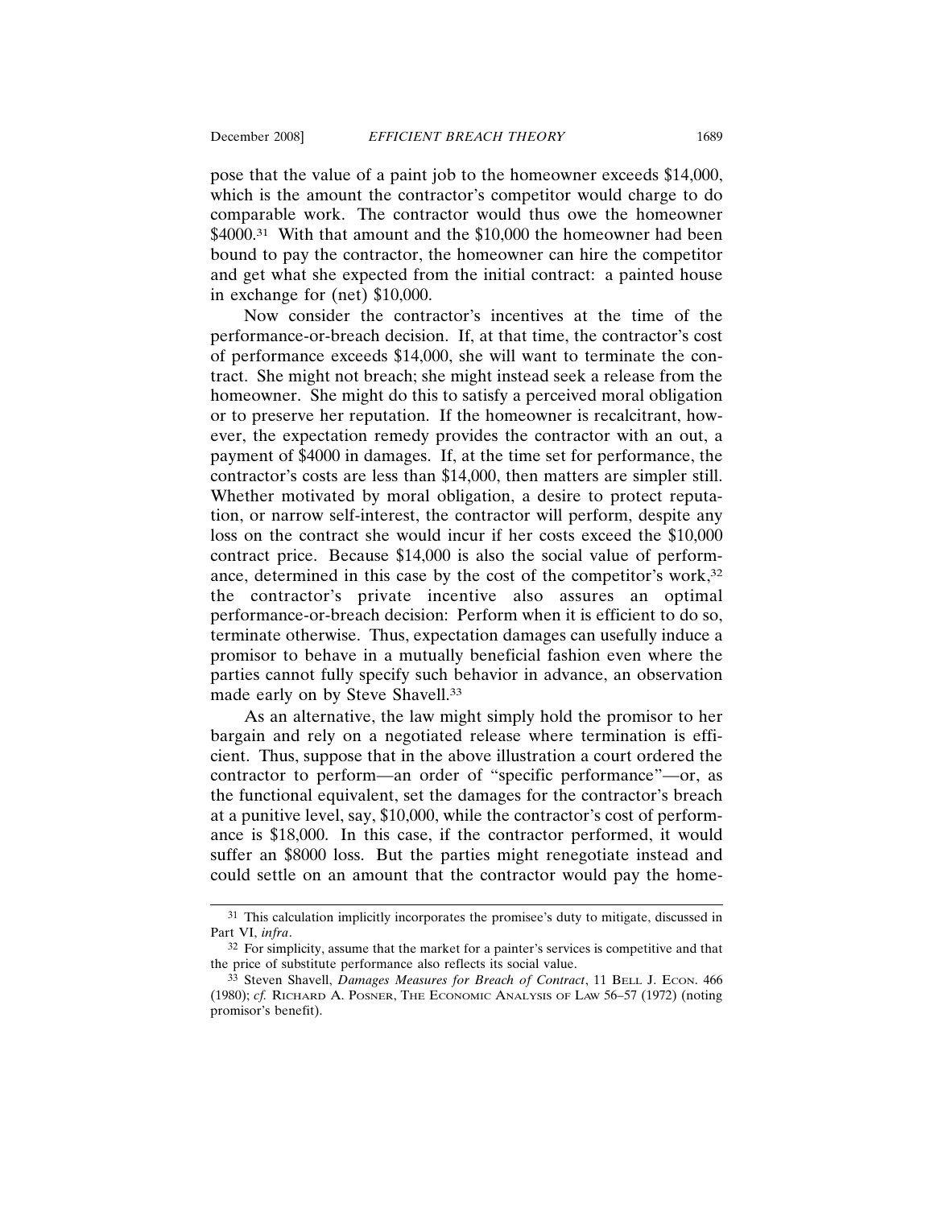pose that the value of a paint job to the homeowner exceeds $14,000, which is the amount the contractor's competitor would charge to do comparable work. The contractor would thus owe the homeowner $4000.[31] With that amount and the $10,000 the homeowner had been bound to pay the contractor, the homeowner can hire the competitor and get what she expected from the initial contract: a painted house in exchange for (net) $10,000.

Now consider the contractor's incentives at the time of the performance-or-breach decision. If, at that time, the contractor's cost of performance exceeds $14,000, she will want to terminate the contract. She might not breach; she might instead seek a release from the homeowner. She might do this to satisfy a perceived moral obligation or to preserve her reputation. If the homeowner is recalcitrant, however, the expectation remedy provides the contractor with an out, a payment of $4000 in damages. If, at the time set for performance, the contractor's costs are less than $14,000, then matters are simpler still. Whether motivated by moral obligation, a desire to protect reputation, or narrow self-interest, the contractor will perform, despite any loss on the contract she would incur if her costs exceed the $10,000 contract price. Because $14,000 is also the social value of performance, determined in this case by the cost of the competitor's work,[32] the contractor's private incentive also assures an optimal performance-or-breach decision: Perform when it is efficient to do so, terminate otherwise. Thus, expectation damages can usefully induce a promisor to behave in a mutually beneficial fashion even where the parties cannot fully specify such behavior in advance, an observation made early on by Steve Shavell.[33]

As an alternative, the law might simply hold the promisor to her bargain and rely on a negotiated release where termination is efficient. Thus, suppose that in the above illustration a court ordered the contractor to perform—an order of "specific performance"—or, as the functional equivalent, set the damages for the contractor's breach at a punitive level, say, $10,000, while the contractor's cost of performance is $18,000. In this case, if the contractor performed, it would suffer an $8000 loss. But the parties might renegotiate instead and could settle on an amount that the contractor would pay the home-

---

[31] This calculation implicitly incorporates the promisee's duty to mitigate, discussed in Part VI, *infra*.

[32] For simplicity, assume that the market for a painter's services is competitive and that the price of substitute performance also reflects its social value.

[33] Steven Shavell, *Damages Measures for Breach of Contract*, 11 BELL J. ECON. 466 (1980); *cf.* RICHARD A. POSNER, THE ECONOMIC ANALYSIS OF LAW 56–57 (1972) (noting promisor's benefit).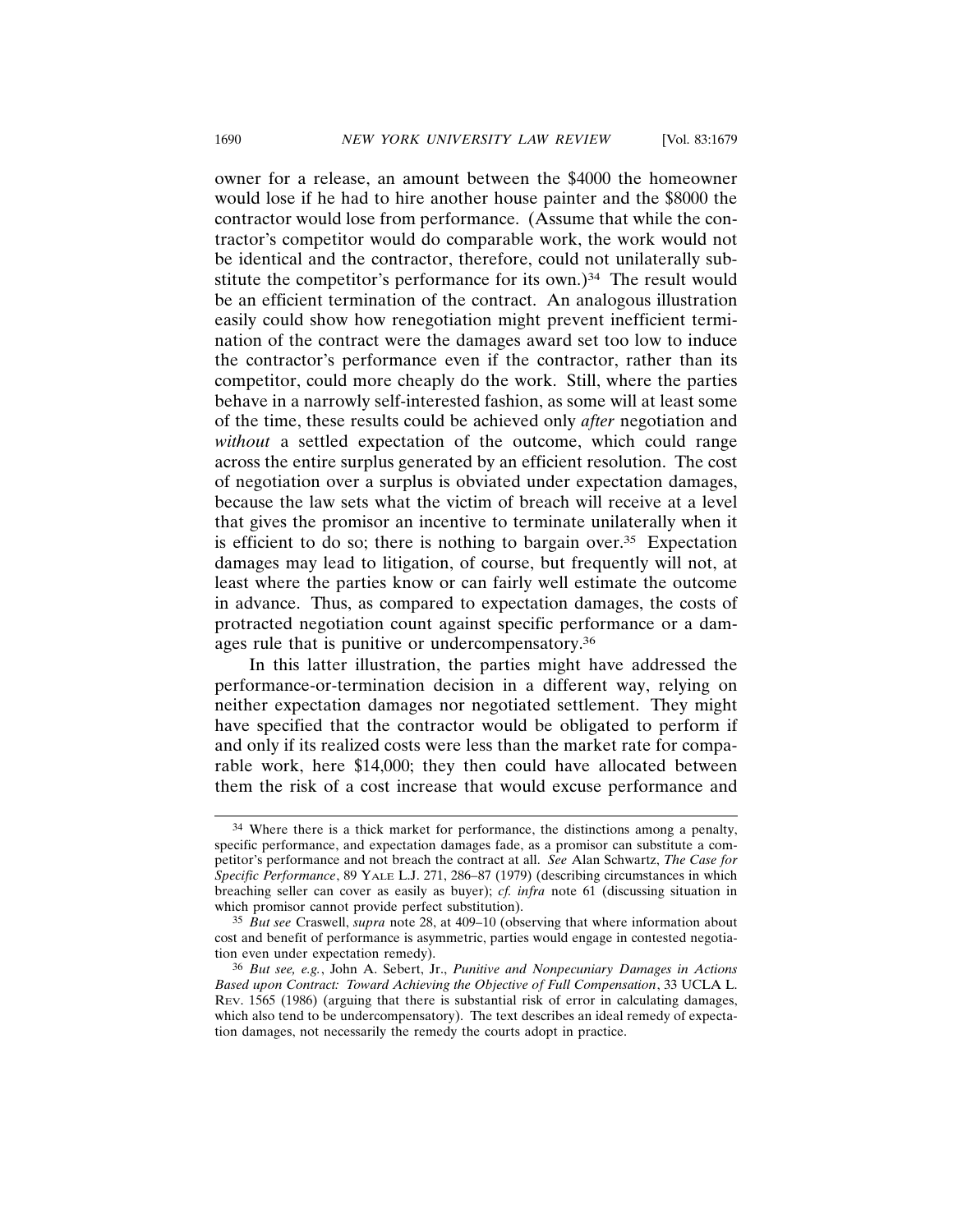owner for a release, an amount between the $4000 the homeowner would lose if he had to hire another house painter and the $8000 the contractor would lose from performance. (Assume that while the contractor's competitor would do comparable work, the work would not be identical and the contractor, therefore, could not unilaterally substitute the competitor's performance for its own.)[34] The result would be an efficient termination of the contract. An analogous illustration easily could show how renegotiation might prevent inefficient termination of the contract were the damages award set too low to induce the contractor's performance even if the contractor, rather than its competitor, could more cheaply do the work. Still, where the parties behave in a narrowly self-interested fashion, as some will at least some of the time, these results could be achieved only *after* negotiation and *without* a settled expectation of the outcome, which could range across the entire surplus generated by an efficient resolution. The cost of negotiation over a surplus is obviated under expectation damages, because the law sets what the victim of breach will receive at a level that gives the promisor an incentive to terminate unilaterally when it is efficient to do so; there is nothing to bargain over.[35] Expectation damages may lead to litigation, of course, but frequently will not, at least where the parties know or can fairly well estimate the outcome in advance. Thus, as compared to expectation damages, the costs of protracted negotiation count against specific performance or a damages rule that is punitive or undercompensatory.[36]

In this latter illustration, the parties might have addressed the performance-or-termination decision in a different way, relying on neither expectation damages nor negotiated settlement. They might have specified that the contractor would be obligated to perform if and only if its realized costs were less than the market rate for comparable work, here $14,000; they then could have allocated between them the risk of a cost increase that would excuse performance and

---

[34] Where there is a thick market for performance, the distinctions among a penalty, specific performance, and expectation damages fade, as a promisor can substitute a competitor's performance and not breach the contract at all. *See* Alan Schwartz, *The Case for Specific Performance*, 89 YALE L.J. 271, 286–87 (1979) (describing circumstances in which breaching seller can cover as easily as buyer); *cf. infra* note 61 (discussing situation in which promisor cannot provide perfect substitution).

[35] *But see* Craswell, *supra* note 28, at 409–10 (observing that where information about cost and benefit of performance is asymmetric, parties would engage in contested negotiation even under expectation remedy).

[36] *But see, e.g.*, John A. Sebert, Jr., *Punitive and Nonpecuniary Damages in Actions Based upon Contract: Toward Achieving the Objective of Full Compensation*, 33 UCLA L. REV. 1565 (1986) (arguing that there is substantial risk of error in calculating damages, which also tend to be undercompensatory). The text describes an ideal remedy of expectation damages, not necessarily the remedy the courts adopt in practice.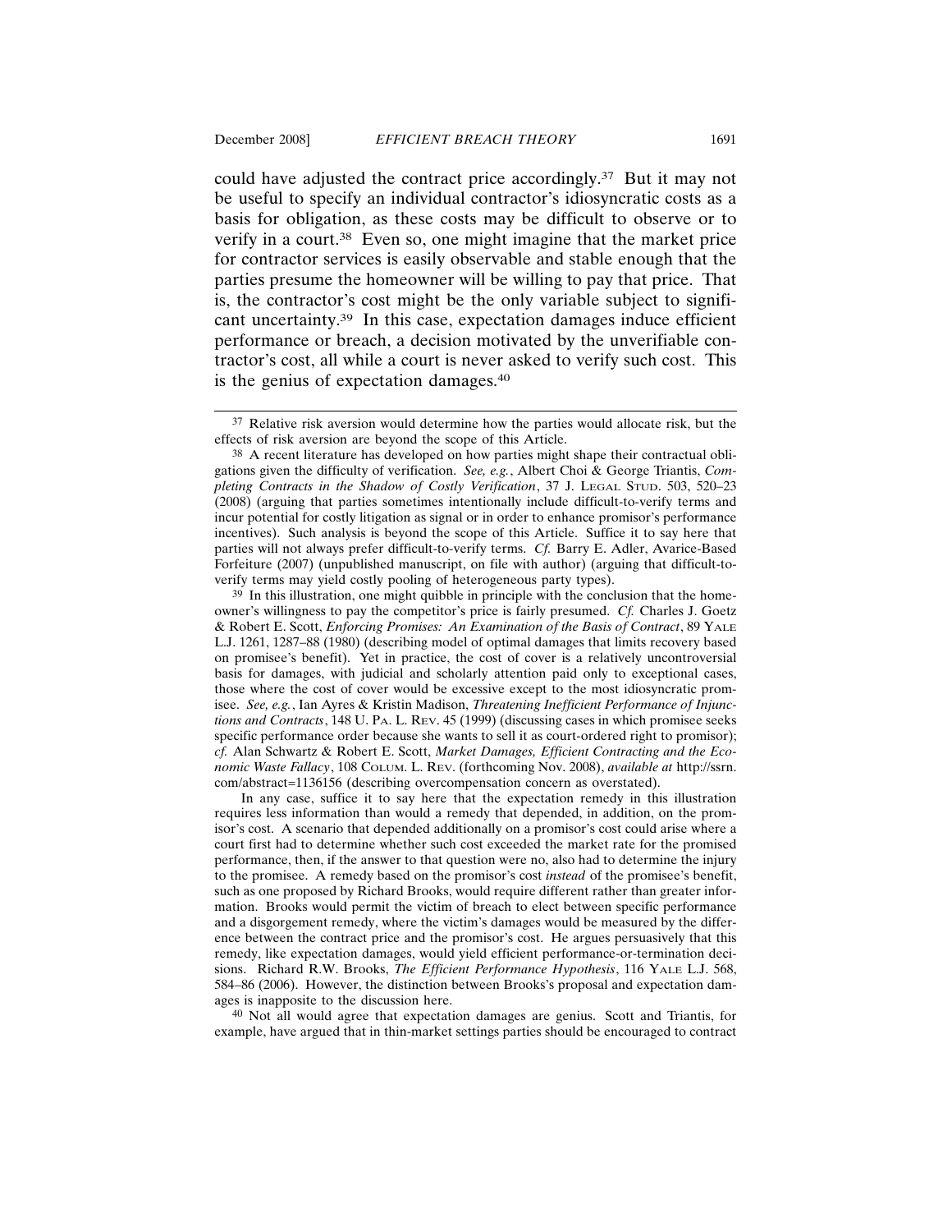could have adjusted the contract price accordingly.[37] But it may not be useful to specify an individual contractor's idiosyncratic costs as a basis for obligation, as these costs may be difficult to observe or to verify in a court.[38] Even so, one might imagine that the market price for contractor services is easily observable and stable enough that the parties presume the homeowner will be willing to pay that price. That is, the contractor's cost might be the only variable subject to significant uncertainty.[39] In this case, expectation damages induce efficient performance or breach, a decision motivated by the unverifiable contractor's cost, all while a court is never asked to verify such cost. This is the genius of expectation damages.[40]

---

[37] Relative risk aversion would determine how the parties would allocate risk, but the effects of risk aversion are beyond the scope of this Article.

[38] A recent literature has developed on how parties might shape their contractual obligations given the difficulty of verification. *See, e.g.*, Albert Choi & George Triantis, *Completing Contracts in the Shadow of Costly Verification*, 37 J. LEGAL STUD. 503, 520–23 (2008) (arguing that parties sometimes intentionally include difficult-to-verify terms and incur potential for costly litigation as signal or in order to enhance promisor's performance incentives). Such analysis is beyond the scope of this Article. Suffice it to say here that parties will not always prefer difficult-to-verify terms. *Cf.* Barry E. Adler, Avarice-Based Forfeiture (2007) (unpublished manuscript, on file with author) (arguing that difficult-to-verify terms may yield costly pooling of heterogeneous party types).

[39] In this illustration, one might quibble in principle with the conclusion that the homeowner's willingness to pay the competitor's price is fairly presumed. *Cf.* Charles J. Goetz & Robert E. Scott, *Enforcing Promises: An Examination of the Basis of Contract*, 89 YALE L.J. 1261, 1287–88 (1980) (describing model of optimal damages that limits recovery based on promisee's benefit). Yet in practice, the cost of cover is a relatively uncontroversial basis for damages, with judicial and scholarly attention paid only to exceptional cases, those where the cost of cover would be excessive except to the most idiosyncratic promisee. *See, e.g.*, Ian Ayres & Kristin Madison, *Threatening Inefficient Performance of Injunctions and Contracts*, 148 U. PA. L. REV. 45 (1999) (discussing cases in which promisee seeks specific performance order because she wants to sell it as court-ordered right to promisor); *cf.* Alan Schwartz & Robert E. Scott, *Market Damages, Efficient Contracting and the Economic Waste Fallacy*, 108 COLUM. L. REV. (forthcoming Nov. 2008), *available at* http://ssrn.com/abstract=1136156 (describing overcompensation concern as overstated).

In any case, suffice it to say here that the expectation remedy in this illustration requires less information than would a remedy that depended, in addition, on the promisor's cost. A scenario that depended additionally on a promisor's cost could arise where a court first had to determine whether such cost exceeded the market rate for the promised performance, then, if the answer to that question were no, also had to determine the injury to the promisee. A remedy based on the promisor's cost *instead* of the promisee's benefit, such as one proposed by Richard Brooks, would require different rather than greater information. Brooks would permit the victim of breach to elect between specific performance and a disgorgement remedy, where the victim's damages would be measured by the difference between the contract price and the promisor's cost. He argues persuasively that this remedy, like expectation damages, would yield efficient performance-or-termination decisions. Richard R.W. Brooks, *The Efficient Performance Hypothesis*, 116 YALE L.J. 568, 584–86 (2006). However, the distinction between Brooks's proposal and expectation damages is inapposite to the discussion here.

[40] Not all would agree that expectation damages are genius. Scott and Triantis, for example, have argued that in thin-market settings parties should be encouraged to contract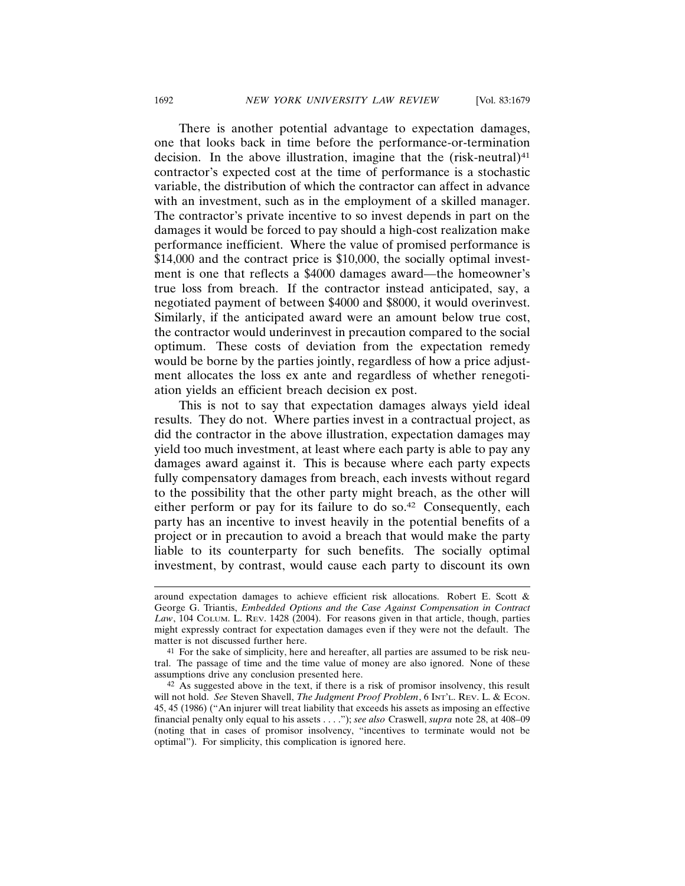There is another potential advantage to expectation damages, one that looks back in time before the performance-or-termination decision. In the above illustration, imagine that the (risk-neutral)[41] contractor's expected cost at the time of performance is a stochastic variable, the distribution of which the contractor can affect in advance with an investment, such as in the employment of a skilled manager. The contractor's private incentive to so invest depends in part on the damages it would be forced to pay should a high-cost realization make performance inefficient. Where the value of promised performance is $14,000 and the contract price is $10,000, the socially optimal investment is one that reflects a $4000 damages award—the homeowner's true loss from breach. If the contractor instead anticipated, say, a negotiated payment of between $4000 and $8000, it would overinvest. Similarly, if the anticipated award were an amount below true cost, the contractor would underinvest in precaution compared to the social optimum. These costs of deviation from the expectation remedy would be borne by the parties jointly, regardless of how a price adjustment allocates the loss ex ante and regardless of whether renegotiation yields an efficient breach decision ex post.

This is not to say that expectation damages always yield ideal results. They do not. Where parties invest in a contractual project, as did the contractor in the above illustration, expectation damages may yield too much investment, at least where each party is able to pay any damages award against it. This is because where each party expects fully compensatory damages from breach, each invests without regard to the possibility that the other party might breach, as the other will either perform or pay for its failure to do so.[42] Consequently, each party has an incentive to invest heavily in the potential benefits of a project or in precaution to avoid a breach that would make the party liable to its counterparty for such benefits. The socially optimal investment, by contrast, would cause each party to discount its own

---

around expectation damages to achieve efficient risk allocations. Robert E. Scott & George G. Triantis, *Embedded Options and the Case Against Compensation in Contract Law*, 104 COLUM. L. REV. 1428 (2004). For reasons given in that article, though, parties might expressly contract for expectation damages even if they were not the default. The matter is not discussed further here.

[41] For the sake of simplicity, here and hereafter, all parties are assumed to be risk neutral. The passage of time and the time value of money are also ignored. None of these assumptions drive any conclusion presented here.

[42] As suggested above in the text, if there is a risk of promisor insolvency, this result will not hold. *See* Steven Shavell, *The Judgment Proof Problem*, 6 INT'L. REV. L. & ECON. 45, 45 (1986) ("An injurer will treat liability that exceeds his assets as imposing an effective financial penalty only equal to his assets . . . ."); *see also* Craswell, *supra* note 28, at 408–09 (noting that in cases of promisor insolvency, "incentives to terminate would not be optimal"). For simplicity, this complication is ignored here.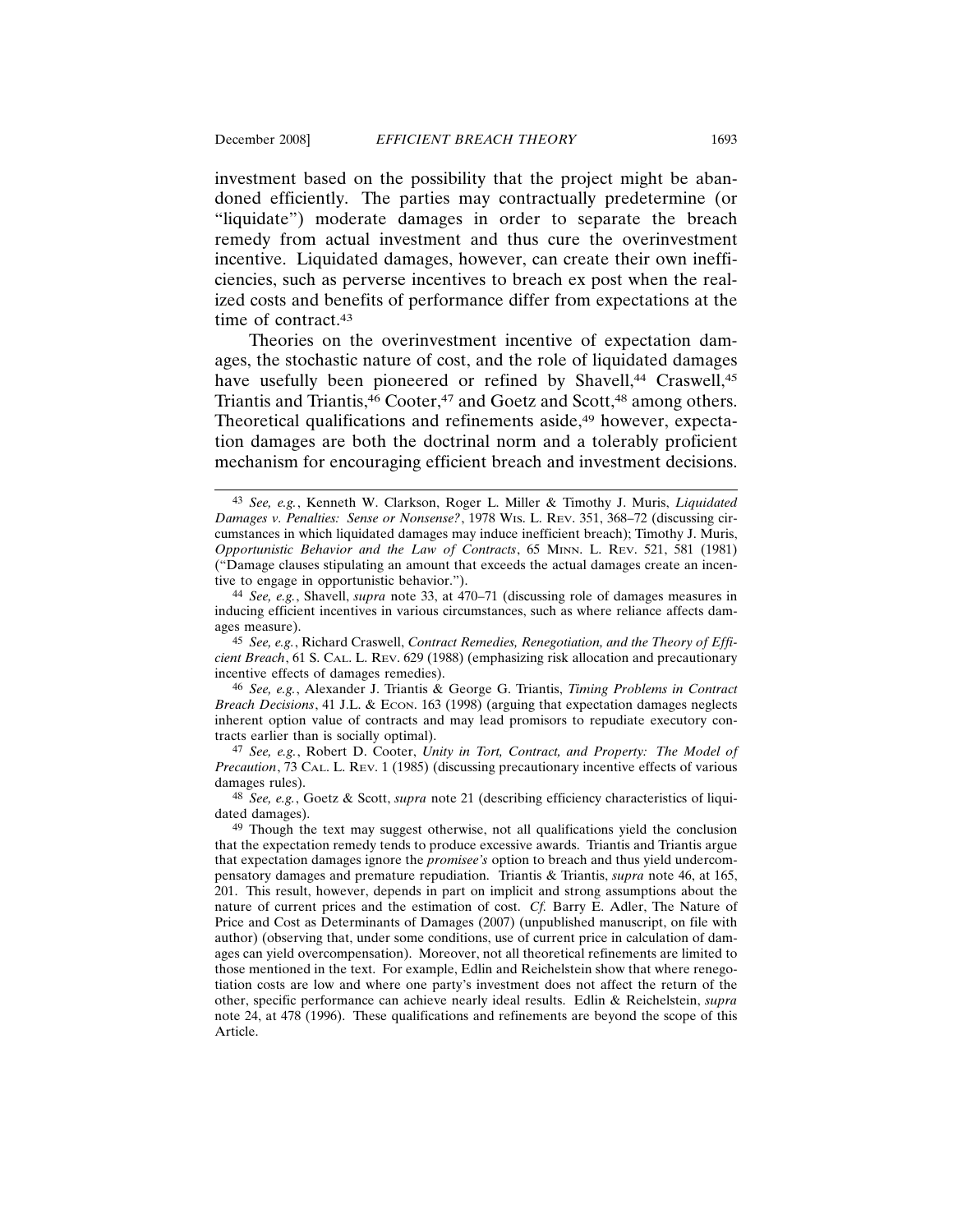investment based on the possibility that the project might be abandoned efficiently. The parties may contractually predetermine (or "liquidate") moderate damages in order to separate the breach remedy from actual investment and thus cure the overinvestment incentive. Liquidated damages, however, can create their own inefficiencies, such as perverse incentives to breach ex post when the realized costs and benefits of performance differ from expectations at the time of contract.[43]

Theories on the overinvestment incentive of expectation damages, the stochastic nature of cost, and the role of liquidated damages have usefully been pioneered or refined by Shavell,[44] Craswell,[45] Triantis and Triantis,[46] Cooter,[47] and Goetz and Scott,[48] among others. Theoretical qualifications and refinements aside,[49] however, expectation damages are both the doctrinal norm and a tolerably proficient mechanism for encouraging efficient breach and investment decisions.

---

[43] *See, e.g.*, Kenneth W. Clarkson, Roger L. Miller & Timothy J. Muris, *Liquidated Damages v. Penalties: Sense or Nonsense?*, 1978 Wis. L. Rev. 351, 368–72 (discussing circumstances in which liquidated damages may induce inefficient breach); Timothy J. Muris, *Opportunistic Behavior and the Law of Contracts*, 65 Minn. L. Rev. 521, 581 (1981) ("Damage clauses stipulating an amount that exceeds the actual damages create an incentive to engage in opportunistic behavior.").

[44] *See, e.g.*, Shavell, *supra* note 33, at 470–71 (discussing role of damages measures in inducing efficient incentives in various circumstances, such as where reliance affects damages measure).

[45] *See, e.g.*, Richard Craswell, *Contract Remedies, Renegotiation, and the Theory of Efficient Breach*, 61 S. Cal. L. Rev. 629 (1988) (emphasizing risk allocation and precautionary incentive effects of damages remedies).

[46] *See, e.g.*, Alexander J. Triantis & George G. Triantis, *Timing Problems in Contract Breach Decisions*, 41 J.L. & Econ. 163 (1998) (arguing that expectation damages neglects inherent option value of contracts and may lead promisors to repudiate executory contracts earlier than is socially optimal).

[47] *See, e.g.*, Robert D. Cooter, *Unity in Tort, Contract, and Property: The Model of Precaution*, 73 Cal. L. Rev. 1 (1985) (discussing precautionary incentive effects of various damages rules).

[48] *See, e.g.*, Goetz & Scott, *supra* note 21 (describing efficiency characteristics of liquidated damages).

[49] Though the text may suggest otherwise, not all qualifications yield the conclusion that the expectation remedy tends to produce excessive awards. Triantis and Triantis argue that expectation damages ignore the *promisee's* option to breach and thus yield undercompensatory damages and premature repudiation. Triantis & Triantis, *supra* note 46, at 165, 201. This result, however, depends in part on implicit and strong assumptions about the nature of current prices and the estimation of cost. *Cf.* Barry E. Adler, The Nature of Price and Cost as Determinants of Damages (2007) (unpublished manuscript, on file with author) (observing that, under some conditions, use of current price in calculation of damages can yield overcompensation). Moreover, not all theoretical refinements are limited to those mentioned in the text. For example, Edlin and Reichelstein show that where renegotiation costs are low and where one party's investment does not affect the return of the other, specific performance can achieve nearly ideal results. Edlin & Reichelstein, *supra* note 24, at 478 (1996). These qualifications and refinements are beyond the scope of this Article.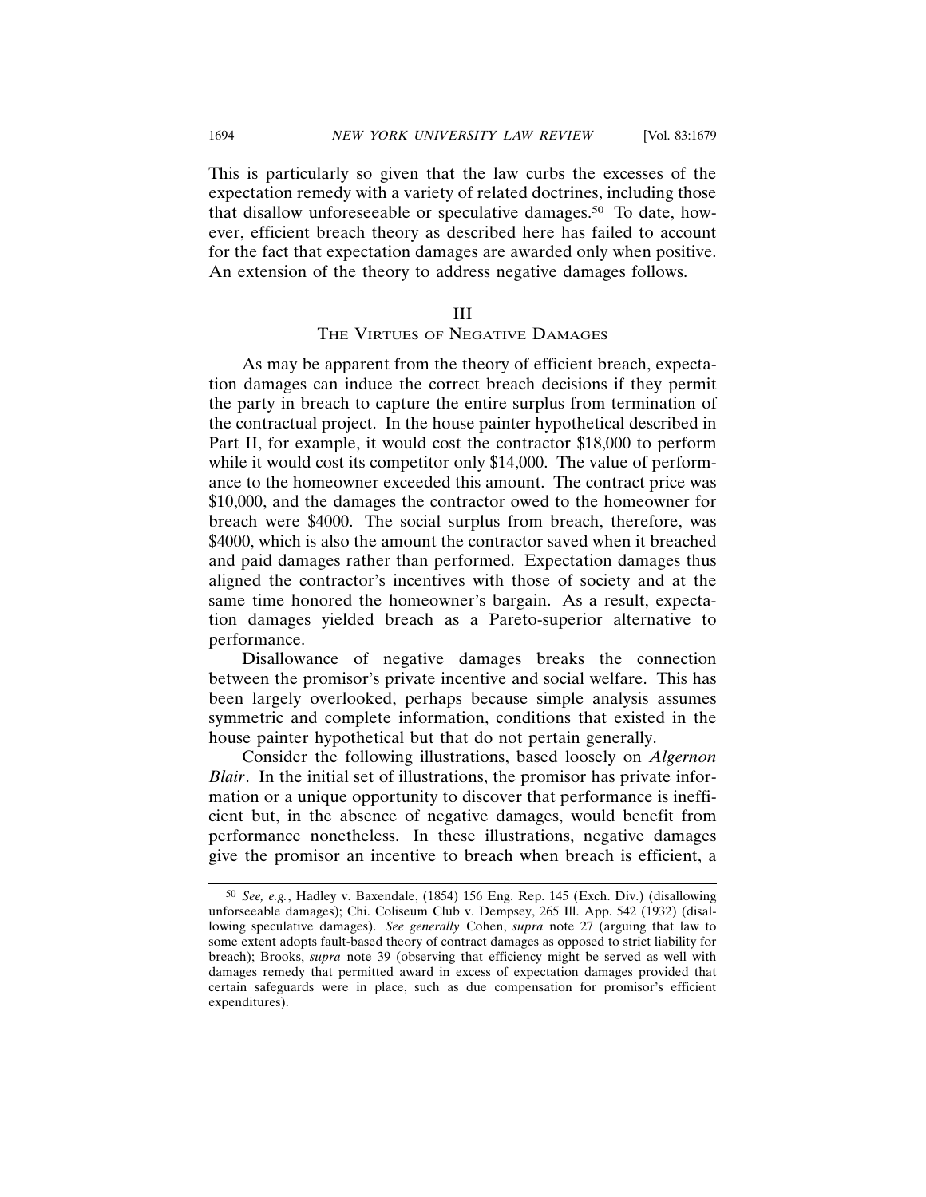This is particularly so given that the law curbs the excesses of the expectation remedy with a variety of related doctrines, including those that disallow unforeseeable or speculative damages.[50] To date, however, efficient breach theory as described here has failed to account for the fact that expectation damages are awarded only when positive. An extension of the theory to address negative damages follows.

## III
## The Virtues of Negative Damages

As may be apparent from the theory of efficient breach, expectation damages can induce the correct breach decisions if they permit the party in breach to capture the entire surplus from termination of the contractual project. In the house painter hypothetical described in Part II, for example, it would cost the contractor $18,000 to perform while it would cost its competitor only $14,000. The value of performance to the homeowner exceeded this amount. The contract price was $10,000, and the damages the contractor owed to the homeowner for breach were $4000. The social surplus from breach, therefore, was $4000, which is also the amount the contractor saved when it breached and paid damages rather than performed. Expectation damages thus aligned the contractor's incentives with those of society and at the same time honored the homeowner's bargain. As a result, expectation damages yielded breach as a Pareto-superior alternative to performance.

Disallowance of negative damages breaks the connection between the promisor's private incentive and social welfare. This has been largely overlooked, perhaps because simple analysis assumes symmetric and complete information, conditions that existed in the house painter hypothetical but that do not pertain generally.

Consider the following illustrations, based loosely on *Algernon Blair*. In the initial set of illustrations, the promisor has private information or a unique opportunity to discover that performance is inefficient but, in the absence of negative damages, would benefit from performance nonetheless. In these illustrations, negative damages give the promisor an incentive to breach when breach is efficient, a

---

[50] *See, e.g.*, Hadley v. Baxendale, (1854) 156 Eng. Rep. 145 (Exch. Div.) (disallowing unforseeable damages); Chi. Coliseum Club v. Dempsey, 265 Ill. App. 542 (1932) (disallowing speculative damages). *See generally* Cohen, *supra* note 27 (arguing that law to some extent adopts fault-based theory of contract damages as opposed to strict liability for breach); Brooks, *supra* note 39 (observing that efficiency might be served as well with damages remedy that permitted award in excess of expectation damages provided that certain safeguards were in place, such as due compensation for promisor's efficient expenditures).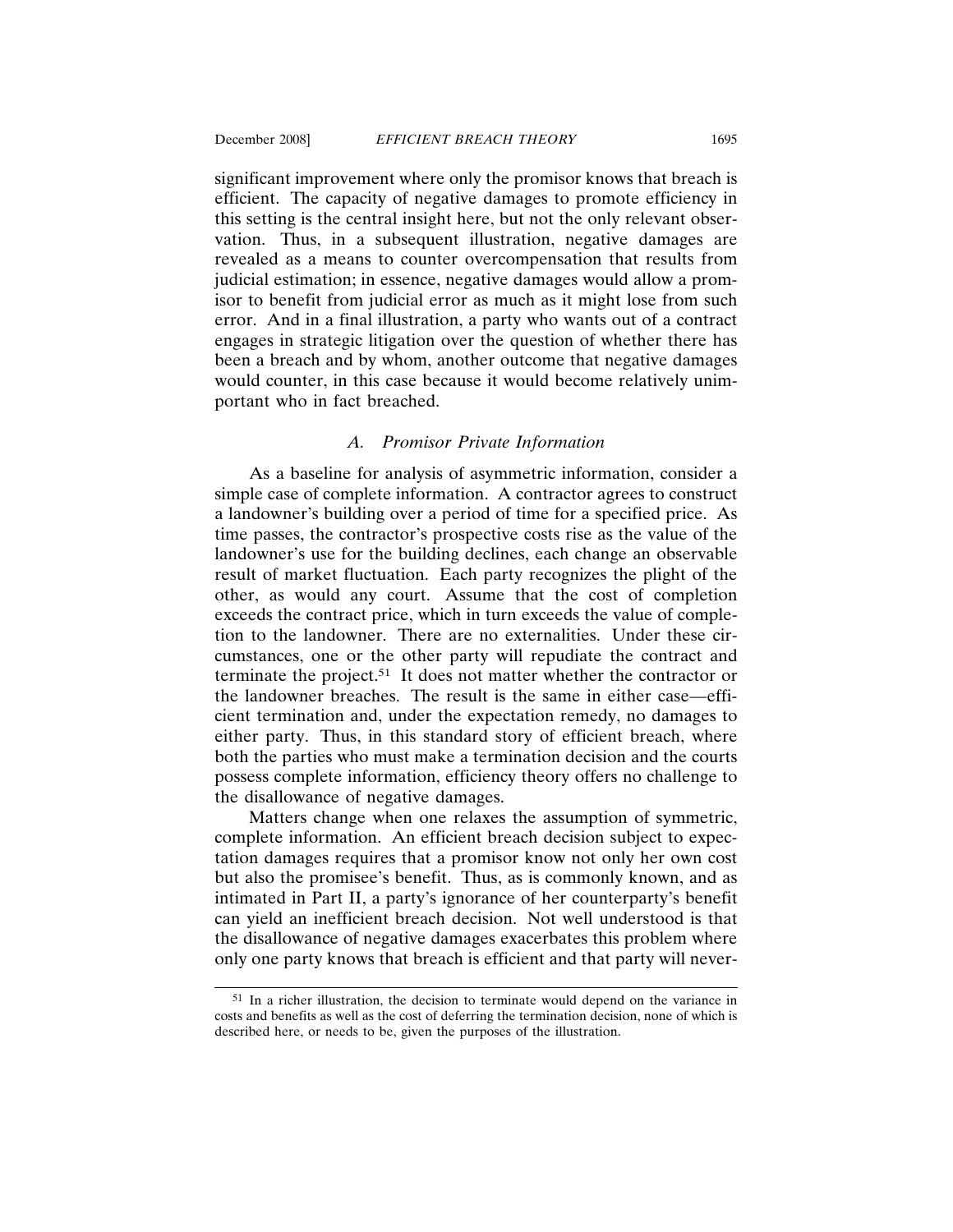significant improvement where only the promisor knows that breach is efficient. The capacity of negative damages to promote efficiency in this setting is the central insight here, but not the only relevant observation. Thus, in a subsequent illustration, negative damages are revealed as a means to counter overcompensation that results from judicial estimation; in essence, negative damages would allow a promisor to benefit from judicial error as much as it might lose from such error. And in a final illustration, a party who wants out of a contract engages in strategic litigation over the question of whether there has been a breach and by whom, another outcome that negative damages would counter, in this case because it would become relatively unimportant who in fact breached.

### *A. Promisor Private Information*

As a baseline for analysis of asymmetric information, consider a simple case of complete information. A contractor agrees to construct a landowner's building over a period of time for a specified price. As time passes, the contractor's prospective costs rise as the value of the landowner's use for the building declines, each change an observable result of market fluctuation. Each party recognizes the plight of the other, as would any court. Assume that the cost of completion exceeds the contract price, which in turn exceeds the value of completion to the landowner. There are no externalities. Under these circumstances, one or the other party will repudiate the contract and terminate the project.[51] It does not matter whether the contractor or the landowner breaches. The result is the same in either case—efficient termination and, under the expectation remedy, no damages to either party. Thus, in this standard story of efficient breach, where both the parties who must make a termination decision and the courts possess complete information, efficiency theory offers no challenge to the disallowance of negative damages.

Matters change when one relaxes the assumption of symmetric, complete information. An efficient breach decision subject to expectation damages requires that a promisor know not only her own cost but also the promisee's benefit. Thus, as is commonly known, and as intimated in Part II, a party's ignorance of her counterparty's benefit can yield an inefficient breach decision. Not well understood is that the disallowance of negative damages exacerbates this problem where only one party knows that breach is efficient and that party will never-

---

[51] In a richer illustration, the decision to terminate would depend on the variance in costs and benefits as well as the cost of deferring the termination decision, none of which is described here, or needs to be, given the purposes of the illustration.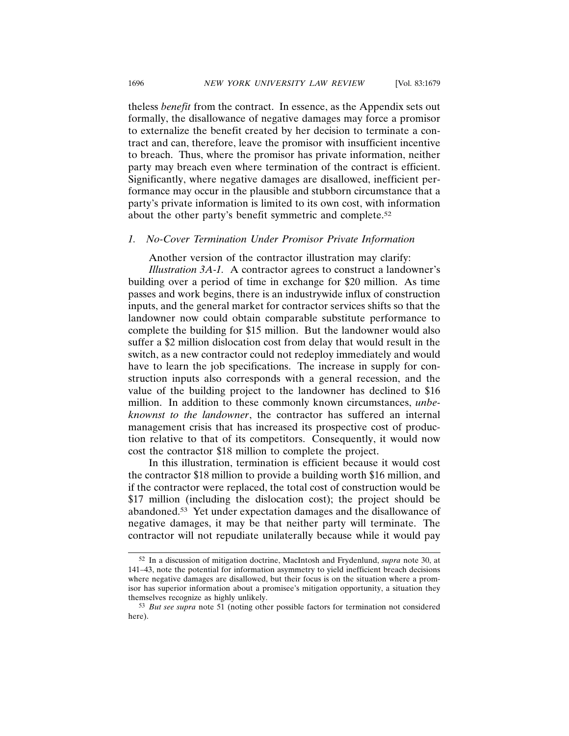theless *benefit* from the contract. In essence, as the Appendix sets out formally, the disallowance of negative damages may force a promisor to externalize the benefit created by her decision to terminate a contract and can, therefore, leave the promisor with insufficient incentive to breach. Thus, where the promisor has private information, neither party may breach even where termination of the contract is efficient. Significantly, where negative damages are disallowed, inefficient performance may occur in the plausible and stubborn circumstance that a party's private information is limited to its own cost, with information about the other party's benefit symmetric and complete.[52]

### *1. No-Cover Termination Under Promisor Private Information*

Another version of the contractor illustration may clarify:

*Illustration 3A-1.* A contractor agrees to construct a landowner's building over a period of time in exchange for \$20 million. As time passes and work begins, there is an industrywide influx of construction inputs, and the general market for contractor services shifts so that the landowner now could obtain comparable substitute performance to complete the building for \$15 million. But the landowner would also suffer a \$2 million dislocation cost from delay that would result in the switch, as a new contractor could not redeploy immediately and would have to learn the job specifications. The increase in supply for construction inputs also corresponds with a general recession, and the value of the building project to the landowner has declined to \$16 million. In addition to these commonly known circumstances, *unbeknownst to the landowner*, the contractor has suffered an internal management crisis that has increased its prospective cost of production relative to that of its competitors. Consequently, it would now cost the contractor \$18 million to complete the project.

In this illustration, termination is efficient because it would cost the contractor \$18 million to provide a building worth \$16 million, and if the contractor were replaced, the total cost of construction would be \$17 million (including the dislocation cost); the project should be abandoned.[53] Yet under expectation damages and the disallowance of negative damages, it may be that neither party will terminate. The contractor will not repudiate unilaterally because while it would pay

---

[52] In a discussion of mitigation doctrine, MacIntosh and Frydenlund, *supra* note 30, at 141–43, note the potential for information asymmetry to yield inefficient breach decisions where negative damages are disallowed, but their focus is on the situation where a promisor has superior information about a promisee's mitigation opportunity, a situation they themselves recognize as highly unlikely.

[53] *But see supra* note 51 (noting other possible factors for termination not considered here).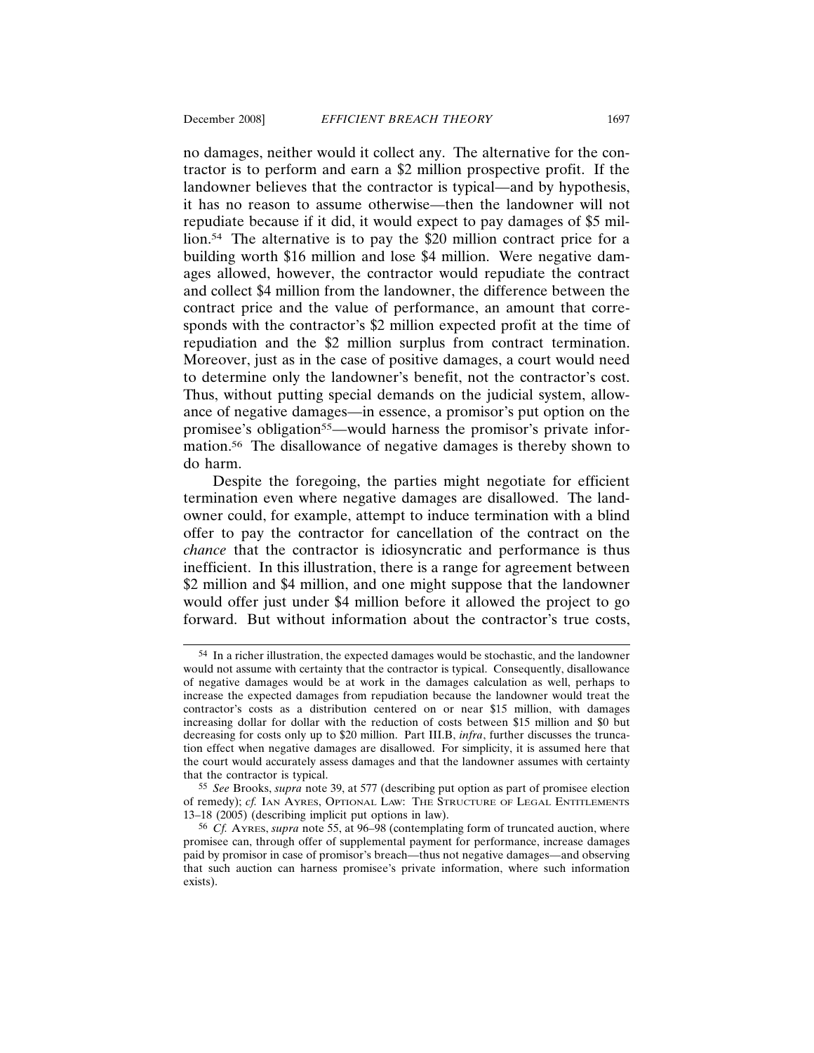no damages, neither would it collect any. The alternative for the contractor is to perform and earn a \$2 million prospective profit. If the landowner believes that the contractor is typical—and by hypothesis, it has no reason to assume otherwise—then the landowner will not repudiate because if it did, it would expect to pay damages of \$5 million.[54] The alternative is to pay the \$20 million contract price for a building worth \$16 million and lose \$4 million. Were negative damages allowed, however, the contractor would repudiate the contract and collect \$4 million from the landowner, the difference between the contract price and the value of performance, an amount that corresponds with the contractor's \$2 million expected profit at the time of repudiation and the \$2 million surplus from contract termination. Moreover, just as in the case of positive damages, a court would need to determine only the landowner's benefit, not the contractor's cost. Thus, without putting special demands on the judicial system, allowance of negative damages—in essence, a promisor's put option on the promisee's obligation[55]—would harness the promisor's private information.[56] The disallowance of negative damages is thereby shown to do harm.

Despite the foregoing, the parties might negotiate for efficient termination even where negative damages are disallowed. The landowner could, for example, attempt to induce termination with a blind offer to pay the contractor for cancellation of the contract on the *chance* that the contractor is idiosyncratic and performance is thus inefficient. In this illustration, there is a range for agreement between \$2 million and \$4 million, and one might suppose that the landowner would offer just under \$4 million before it allowed the project to go forward. But without information about the contractor's true costs,

---

[54] In a richer illustration, the expected damages would be stochastic, and the landowner would not assume with certainty that the contractor is typical. Consequently, disallowance of negative damages would be at work in the damages calculation as well, perhaps to increase the expected damages from repudiation because the landowner would treat the contractor's costs as a distribution centered on or near \$15 million, with damages increasing dollar for dollar with the reduction of costs between \$15 million and \$0 but decreasing for costs only up to \$20 million. Part III.B, *infra*, further discusses the truncation effect when negative damages are disallowed. For simplicity, it is assumed here that the court would accurately assess damages and that the landowner assumes with certainty that the contractor is typical.

[55] *See* Brooks, *supra* note 39, at 577 (describing put option as part of promisee election of remedy); *cf.* Ian Ayres, Optional Law: The Structure of Legal Entitlements 13–18 (2005) (describing implicit put options in law).

[56] *Cf.* Ayres, *supra* note 55, at 96–98 (contemplating form of truncated auction, where promisee can, through offer of supplemental payment for performance, increase damages paid by promisor in case of promisor's breach—thus not negative damages—and observing that such auction can harness promisee's private information, where such information exists).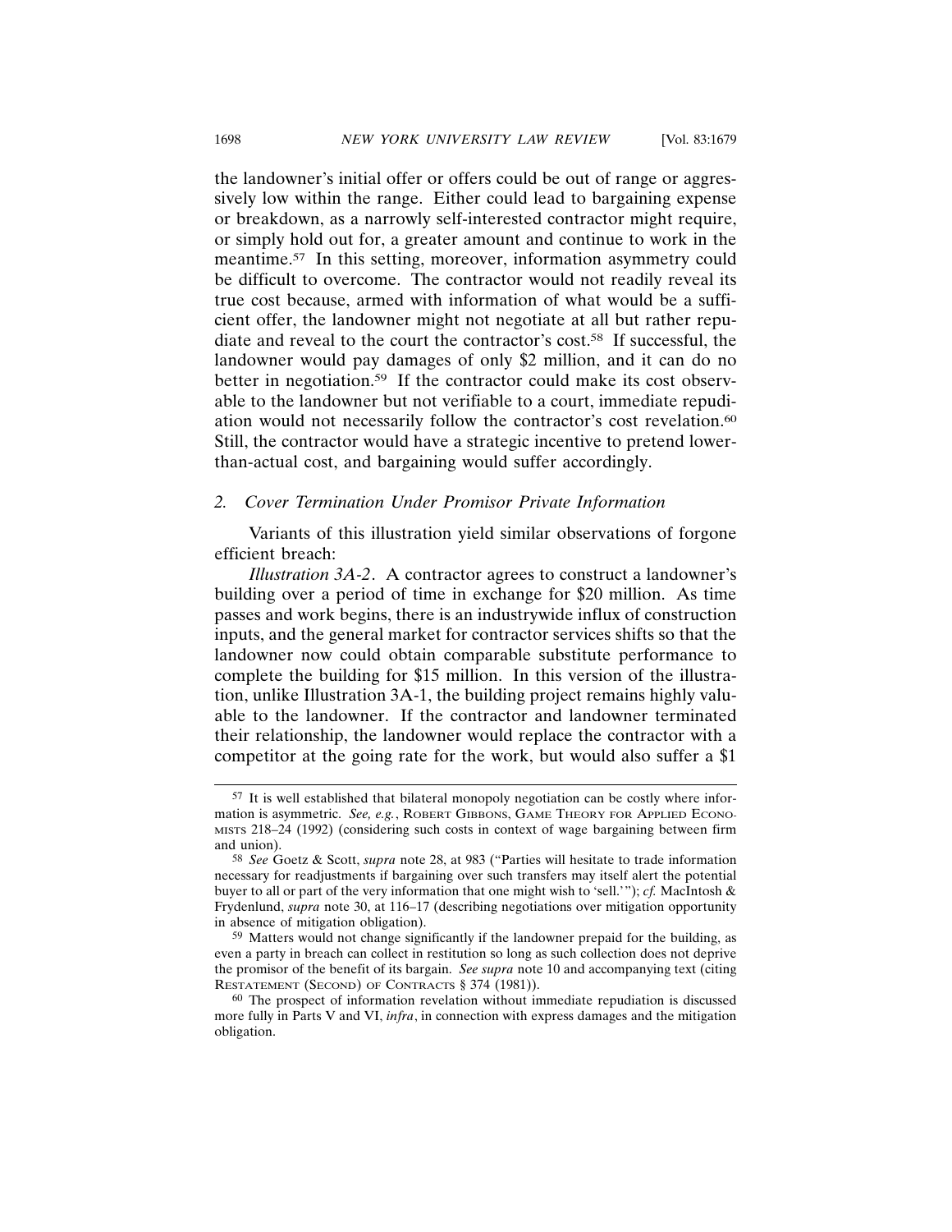the landowner's initial offer or offers could be out of range or aggressively low within the range. Either could lead to bargaining expense or breakdown, as a narrowly self-interested contractor might require, or simply hold out for, a greater amount and continue to work in the meantime.[57] In this setting, moreover, information asymmetry could be difficult to overcome. The contractor would not readily reveal its true cost because, armed with information of what would be a sufficient offer, the landowner might not negotiate at all but rather repudiate and reveal to the court the contractor's cost.[58] If successful, the landowner would pay damages of only $2 million, and it can do no better in negotiation.[59] If the contractor could make its cost observable to the landowner but not verifiable to a court, immediate repudiation would not necessarily follow the contractor's cost revelation.[60] Still, the contractor would have a strategic incentive to pretend lower-than-actual cost, and bargaining would suffer accordingly.

### 2. Cover Termination Under Promisor Private Information

Variants of this illustration yield similar observations of forgone efficient breach:

*Illustration 3A-2*. A contractor agrees to construct a landowner's building over a period of time in exchange for $20 million. As time passes and work begins, there is an industrywide influx of construction inputs, and the general market for contractor services shifts so that the landowner now could obtain comparable substitute performance to complete the building for $15 million. In this version of the illustration, unlike Illustration 3A-1, the building project remains highly valuable to the landowner. If the contractor and landowner terminated their relationship, the landowner would replace the contractor with a competitor at the going rate for the work, but would also suffer a $1

---

[57] It is well established that bilateral monopoly negotiation can be costly where information is asymmetric. *See, e.g.*, Robert Gibbons, Game Theory for Applied Economists 218–24 (1992) (considering such costs in context of wage bargaining between firm and union).

[58] *See* Goetz & Scott, *supra* note 28, at 983 ("Parties will hesitate to trade information necessary for readjustments if bargaining over such transfers may itself alert the potential buyer to all or part of the very information that one might wish to 'sell.'"); *cf.* MacIntosh & Frydenlund, *supra* note 30, at 116–17 (describing negotiations over mitigation opportunity in absence of mitigation obligation).

[59] Matters would not change significantly if the landowner prepaid for the building, as even a party in breach can collect in restitution so long as such collection does not deprive the promisor of the benefit of its bargain. *See supra* note 10 and accompanying text (citing Restatement (Second) of Contracts § 374 (1981)).

[60] The prospect of information revelation without immediate repudiation is discussed more fully in Parts V and VI, *infra*, in connection with express damages and the mitigation obligation.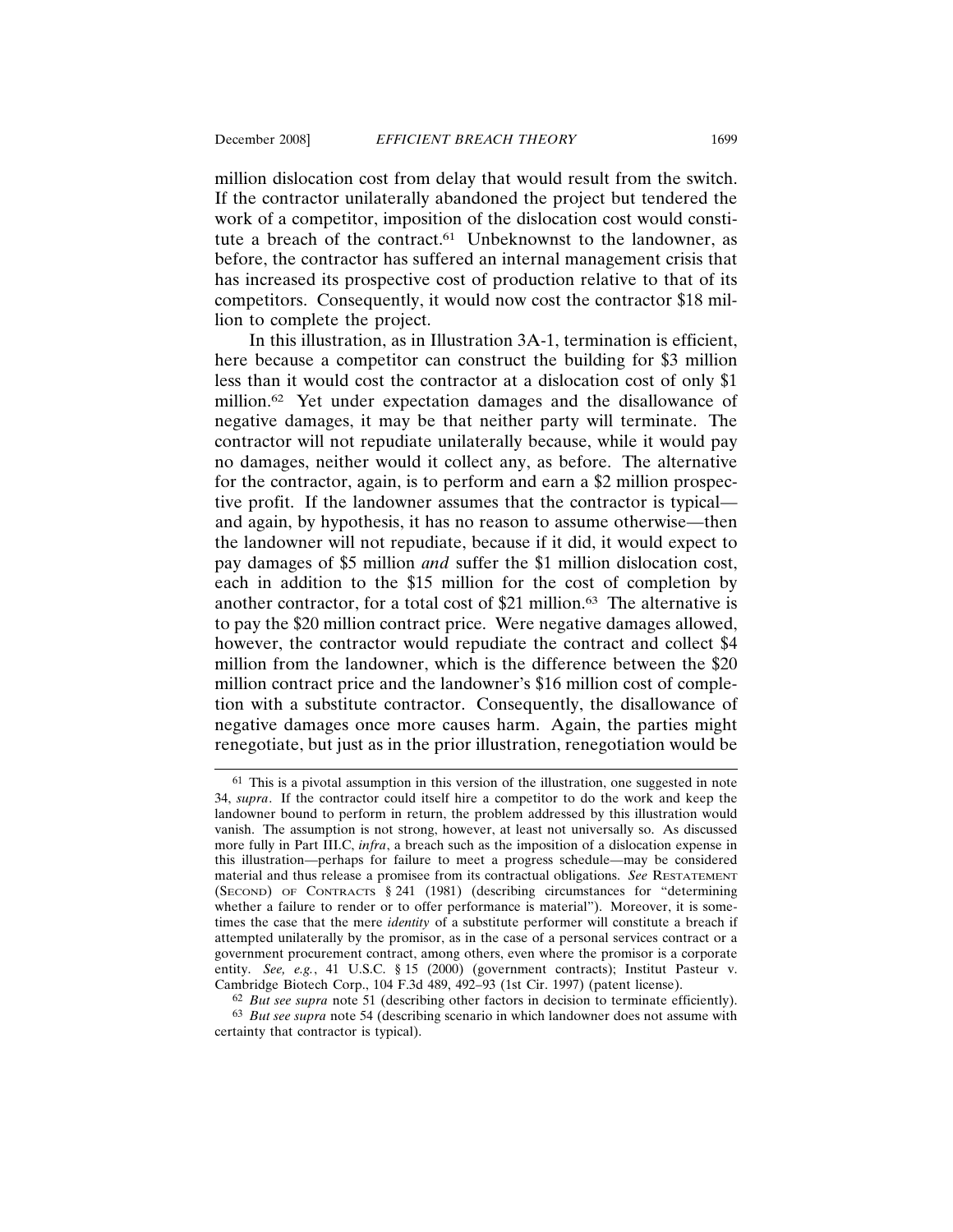million dislocation cost from delay that would result from the switch. If the contractor unilaterally abandoned the project but tendered the work of a competitor, imposition of the dislocation cost would constitute a breach of the contract.[61] Unbeknownst to the landowner, as before, the contractor has suffered an internal management crisis that has increased its prospective cost of production relative to that of its competitors. Consequently, it would now cost the contractor $18 million to complete the project.

In this illustration, as in Illustration 3A-1, termination is efficient, here because a competitor can construct the building for $3 million less than it would cost the contractor at a dislocation cost of only $1 million.[62] Yet under expectation damages and the disallowance of negative damages, it may be that neither party will terminate. The contractor will not repudiate unilaterally because, while it would pay no damages, neither would it collect any, as before. The alternative for the contractor, again, is to perform and earn a $2 million prospective profit. If the landowner assumes that the contractor is typical—and again, by hypothesis, it has no reason to assume otherwise—then the landowner will not repudiate, because if it did, it would expect to pay damages of $5 million *and* suffer the $1 million dislocation cost, each in addition to the $15 million for the cost of completion by another contractor, for a total cost of $21 million.[63] The alternative is to pay the $20 million contract price. Were negative damages allowed, however, the contractor would repudiate the contract and collect $4 million from the landowner, which is the difference between the $20 million contract price and the landowner's $16 million cost of completion with a substitute contractor. Consequently, the disallowance of negative damages once more causes harm. Again, the parties might renegotiate, but just as in the prior illustration, renegotiation would be

---

[61] This is a pivotal assumption in this version of the illustration, one suggested in note 34, *supra*. If the contractor could itself hire a competitor to do the work and keep the landowner bound to perform in return, the problem addressed by this illustration would vanish. The assumption is not strong, however, at least not universally so. As discussed more fully in Part III.C, *infra*, a breach such as the imposition of a dislocation expense in this illustration—perhaps for failure to meet a progress schedule—may be considered material and thus release a promisee from its contractual obligations. *See* RESTATEMENT (SECOND) OF CONTRACTS § 241 (1981) (describing circumstances for "determining whether a failure to render or to offer performance is material"). Moreover, it is sometimes the case that the mere *identity* of a substitute performer will constitute a breach if attempted unilaterally by the promisor, as in the case of a personal services contract or a government procurement contract, among others, even where the promisor is a corporate entity. *See, e.g.*, 41 U.S.C. § 15 (2000) (government contracts); Institut Pasteur v. Cambridge Biotech Corp., 104 F.3d 489, 492–93 (1st Cir. 1997) (patent license).

[62] *But see supra* note 51 (describing other factors in decision to terminate efficiently).

[63] *But see supra* note 54 (describing scenario in which landowner does not assume with certainty that contractor is typical).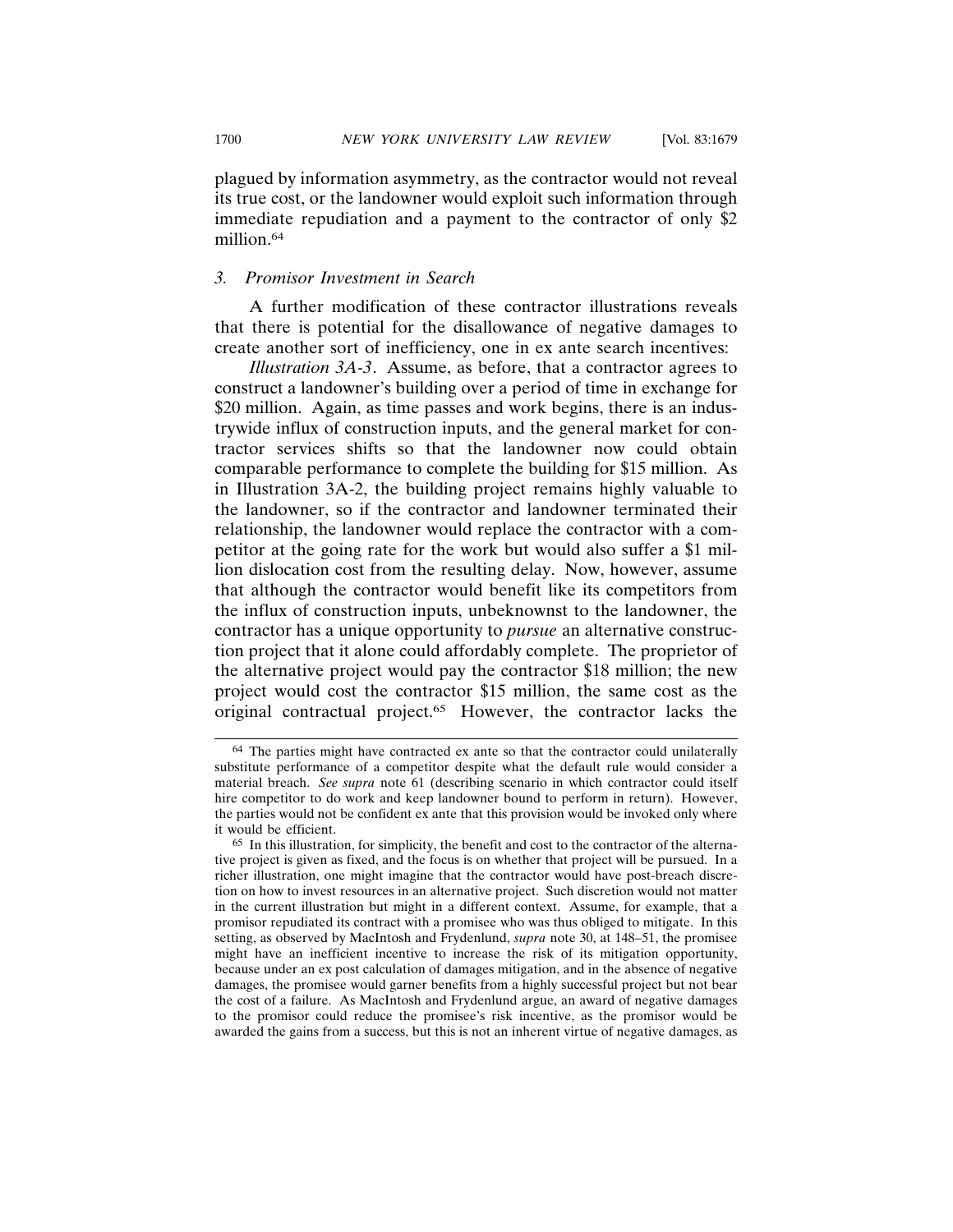plagued by information asymmetry, as the contractor would not reveal its true cost, or the landowner would exploit such information through immediate repudiation and a payment to the contractor of only $2 million.[64]

### *3. Promisor Investment in Search*

A further modification of these contractor illustrations reveals that there is potential for the disallowance of negative damages to create another sort of inefficiency, one in ex ante search incentives:

*Illustration 3A-3*. Assume, as before, that a contractor agrees to construct a landowner's building over a period of time in exchange for $20 million. Again, as time passes and work begins, there is an industrywide influx of construction inputs, and the general market for contractor services shifts so that the landowner now could obtain comparable performance to complete the building for $15 million. As in Illustration 3A-2, the building project remains highly valuable to the landowner, so if the contractor and landowner terminated their relationship, the landowner would replace the contractor with a competitor at the going rate for the work but would also suffer a $1 million dislocation cost from the resulting delay. Now, however, assume that although the contractor would benefit like its competitors from the influx of construction inputs, unbeknownst to the landowner, the contractor has a unique opportunity to *pursue* an alternative construction project that it alone could affordably complete. The proprietor of the alternative project would pay the contractor $18 million; the new project would cost the contractor $15 million, the same cost as the original contractual project.[65] However, the contractor lacks the

---

[64] The parties might have contracted ex ante so that the contractor could unilaterally substitute performance of a competitor despite what the default rule would consider a material breach. *See supra* note 61 (describing scenario in which contractor could itself hire competitor to do work and keep landowner bound to perform in return). However, the parties would not be confident ex ante that this provision would be invoked only where it would be efficient.

[65] In this illustration, for simplicity, the benefit and cost to the contractor of the alternative project is given as fixed, and the focus is on whether that project will be pursued. In a richer illustration, one might imagine that the contractor would have post-breach discretion on how to invest resources in an alternative project. Such discretion would not matter in the current illustration but might in a different context. Assume, for example, that a promisor repudiated its contract with a promisee who was thus obliged to mitigate. In this setting, as observed by MacIntosh and Frydenlund, *supra* note 30, at 148–51, the promisee might have an inefficient incentive to increase the risk of its mitigation opportunity, because under an ex post calculation of damages mitigation, and in the absence of negative damages, the promisee would garner benefits from a highly successful project but not bear the cost of a failure. As MacIntosh and Frydenlund argue, an award of negative damages to the promisor could reduce the promisee's risk incentive, as the promisor would be awarded the gains from a success, but this is not an inherent virtue of negative damages, as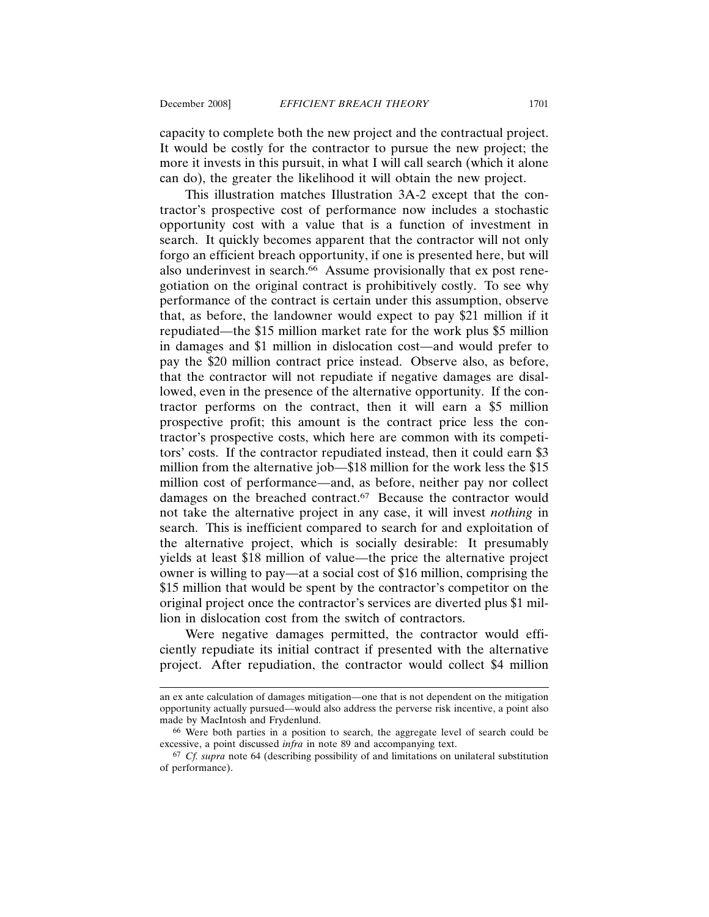capacity to complete both the new project and the contractual project. It would be costly for the contractor to pursue the new project; the more it invests in this pursuit, in what I will call search (which it alone can do), the greater the likelihood it will obtain the new project.

This illustration matches Illustration 3A-2 except that the contractor's prospective cost of performance now includes a stochastic opportunity cost with a value that is a function of investment in search. It quickly becomes apparent that the contractor will not only forgo an efficient breach opportunity, if one is presented here, but will also underinvest in search.[66] Assume provisionally that ex post renegotiation on the original contract is prohibitively costly. To see why performance of the contract is certain under this assumption, observe that, as before, the landowner would expect to pay $21 million if it repudiated—the $15 million market rate for the work plus $5 million in damages and $1 million in dislocation cost—and would prefer to pay the $20 million contract price instead. Observe also, as before, that the contractor will not repudiate if negative damages are disallowed, even in the presence of the alternative opportunity. If the contractor performs on the contract, then it will earn a $5 million prospective profit; this amount is the contract price less the contractor's prospective costs, which here are common with its competitors' costs. If the contractor repudiated instead, then it could earn $3 million from the alternative job—$18 million for the work less the $15 million cost of performance—and, as before, neither pay nor collect damages on the breached contract.[67] Because the contractor would not take the alternative project in any case, it will invest *nothing* in search. This is inefficient compared to search for and exploitation of the alternative project, which is socially desirable: It presumably yields at least $18 million of value—the price the alternative project owner is willing to pay—at a social cost of $16 million, comprising the $15 million that would be spent by the contractor's competitor on the original project once the contractor's services are diverted plus $1 million in dislocation cost from the switch of contractors.

Were negative damages permitted, the contractor would efficiently repudiate its initial contract if presented with the alternative project. After repudiation, the contractor would collect $4 million

---

an ex ante calculation of damages mitigation—one that is not dependent on the mitigation opportunity actually pursued—would also address the perverse risk incentive, a point also made by MacIntosh and Frydenlund.

[66] Were both parties in a position to search, the aggregate level of search could be excessive, a point discussed *infra* in note 89 and accompanying text.

[67] *Cf. supra* note 64 (describing possibility of and limitations on unilateral substitution of performance).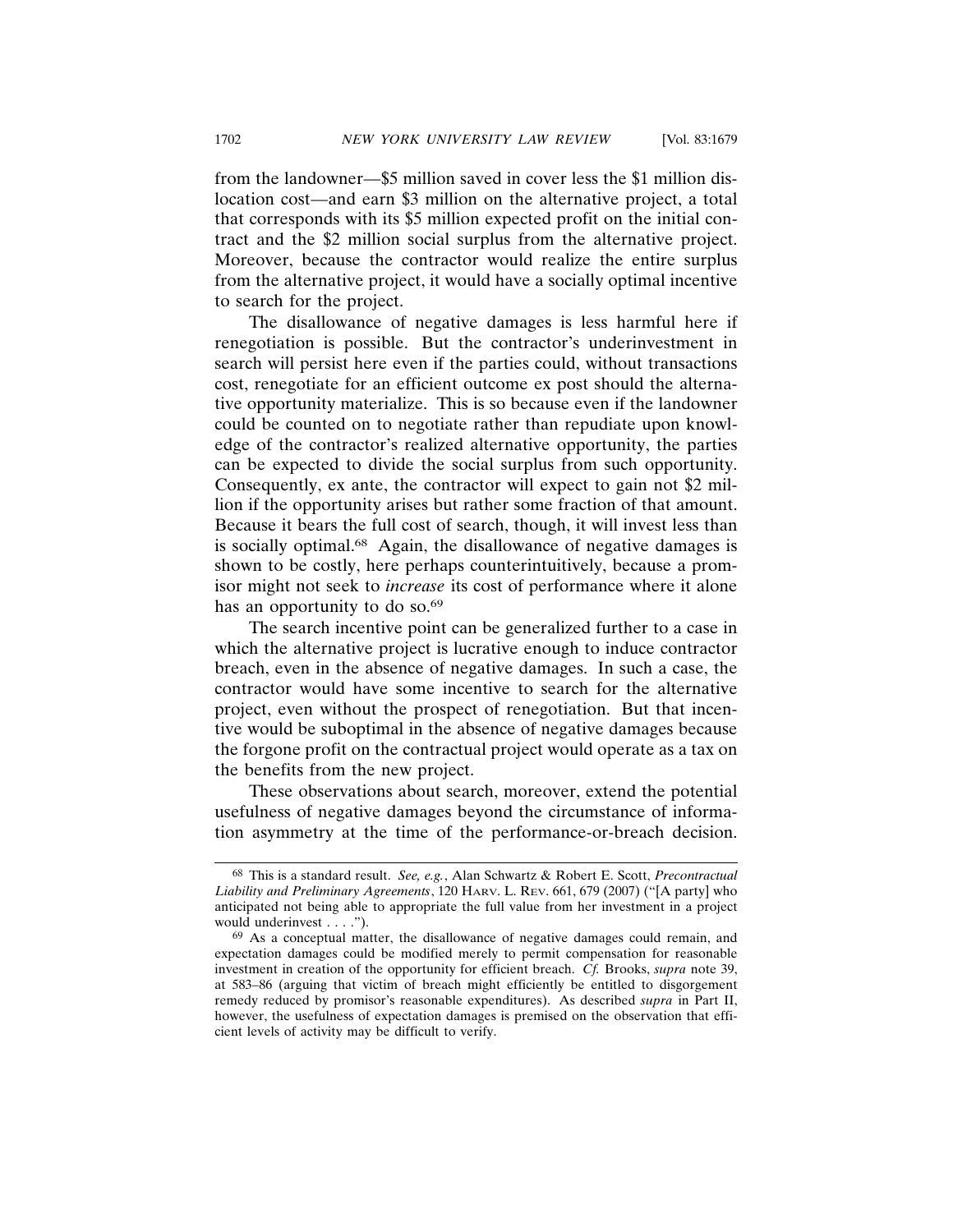from the landowner—$5 million saved in cover less the $1 million dislocation cost—and earn $3 million on the alternative project, a total that corresponds with its $5 million expected profit on the initial contract and the $2 million social surplus from the alternative project. Moreover, because the contractor would realize the entire surplus from the alternative project, it would have a socially optimal incentive to search for the project.

The disallowance of negative damages is less harmful here if renegotiation is possible. But the contractor's underinvestment in search will persist here even if the parties could, without transactions cost, renegotiate for an efficient outcome ex post should the alternative opportunity materialize. This is so because even if the landowner could be counted on to negotiate rather than repudiate upon knowledge of the contractor's realized alternative opportunity, the parties can be expected to divide the social surplus from such opportunity. Consequently, ex ante, the contractor will expect to gain not $2 million if the opportunity arises but rather some fraction of that amount. Because it bears the full cost of search, though, it will invest less than is socially optimal.[68] Again, the disallowance of negative damages is shown to be costly, here perhaps counterintuitively, because a promisor might not seek to *increase* its cost of performance where it alone has an opportunity to do so.[69]

The search incentive point can be generalized further to a case in which the alternative project is lucrative enough to induce contractor breach, even in the absence of negative damages. In such a case, the contractor would have some incentive to search for the alternative project, even without the prospect of renegotiation. But that incentive would be suboptimal in the absence of negative damages because the forgone profit on the contractual project would operate as a tax on the benefits from the new project.

These observations about search, moreover, extend the potential usefulness of negative damages beyond the circumstance of information asymmetry at the time of the performance-or-breach decision.

---

[68] This is a standard result. *See, e.g.*, Alan Schwartz & Robert E. Scott, *Precontractual Liability and Preliminary Agreements*, 120 HARV. L. REV. 661, 679 (2007) ("[A party] who anticipated not being able to appropriate the full value from her investment in a project would underinvest . . . .").

[69] As a conceptual matter, the disallowance of negative damages could remain, and expectation damages could be modified merely to permit compensation for reasonable investment in creation of the opportunity for efficient breach. *Cf.* Brooks, *supra* note 39, at 583–86 (arguing that victim of breach might efficiently be entitled to disgorgement remedy reduced by promisor's reasonable expenditures). As described *supra* in Part II, however, the usefulness of expectation damages is premised on the observation that efficient levels of activity may be difficult to verify.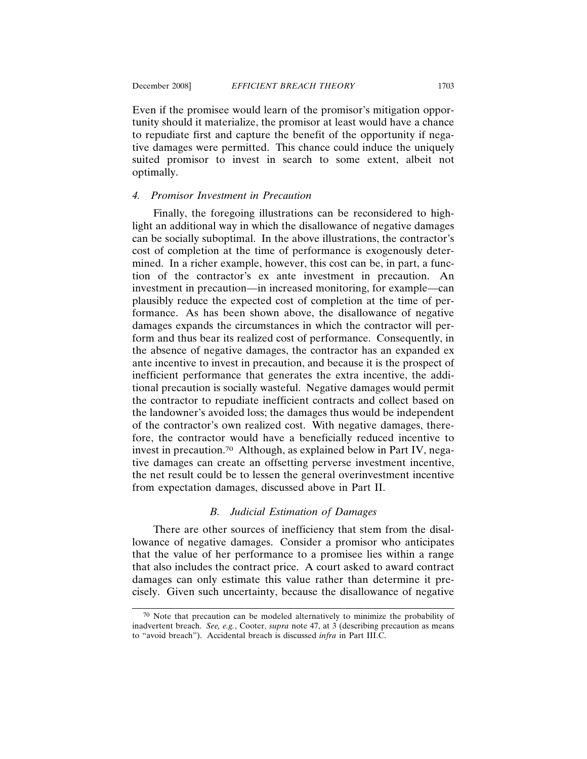Even if the promisee would learn of the promisor's mitigation opportunity should it materialize, the promisor at least would have a chance to repudiate first and capture the benefit of the opportunity if negative damages were permitted. This chance could induce the uniquely suited promisor to invest in search to some extent, albeit not optimally.

#### 4. *Promisor Investment in Precaution*

Finally, the foregoing illustrations can be reconsidered to highlight an additional way in which the disallowance of negative damages can be socially suboptimal. In the above illustrations, the contractor's cost of completion at the time of performance is exogenously determined. In a richer example, however, this cost can be, in part, a function of the contractor's ex ante investment in precaution. An investment in precaution—in increased monitoring, for example—can plausibly reduce the expected cost of completion at the time of performance. As has been shown above, the disallowance of negative damages expands the circumstances in which the contractor will perform and thus bear its realized cost of performance. Consequently, in the absence of negative damages, the contractor has an expanded ex ante incentive to invest in precaution, and because it is the prospect of inefficient performance that generates the extra incentive, the additional precaution is socially wasteful. Negative damages would permit the contractor to repudiate inefficient contracts and collect based on the landowner's avoided loss; the damages thus would be independent of the contractor's own realized cost. With negative damages, therefore, the contractor would have a beneficially reduced incentive to invest in precaution.[70] Although, as explained below in Part IV, negative damages can create an offsetting perverse investment incentive, the net result could be to lessen the general overinvestment incentive from expectation damages, discussed above in Part II.

### *B. Judicial Estimation of Damages*

There are other sources of inefficiency that stem from the disallowance of negative damages. Consider a promisor who anticipates that the value of her performance to a promisee lies within a range that also includes the contract price. A court asked to award contract damages can only estimate this value rather than determine it precisely. Given such uncertainty, because the disallowance of negative

---

[70] Note that precaution can be modeled alternatively to minimize the probability of inadvertent breach. *See, e.g.*, Cooter, *supra* note 47, at 3 (describing precaution as means to "avoid breach"). Accidental breach is discussed *infra* in Part III.C.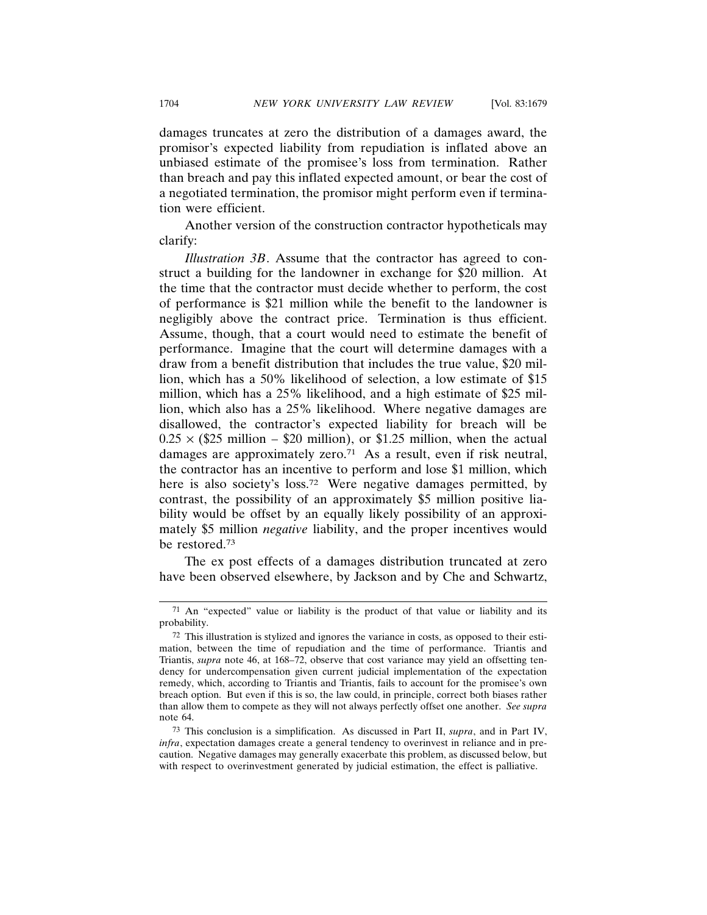damages truncates at zero the distribution of a damages award, the promisor's expected liability from repudiation is inflated above an unbiased estimate of the promisee's loss from termination. Rather than breach and pay this inflated expected amount, or bear the cost of a negotiated termination, the promisor might perform even if termination were efficient.

Another version of the construction contractor hypotheticals may clarify:

*Illustration 3B*. Assume that the contractor has agreed to construct a building for the landowner in exchange for $20 million. At the time that the contractor must decide whether to perform, the cost of performance is $21 million while the benefit to the landowner is negligibly above the contract price. Termination is thus efficient. Assume, though, that a court would need to estimate the benefit of performance. Imagine that the court will determine damages with a draw from a benefit distribution that includes the true value, $20 million, which has a 50% likelihood of selection, a low estimate of $15 million, which has a 25% likelihood, and a high estimate of $25 million, which also has a 25% likelihood. Where negative damages are disallowed, the contractor's expected liability for breach will be $0.25 \times$ ($25 million – $20 million), or $1.25 million, when the actual damages are approximately zero.[71] As a result, even if risk neutral, the contractor has an incentive to perform and lose $1 million, which here is also society's loss.[72] Were negative damages permitted, by contrast, the possibility of an approximately $5 million positive liability would be offset by an equally likely possibility of an approximately $5 million *negative* liability, and the proper incentives would be restored.[73]

The ex post effects of a damages distribution truncated at zero have been observed elsewhere, by Jackson and by Che and Schwartz,

---

[71] An "expected" value or liability is the product of that value or liability and its probability.

[72] This illustration is stylized and ignores the variance in costs, as opposed to their estimation, between the time of repudiation and the time of performance. Triantis and Triantis, *supra* note 46, at 168–72, observe that cost variance may yield an offsetting tendency for undercompensation given current judicial implementation of the expectation remedy, which, according to Triantis and Triantis, fails to account for the promisee's own breach option. But even if this is so, the law could, in principle, correct both biases rather than allow them to compete as they will not always perfectly offset one another. *See supra* note 64.

[73] This conclusion is a simplification. As discussed in Part II, *supra*, and in Part IV, *infra*, expectation damages create a general tendency to overinvest in reliance and in precaution. Negative damages may generally exacerbate this problem, as discussed below, but with respect to overinvestment generated by judicial estimation, the effect is palliative.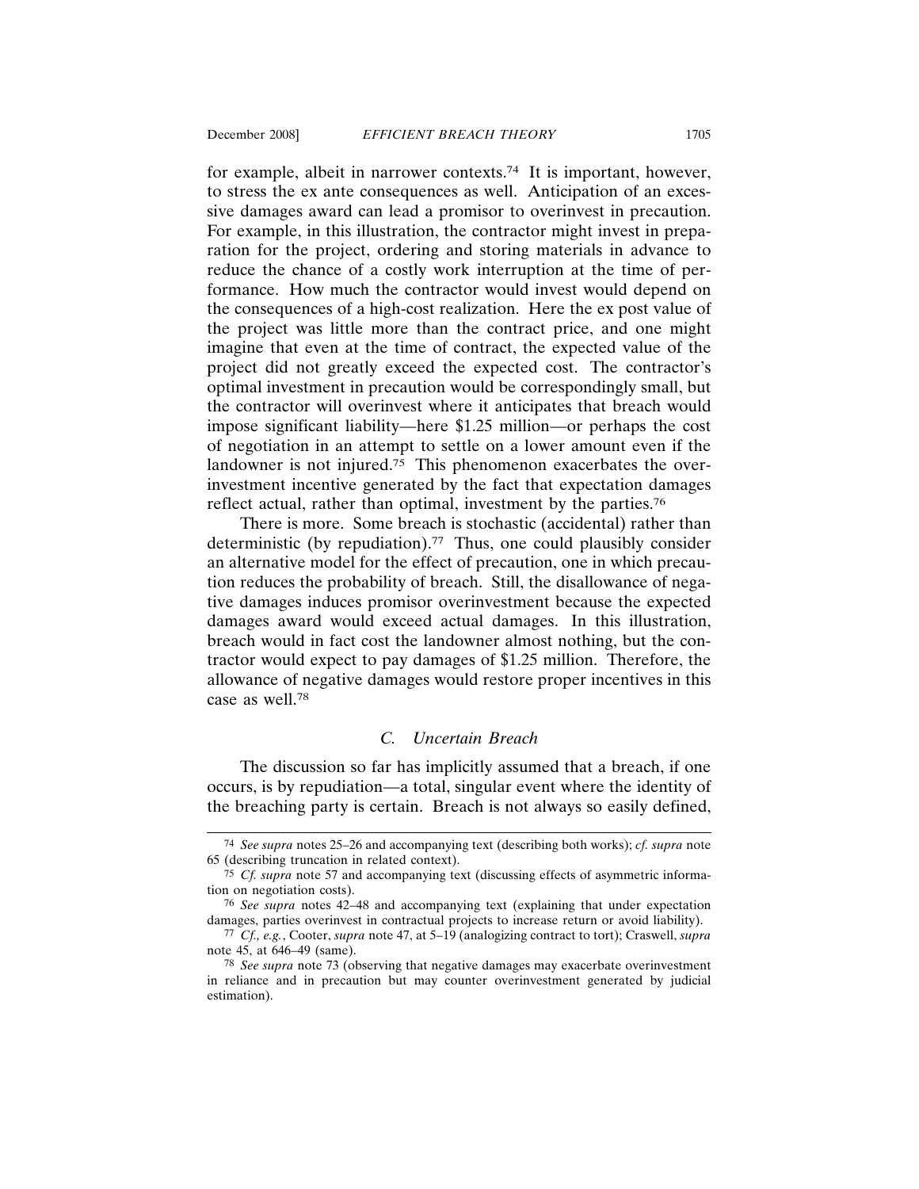for example, albeit in narrower contexts.[74] It is important, however, to stress the ex ante consequences as well. Anticipation of an excessive damages award can lead a promisor to overinvest in precaution. For example, in this illustration, the contractor might invest in preparation for the project, ordering and storing materials in advance to reduce the chance of a costly work interruption at the time of performance. How much the contractor would invest would depend on the consequences of a high-cost realization. Here the ex post value of the project was little more than the contract price, and one might imagine that even at the time of contract, the expected value of the project did not greatly exceed the expected cost. The contractor's optimal investment in precaution would be correspondingly small, but the contractor will overinvest where it anticipates that breach would impose significant liability—here $1.25 million—or perhaps the cost of negotiation in an attempt to settle on a lower amount even if the landowner is not injured.[75] This phenomenon exacerbates the overinvestment incentive generated by the fact that expectation damages reflect actual, rather than optimal, investment by the parties.[76]

There is more. Some breach is stochastic (accidental) rather than deterministic (by repudiation).[77] Thus, one could plausibly consider an alternative model for the effect of precaution, one in which precaution reduces the probability of breach. Still, the disallowance of negative damages induces promisor overinvestment because the expected damages award would exceed actual damages. In this illustration, breach would in fact cost the landowner almost nothing, but the contractor would expect to pay damages of $1.25 million. Therefore, the allowance of negative damages would restore proper incentives in this case as well.[78]

### *C. Uncertain Breach*

The discussion so far has implicitly assumed that a breach, if one occurs, is by repudiation—a total, singular event where the identity of the breaching party is certain. Breach is not always so easily defined,

---

[74] *See supra* notes 25–26 and accompanying text (describing both works); *cf. supra* note 65 (describing truncation in related context).

[75] *Cf. supra* note 57 and accompanying text (discussing effects of asymmetric information on negotiation costs).

[76] *See supra* notes 42–48 and accompanying text (explaining that under expectation damages, parties overinvest in contractual projects to increase return or avoid liability).

[77] *Cf., e.g.*, Cooter, *supra* note 47, at 5–19 (analogizing contract to tort); Craswell, *supra* note 45, at 646–49 (same).

[78] *See supra* note 73 (observing that negative damages may exacerbate overinvestment in reliance and in precaution but may counter overinvestment generated by judicial estimation).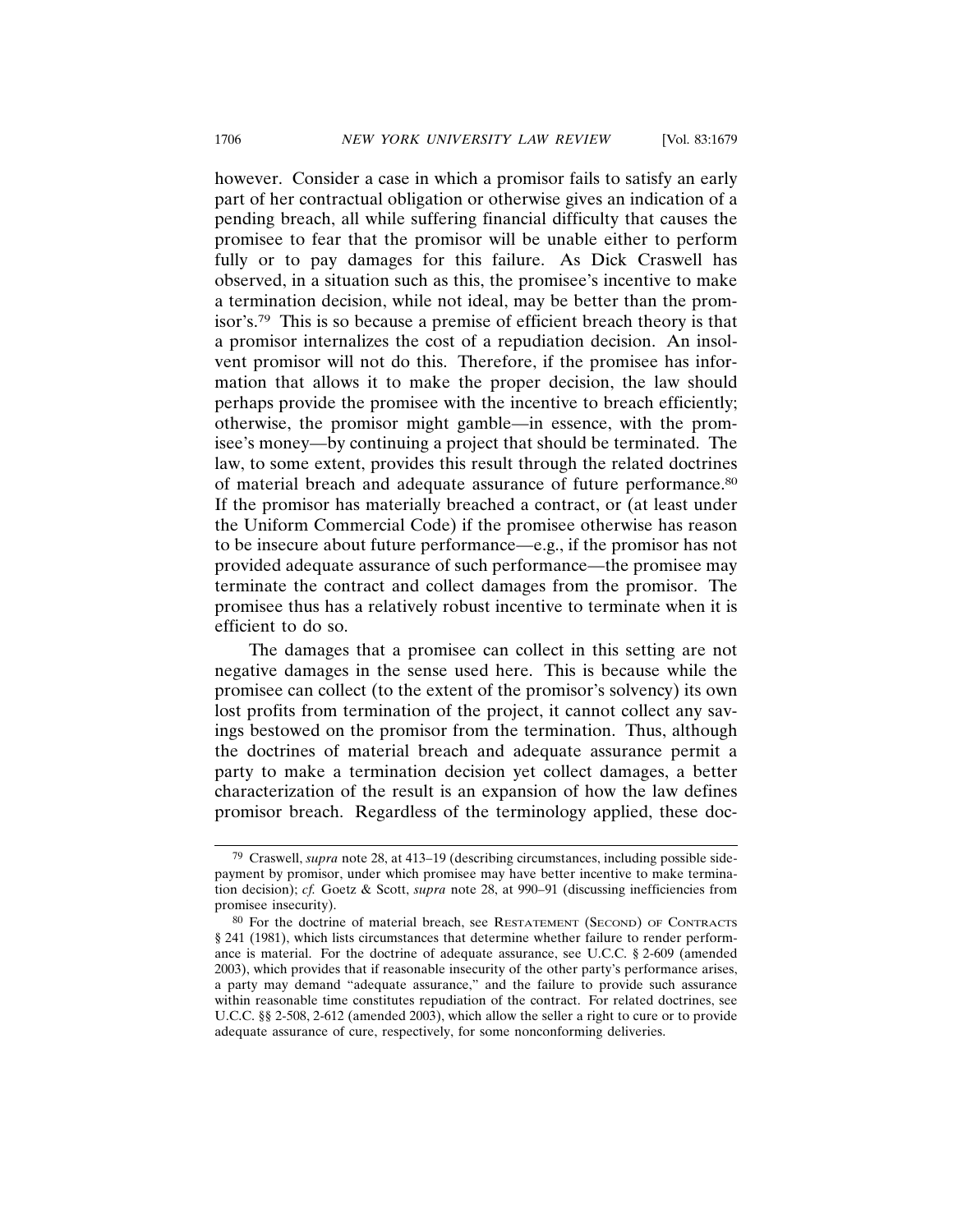however. Consider a case in which a promisor fails to satisfy an early part of her contractual obligation or otherwise gives an indication of a pending breach, all while suffering financial difficulty that causes the promisee to fear that the promisor will be unable either to perform fully or to pay damages for this failure. As Dick Craswell has observed, in a situation such as this, the promisee's incentive to make a termination decision, while not ideal, may be better than the promisor's.[79] This is so because a premise of efficient breach theory is that a promisor internalizes the cost of a repudiation decision. An insolvent promisor will not do this. Therefore, if the promisee has information that allows it to make the proper decision, the law should perhaps provide the promisee with the incentive to breach efficiently; otherwise, the promisor might gamble—in essence, with the promisee's money—by continuing a project that should be terminated. The law, to some extent, provides this result through the related doctrines of material breach and adequate assurance of future performance.[80] If the promisor has materially breached a contract, or (at least under the Uniform Commercial Code) if the promisee otherwise has reason to be insecure about future performance—e.g., if the promisor has not provided adequate assurance of such performance—the promisee may terminate the contract and collect damages from the promisor. The promisee thus has a relatively robust incentive to terminate when it is efficient to do so.

The damages that a promisee can collect in this setting are not negative damages in the sense used here. This is because while the promisee can collect (to the extent of the promisor's solvency) its own lost profits from termination of the project, it cannot collect any savings bestowed on the promisor from the termination. Thus, although the doctrines of material breach and adequate assurance permit a party to make a termination decision yet collect damages, a better characterization of the result is an expansion of how the law defines promisor breach. Regardless of the terminology applied, these doc-

---

[79] Craswell, *supra* note 28, at 413–19 (describing circumstances, including possible side-payment by promisor, under which promisee may have better incentive to make termination decision); *cf.* Goetz & Scott, *supra* note 28, at 990–91 (discussing inefficiencies from promisee insecurity).

[80] For the doctrine of material breach, see RESTATEMENT (SECOND) OF CONTRACTS § 241 (1981), which lists circumstances that determine whether failure to render performance is material. For the doctrine of adequate assurance, see U.C.C. § 2-609 (amended 2003), which provides that if reasonable insecurity of the other party's performance arises, a party may demand "adequate assurance," and the failure to provide such assurance within reasonable time constitutes repudiation of the contract. For related doctrines, see U.C.C. §§ 2-508, 2-612 (amended 2003), which allow the seller a right to cure or to provide adequate assurance of cure, respectively, for some nonconforming deliveries.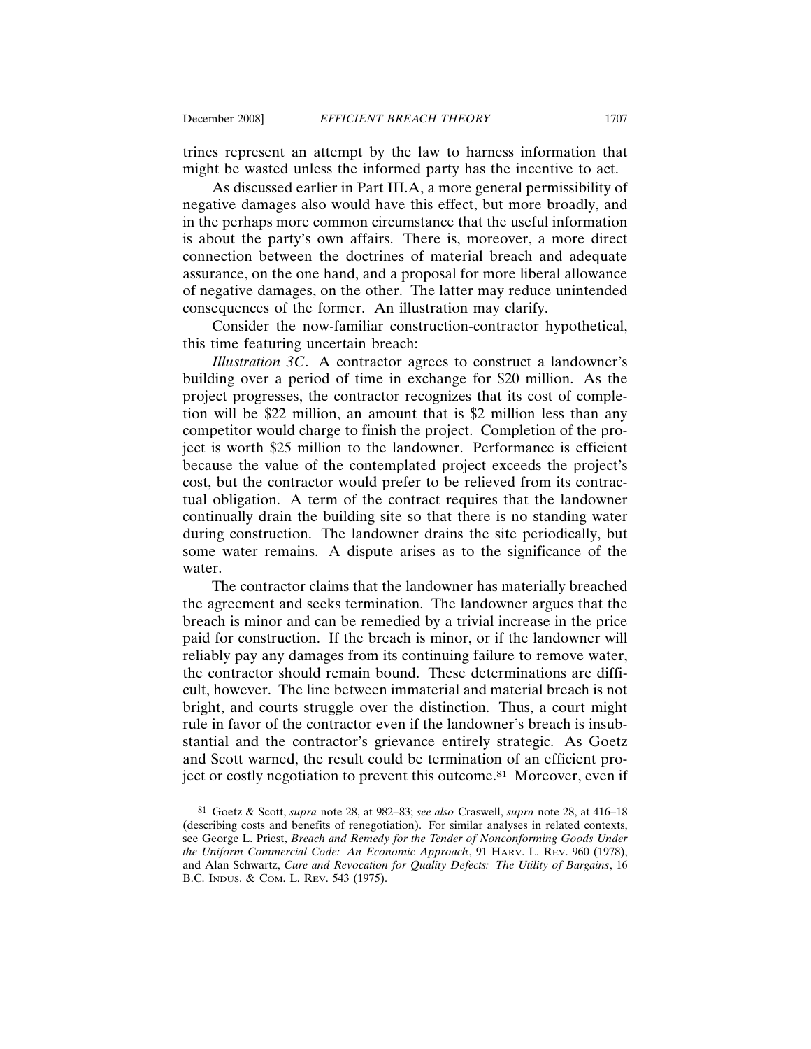trines represent an attempt by the law to harness information that might be wasted unless the informed party has the incentive to act.

As discussed earlier in Part III.A, a more general permissibility of negative damages also would have this effect, but more broadly, and in the perhaps more common circumstance that the useful information is about the party's own affairs. There is, moreover, a more direct connection between the doctrines of material breach and adequate assurance, on the one hand, and a proposal for more liberal allowance of negative damages, on the other. The latter may reduce unintended consequences of the former. An illustration may clarify.

Consider the now-familiar construction-contractor hypothetical, this time featuring uncertain breach:

*Illustration 3C*. A contractor agrees to construct a landowner's building over a period of time in exchange for $20 million. As the project progresses, the contractor recognizes that its cost of completion will be $22 million, an amount that is $2 million less than any competitor would charge to finish the project. Completion of the project is worth $25 million to the landowner. Performance is efficient because the value of the contemplated project exceeds the project's cost, but the contractor would prefer to be relieved from its contractual obligation. A term of the contract requires that the landowner continually drain the building site so that there is no standing water during construction. The landowner drains the site periodically, but some water remains. A dispute arises as to the significance of the water.

The contractor claims that the landowner has materially breached the agreement and seeks termination. The landowner argues that the breach is minor and can be remedied by a trivial increase in the price paid for construction. If the breach is minor, or if the landowner will reliably pay any damages from its continuing failure to remove water, the contractor should remain bound. These determinations are difficult, however. The line between immaterial and material breach is not bright, and courts struggle over the distinction. Thus, a court might rule in favor of the contractor even if the landowner's breach is insubstantial and the contractor's grievance entirely strategic. As Goetz and Scott warned, the result could be termination of an efficient project or costly negotiation to prevent this outcome.[81] Moreover, even if

---

[81] Goetz & Scott, *supra* note 28, at 982–83; *see also* Craswell, *supra* note 28, at 416–18 (describing costs and benefits of renegotiation). For similar analyses in related contexts, see George L. Priest, *Breach and Remedy for the Tender of Nonconforming Goods Under the Uniform Commercial Code: An Economic Approach*, 91 HARV. L. REV. 960 (1978), and Alan Schwartz, *Cure and Revocation for Quality Defects: The Utility of Bargains*, 16 B.C. INDUS. & COM. L. REV. 543 (1975).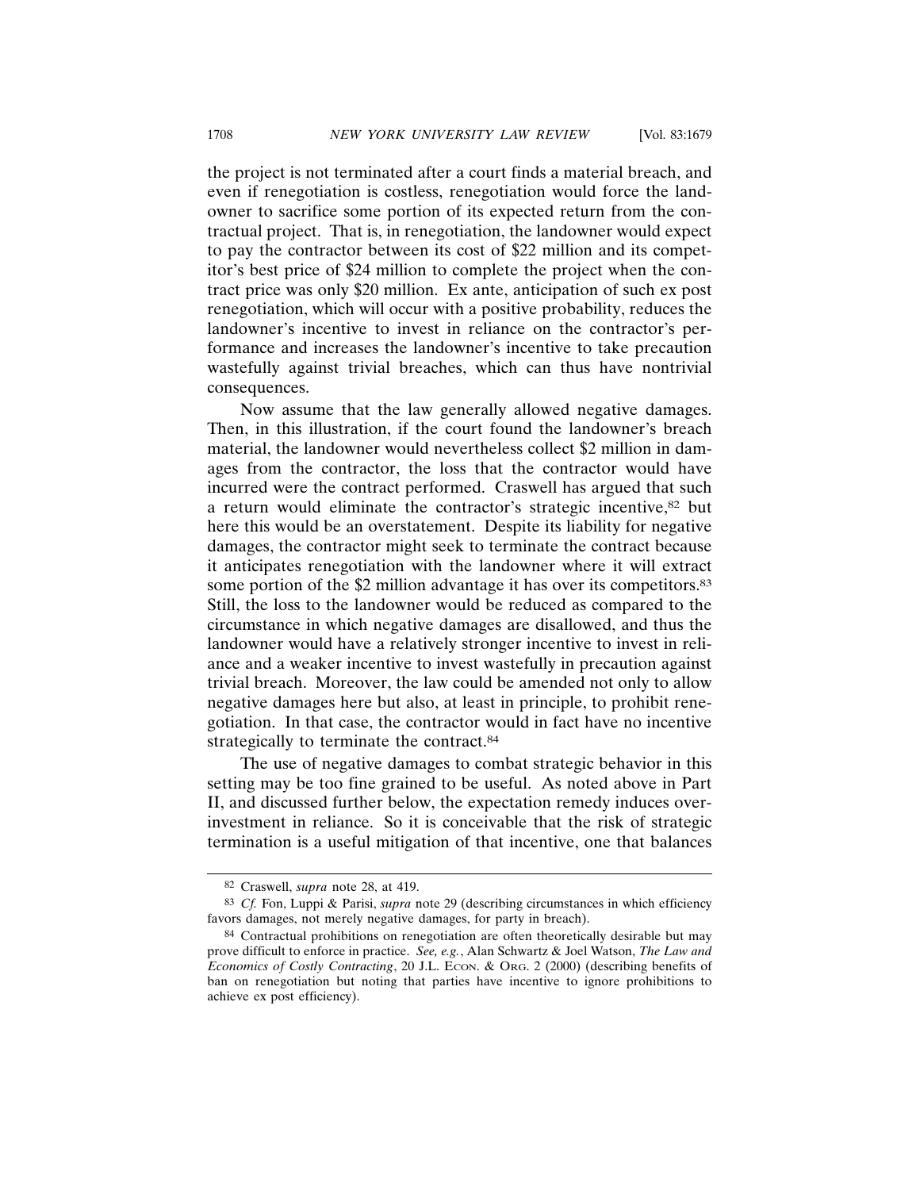the project is not terminated after a court finds a material breach, and even if renegotiation is costless, renegotiation would force the landowner to sacrifice some portion of its expected return from the contractual project. That is, in renegotiation, the landowner would expect to pay the contractor between its cost of $22 million and its competitor's best price of $24 million to complete the project when the contract price was only $20 million. Ex ante, anticipation of such ex post renegotiation, which will occur with a positive probability, reduces the landowner's incentive to invest in reliance on the contractor's performance and increases the landowner's incentive to take precaution wastefully against trivial breaches, which can thus have nontrivial consequences.

Now assume that the law generally allowed negative damages. Then, in this illustration, if the court found the landowner's breach material, the landowner would nevertheless collect $2 million in damages from the contractor, the loss that the contractor would have incurred were the contract performed. Craswell has argued that such a return would eliminate the contractor's strategic incentive,[82] but here this would be an overstatement. Despite its liability for negative damages, the contractor might seek to terminate the contract because it anticipates renegotiation with the landowner where it will extract some portion of the $2 million advantage it has over its competitors.[83] Still, the loss to the landowner would be reduced as compared to the circumstance in which negative damages are disallowed, and thus the landowner would have a relatively stronger incentive to invest in reliance and a weaker incentive to invest wastefully in precaution against trivial breach. Moreover, the law could be amended not only to allow negative damages here but also, at least in principle, to prohibit renegotiation. In that case, the contractor would in fact have no incentive strategically to terminate the contract.[84]

The use of negative damages to combat strategic behavior in this setting may be too fine grained to be useful. As noted above in Part II, and discussed further below, the expectation remedy induces overinvestment in reliance. So it is conceivable that the risk of strategic termination is a useful mitigation of that incentive, one that balances

---

[82] Craswell, *supra* note 28, at 419.

[83] *Cf.* Fon, Luppi & Parisi, *supra* note 29 (describing circumstances in which efficiency favors damages, not merely negative damages, for party in breach).

[84] Contractual prohibitions on renegotiation are often theoretically desirable but may prove difficult to enforce in practice. *See, e.g.*, Alan Schwartz & Joel Watson, *The Law and Economics of Costly Contracting*, 20 J.L. ECON. & ORG. 2 (2000) (describing benefits of ban on renegotiation but noting that parties have incentive to ignore prohibitions to achieve ex post efficiency).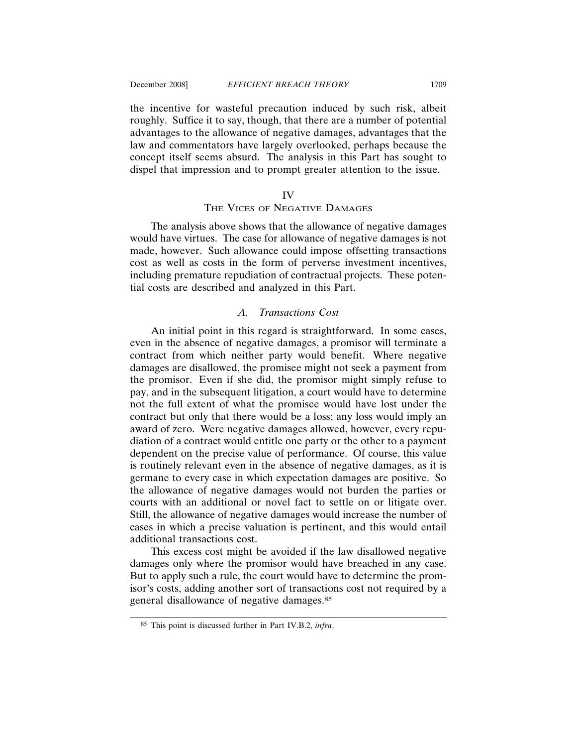the incentive for wasteful precaution induced by such risk, albeit roughly. Suffice it to say, though, that there are a number of potential advantages to the allowance of negative damages, advantages that the law and commentators have largely overlooked, perhaps because the concept itself seems absurd. The analysis in this Part has sought to dispel that impression and to prompt greater attention to the issue.

## IV
## The Vices of Negative Damages

The analysis above shows that the allowance of negative damages would have virtues. The case for allowance of negative damages is not made, however. Such allowance could impose offsetting transactions cost as well as costs in the form of perverse investment incentives, including premature repudiation of contractual projects. These potential costs are described and analyzed in this Part.

### *A. Transactions Cost*

An initial point in this regard is straightforward. In some cases, even in the absence of negative damages, a promisor will terminate a contract from which neither party would benefit. Where negative damages are disallowed, the promisee might not seek a payment from the promisor. Even if she did, the promisor might simply refuse to pay, and in the subsequent litigation, a court would have to determine not the full extent of what the promisee would have lost under the contract but only that there would be a loss; any loss would imply an award of zero. Were negative damages allowed, however, every repudiation of a contract would entitle one party or the other to a payment dependent on the precise value of performance. Of course, this value is routinely relevant even in the absence of negative damages, as it is germane to every case in which expectation damages are positive. So the allowance of negative damages would not burden the parties or courts with an additional or novel fact to settle on or litigate over. Still, the allowance of negative damages would increase the number of cases in which a precise valuation is pertinent, and this would entail additional transactions cost.

This excess cost might be avoided if the law disallowed negative damages only where the promisor would have breached in any case. But to apply such a rule, the court would have to determine the promisor's costs, adding another sort of transactions cost not required by a general disallowance of negative damages.[85]

---

[85] This point is discussed further in Part IV.B.2, *infra*.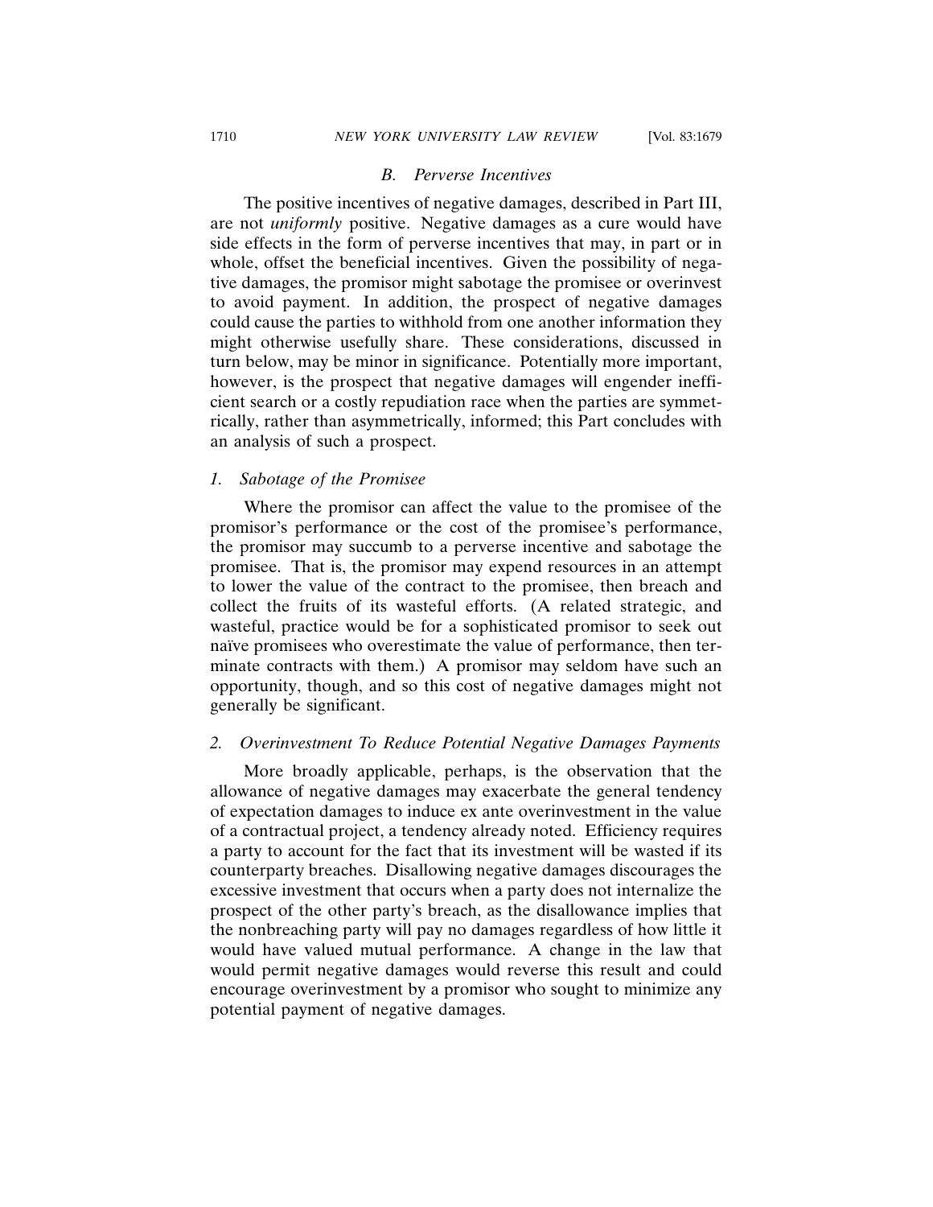### *B. Perverse Incentives*

The positive incentives of negative damages, described in Part III, are not *uniformly* positive. Negative damages as a cure would have side effects in the form of perverse incentives that may, in part or in whole, offset the beneficial incentives. Given the possibility of negative damages, the promisor might sabotage the promisee or overinvest to avoid payment. In addition, the prospect of negative damages could cause the parties to withhold from one another information they might otherwise usefully share. These considerations, discussed in turn below, may be minor in significance. Potentially more important, however, is the prospect that negative damages will engender inefficient search or a costly repudiation race when the parties are symmetrically, rather than asymmetrically, informed; this Part concludes with an analysis of such a prospect.

#### *1. Sabotage of the Promisee*

Where the promisor can affect the value to the promisee of the promisor's performance or the cost of the promisee's performance, the promisor may succumb to a perverse incentive and sabotage the promisee. That is, the promisor may expend resources in an attempt to lower the value of the contract to the promisee, then breach and collect the fruits of its wasteful efforts. (A related strategic, and wasteful, practice would be for a sophisticated promisor to seek out naïve promisees who overestimate the value of performance, then terminate contracts with them.) A promisor may seldom have such an opportunity, though, and so this cost of negative damages might not generally be significant.

#### *2. Overinvestment To Reduce Potential Negative Damages Payments*

More broadly applicable, perhaps, is the observation that the allowance of negative damages may exacerbate the general tendency of expectation damages to induce ex ante overinvestment in the value of a contractual project, a tendency already noted. Efficiency requires a party to account for the fact that its investment will be wasted if its counterparty breaches. Disallowing negative damages discourages the excessive investment that occurs when a party does not internalize the prospect of the other party's breach, as the disallowance implies that the nonbreaching party will pay no damages regardless of how little it would have valued mutual performance. A change in the law that would permit negative damages would reverse this result and could encourage overinvestment by a promisor who sought to minimize any potential payment of negative damages.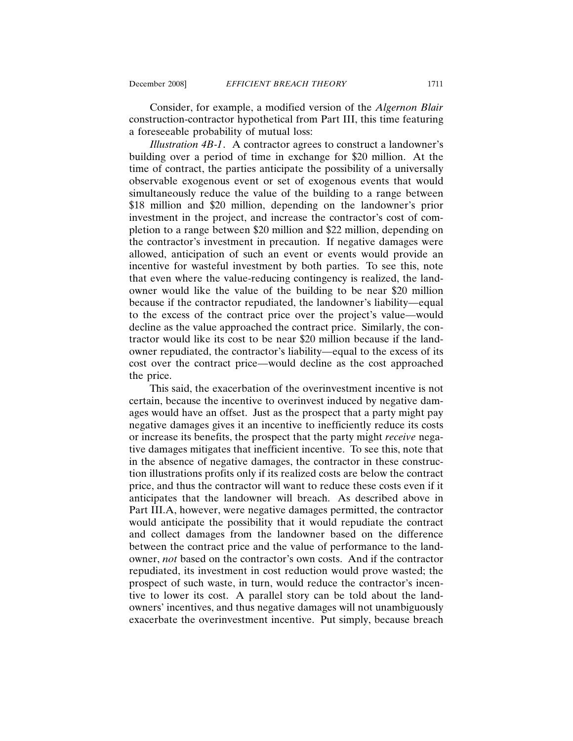Consider, for example, a modified version of the *Algernon Blair* construction-contractor hypothetical from Part III, this time featuring a foreseeable probability of mutual loss:

*Illustration 4B-1*. A contractor agrees to construct a landowner's building over a period of time in exchange for $20 million. At the time of contract, the parties anticipate the possibility of a universally observable exogenous event or set of exogenous events that would simultaneously reduce the value of the building to a range between $18 million and $20 million, depending on the landowner's prior investment in the project, and increase the contractor's cost of completion to a range between $20 million and $22 million, depending on the contractor's investment in precaution. If negative damages were allowed, anticipation of such an event or events would provide an incentive for wasteful investment by both parties. To see this, note that even where the value-reducing contingency is realized, the landowner would like the value of the building to be near $20 million because if the contractor repudiated, the landowner's liability—equal to the excess of the contract price over the project's value—would decline as the value approached the contract price. Similarly, the contractor would like its cost to be near $20 million because if the landowner repudiated, the contractor's liability—equal to the excess of its cost over the contract price—would decline as the cost approached the price.

This said, the exacerbation of the overinvestment incentive is not certain, because the incentive to overinvest induced by negative damages would have an offset. Just as the prospect that a party might pay negative damages gives it an incentive to inefficiently reduce its costs or increase its benefits, the prospect that the party might *receive* negative damages mitigates that inefficient incentive. To see this, note that in the absence of negative damages, the contractor in these construction illustrations profits only if its realized costs are below the contract price, and thus the contractor will want to reduce these costs even if it anticipates that the landowner will breach. As described above in Part III.A, however, were negative damages permitted, the contractor would anticipate the possibility that it would repudiate the contract and collect damages from the landowner based on the difference between the contract price and the value of performance to the landowner, *not* based on the contractor's own costs. And if the contractor repudiated, its investment in cost reduction would prove wasted; the prospect of such waste, in turn, would reduce the contractor's incentive to lower its cost. A parallel story can be told about the landowners' incentives, and thus negative damages will not unambiguously exacerbate the overinvestment incentive. Put simply, because breach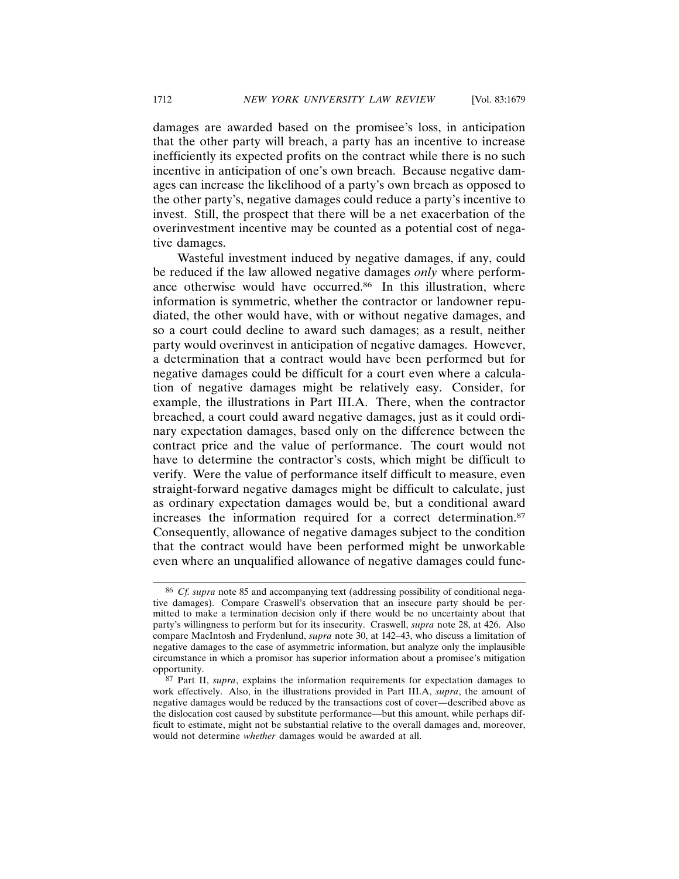damages are awarded based on the promisee's loss, in anticipation that the other party will breach, a party has an incentive to increase inefficiently its expected profits on the contract while there is no such incentive in anticipation of one's own breach. Because negative damages can increase the likelihood of a party's own breach as opposed to the other party's, negative damages could reduce a party's incentive to invest. Still, the prospect that there will be a net exacerbation of the overinvestment incentive may be counted as a potential cost of negative damages.

Wasteful investment induced by negative damages, if any, could be reduced if the law allowed negative damages *only* where performance otherwise would have occurred.[86] In this illustration, where information is symmetric, whether the contractor or landowner repudiated, the other would have, with or without negative damages, and so a court could decline to award such damages; as a result, neither party would overinvest in anticipation of negative damages. However, a determination that a contract would have been performed but for negative damages could be difficult for a court even where a calculation of negative damages might be relatively easy. Consider, for example, the illustrations in Part III.A. There, when the contractor breached, a court could award negative damages, just as it could ordinary expectation damages, based only on the difference between the contract price and the value of performance. The court would not have to determine the contractor's costs, which might be difficult to verify. Were the value of performance itself difficult to measure, even straight-forward negative damages might be difficult to calculate, just as ordinary expectation damages would be, but a conditional award increases the information required for a correct determination.[87] Consequently, allowance of negative damages subject to the condition that the contract would have been performed might be unworkable even where an unqualified allowance of negative damages could func-

[86] *Cf. supra* note 85 and accompanying text (addressing possibility of conditional negative damages). Compare Craswell's observation that an insecure party should be permitted to make a termination decision only if there would be no uncertainty about that party's willingness to perform but for its insecurity. Craswell, *supra* note 28, at 426. Also compare MacIntosh and Frydenlund, *supra* note 30, at 142–43, who discuss a limitation of negative damages to the case of asymmetric information, but analyze only the implausible circumstance in which a promisor has superior information about a promisee's mitigation opportunity.

[87] Part II, *supra*, explains the information requirements for expectation damages to work effectively. Also, in the illustrations provided in Part III.A, *supra*, the amount of negative damages would be reduced by the transactions cost of cover—described above as the dislocation cost caused by substitute performance—but this amount, while perhaps difficult to estimate, might not be substantial relative to the overall damages and, moreover, would not determine *whether* damages would be awarded at all.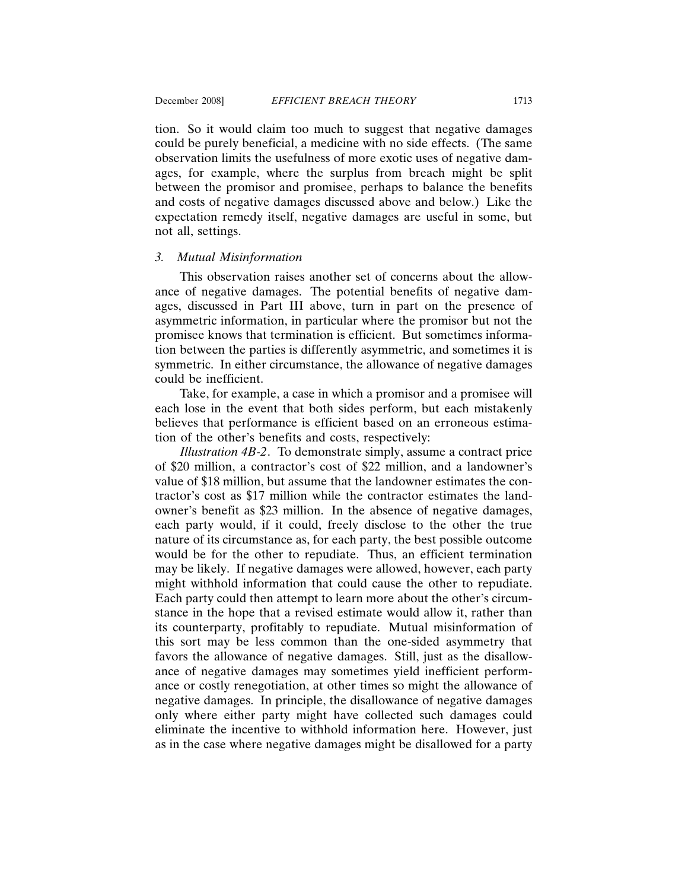tion. So it would claim too much to suggest that negative damages could be purely beneficial, a medicine with no side effects. (The same observation limits the usefulness of more exotic uses of negative damages, for example, where the surplus from breach might be split between the promisor and promisee, perhaps to balance the benefits and costs of negative damages discussed above and below.) Like the expectation remedy itself, negative damages are useful in some, but not all, settings.

### *3. Mutual Misinformation*

This observation raises another set of concerns about the allowance of negative damages. The potential benefits of negative damages, discussed in Part III above, turn in part on the presence of asymmetric information, in particular where the promisor but not the promisee knows that termination is efficient. But sometimes information between the parties is differently asymmetric, and sometimes it is symmetric. In either circumstance, the allowance of negative damages could be inefficient.

Take, for example, a case in which a promisor and a promisee will each lose in the event that both sides perform, but each mistakenly believes that performance is efficient based on an erroneous estimation of the other's benefits and costs, respectively:

*Illustration 4B-2*. To demonstrate simply, assume a contract price of $20 million, a contractor's cost of $22 million, and a landowner's value of $18 million, but assume that the landowner estimates the contractor's cost as $17 million while the contractor estimates the landowner's benefit as $23 million. In the absence of negative damages, each party would, if it could, freely disclose to the other the true nature of its circumstance as, for each party, the best possible outcome would be for the other to repudiate. Thus, an efficient termination may be likely. If negative damages were allowed, however, each party might withhold information that could cause the other to repudiate. Each party could then attempt to learn more about the other's circumstance in the hope that a revised estimate would allow it, rather than its counterparty, profitably to repudiate. Mutual misinformation of this sort may be less common than the one-sided asymmetry that favors the allowance of negative damages. Still, just as the disallowance of negative damages may sometimes yield inefficient performance or costly renegotiation, at other times so might the allowance of negative damages. In principle, the disallowance of negative damages only where either party might have collected such damages could eliminate the incentive to withhold information here. However, just as in the case where negative damages might be disallowed for a party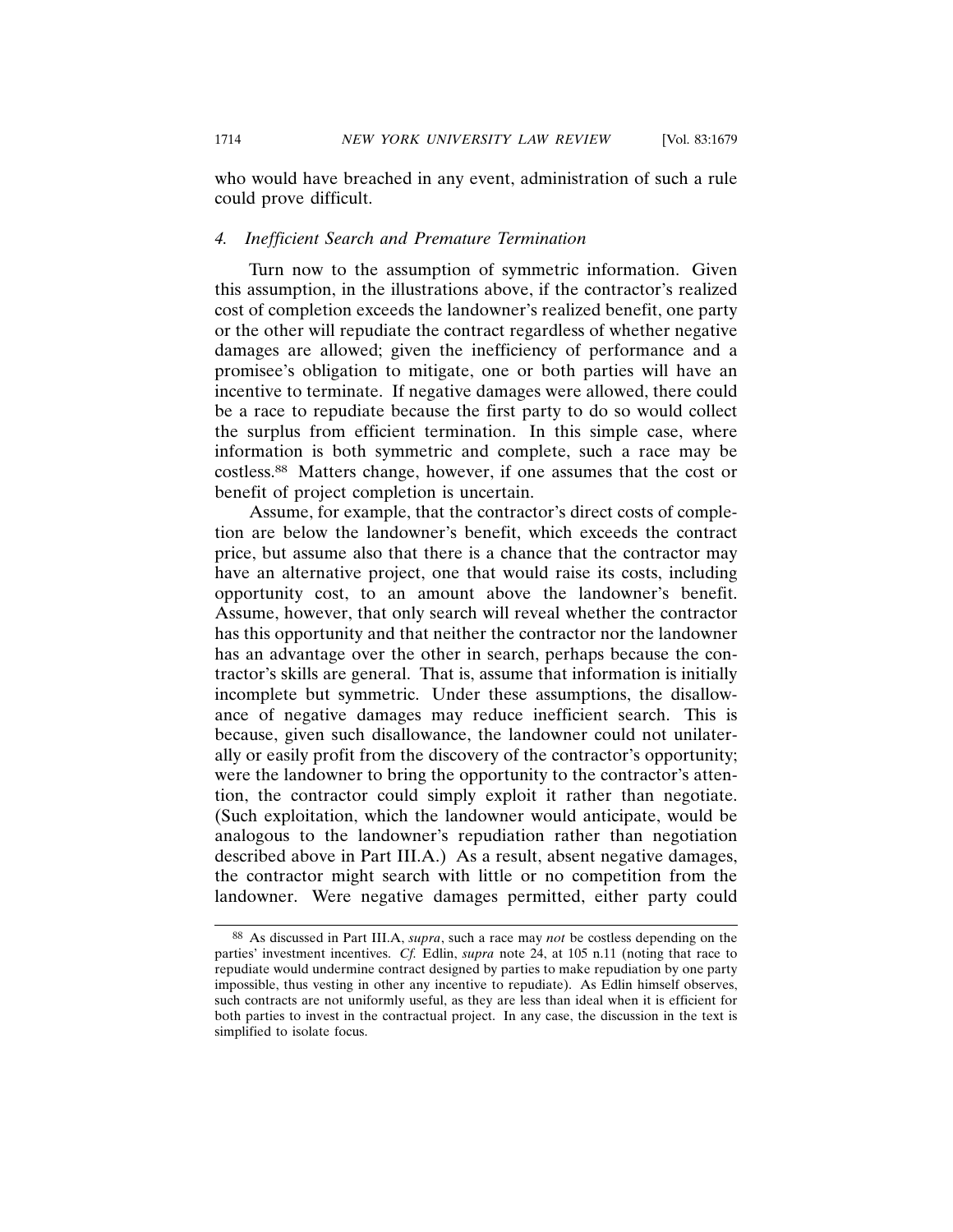who would have breached in any event, administration of such a rule could prove difficult.

### *4. Inefficient Search and Premature Termination*

Turn now to the assumption of symmetric information. Given this assumption, in the illustrations above, if the contractor's realized cost of completion exceeds the landowner's realized benefit, one party or the other will repudiate the contract regardless of whether negative damages are allowed; given the inefficiency of performance and a promisee's obligation to mitigate, one or both parties will have an incentive to terminate. If negative damages were allowed, there could be a race to repudiate because the first party to do so would collect the surplus from efficient termination. In this simple case, where information is both symmetric and complete, such a race may be costless.[88] Matters change, however, if one assumes that the cost or benefit of project completion is uncertain.

Assume, for example, that the contractor's direct costs of completion are below the landowner's benefit, which exceeds the contract price, but assume also that there is a chance that the contractor may have an alternative project, one that would raise its costs, including opportunity cost, to an amount above the landowner's benefit. Assume, however, that only search will reveal whether the contractor has this opportunity and that neither the contractor nor the landowner has an advantage over the other in search, perhaps because the contractor's skills are general. That is, assume that information is initially incomplete but symmetric. Under these assumptions, the disallowance of negative damages may reduce inefficient search. This is because, given such disallowance, the landowner could not unilaterally or easily profit from the discovery of the contractor's opportunity; were the landowner to bring the opportunity to the contractor's attention, the contractor could simply exploit it rather than negotiate. (Such exploitation, which the landowner would anticipate, would be analogous to the landowner's repudiation rather than negotiation described above in Part III.A.) As a result, absent negative damages, the contractor might search with little or no competition from the landowner. Were negative damages permitted, either party could

---

[88] As discussed in Part III.A, *supra*, such a race may *not* be costless depending on the parties' investment incentives. *Cf.* Edlin, *supra* note 24, at 105 n.11 (noting that race to repudiate would undermine contract designed by parties to make repudiation by one party impossible, thus vesting in other any incentive to repudiate). As Edlin himself observes, such contracts are not uniformly useful, as they are less than ideal when it is efficient for both parties to invest in the contractual project. In any case, the discussion in the text is simplified to isolate focus.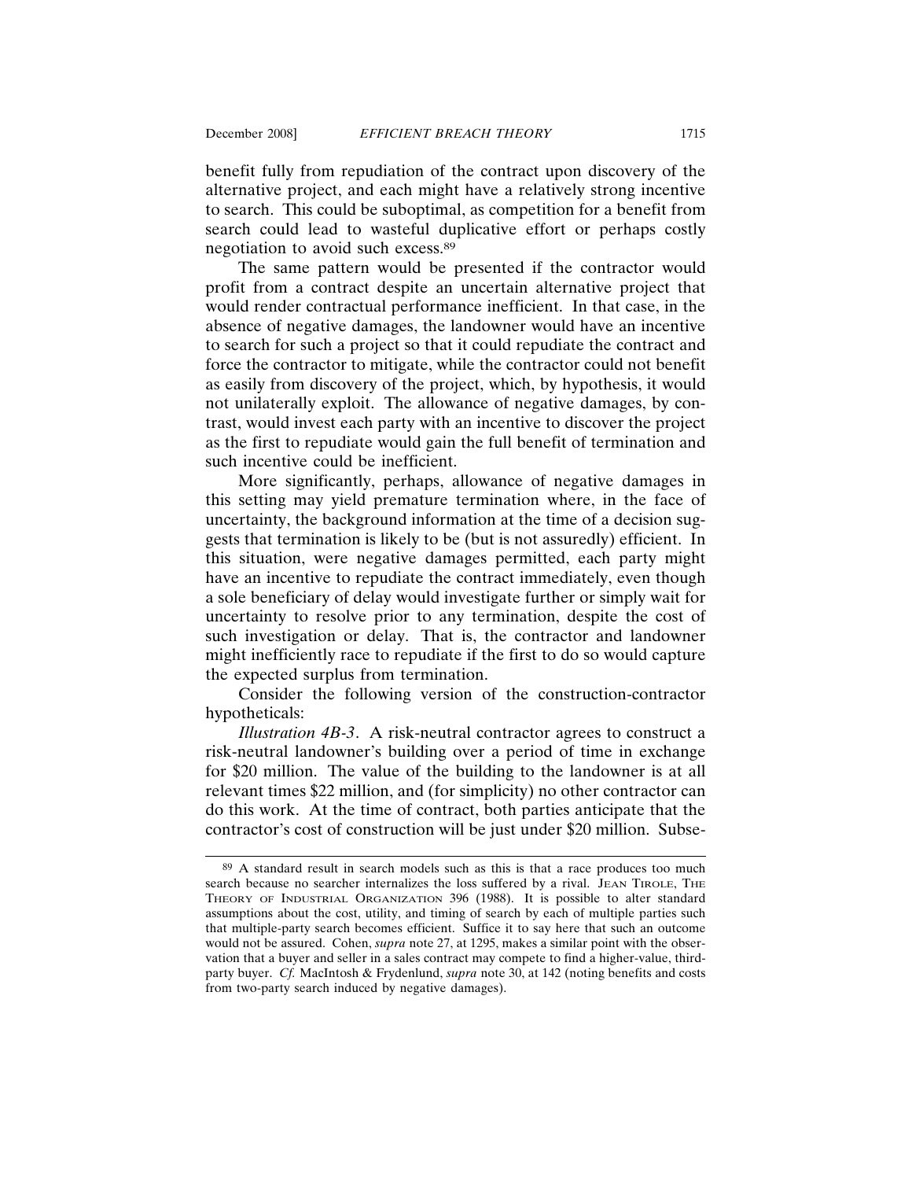benefit fully from repudiation of the contract upon discovery of the alternative project, and each might have a relatively strong incentive to search. This could be suboptimal, as competition for a benefit from search could lead to wasteful duplicative effort or perhaps costly negotiation to avoid such excess.[89]

The same pattern would be presented if the contractor would profit from a contract despite an uncertain alternative project that would render contractual performance inefficient. In that case, in the absence of negative damages, the landowner would have an incentive to search for such a project so that it could repudiate the contract and force the contractor to mitigate, while the contractor could not benefit as easily from discovery of the project, which, by hypothesis, it would not unilaterally exploit. The allowance of negative damages, by contrast, would invest each party with an incentive to discover the project as the first to repudiate would gain the full benefit of termination and such incentive could be inefficient.

More significantly, perhaps, allowance of negative damages in this setting may yield premature termination where, in the face of uncertainty, the background information at the time of a decision suggests that termination is likely to be (but is not assuredly) efficient. In this situation, were negative damages permitted, each party might have an incentive to repudiate the contract immediately, even though a sole beneficiary of delay would investigate further or simply wait for uncertainty to resolve prior to any termination, despite the cost of such investigation or delay. That is, the contractor and landowner might inefficiently race to repudiate if the first to do so would capture the expected surplus from termination.

Consider the following version of the construction-contractor hypotheticals:

*Illustration 4B-3*. A risk-neutral contractor agrees to construct a risk-neutral landowner's building over a period of time in exchange for $20 million. The value of the building to the landowner is at all relevant times $22 million, and (for simplicity) no other contractor can do this work. At the time of contract, both parties anticipate that the contractor's cost of construction will be just under $20 million. Subse-

---

[89] A standard result in search models such as this is that a race produces too much search because no searcher internalizes the loss suffered by a rival. JEAN TIROLE, THE THEORY OF INDUSTRIAL ORGANIZATION 396 (1988). It is possible to alter standard assumptions about the cost, utility, and timing of search by each of multiple parties such that multiple-party search becomes efficient. Suffice it to say here that such an outcome would not be assured. Cohen, *supra* note 27, at 1295, makes a similar point with the observation that a buyer and seller in a sales contract may compete to find a higher-value, third-party buyer. *Cf.* MacIntosh & Frydenlund, *supra* note 30, at 142 (noting benefits and costs from two-party search induced by negative damages).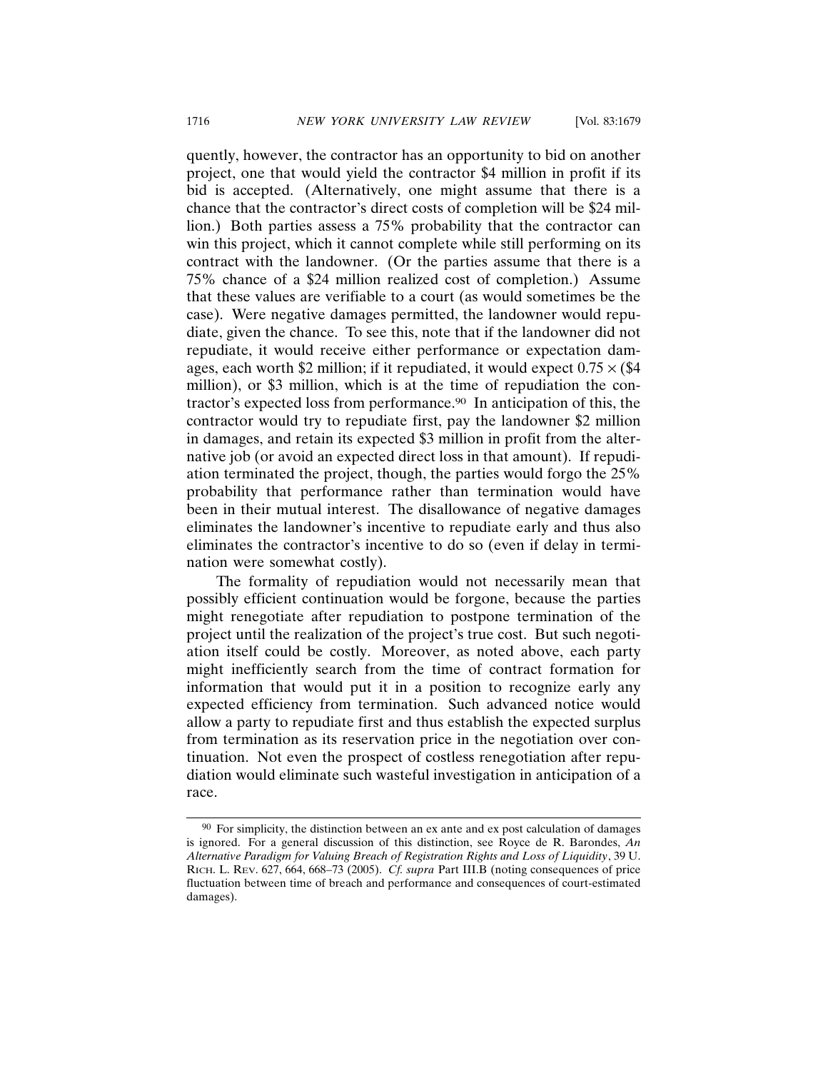quently, however, the contractor has an opportunity to bid on another project, one that would yield the contractor $4 million in profit if its bid is accepted. (Alternatively, one might assume that there is a chance that the contractor's direct costs of completion will be $24 million.) Both parties assess a 75% probability that the contractor can win this project, which it cannot complete while still performing on its contract with the landowner. (Or the parties assume that there is a 75% chance of a $24 million realized cost of completion.) Assume that these values are verifiable to a court (as would sometimes be the case). Were negative damages permitted, the landowner would repudiate, given the chance. To see this, note that if the landowner did not repudiate, it would receive either performance or expectation damages, each worth $2 million; if it repudiated, it would expect $0.75 \times$ ($4 million), or $3 million, which is at the time of repudiation the contractor's expected loss from performance.[90] In anticipation of this, the contractor would try to repudiate first, pay the landowner $2 million in damages, and retain its expected $3 million in profit from the alternative job (or avoid an expected direct loss in that amount). If repudiation terminated the project, though, the parties would forgo the 25% probability that performance rather than termination would have been in their mutual interest. The disallowance of negative damages eliminates the landowner's incentive to repudiate early and thus also eliminates the contractor's incentive to do so (even if delay in termination were somewhat costly).

The formality of repudiation would not necessarily mean that possibly efficient continuation would be forgone, because the parties might renegotiate after repudiation to postpone termination of the project until the realization of the project's true cost. But such negotiation itself could be costly. Moreover, as noted above, each party might inefficiently search from the time of contract formation for information that would put it in a position to recognize early any expected efficiency from termination. Such advanced notice would allow a party to repudiate first and thus establish the expected surplus from termination as its reservation price in the negotiation over continuation. Not even the prospect of costless renegotiation after repudiation would eliminate such wasteful investigation in anticipation of a race.

[90] For simplicity, the distinction between an ex ante and ex post calculation of damages is ignored. For a general discussion of this distinction, see Royce de R. Barondes, *An Alternative Paradigm for Valuing Breach of Registration Rights and Loss of Liquidity*, 39 U. RICH. L. REV. 627, 664, 668–73 (2005). *Cf. supra* Part III.B (noting consequences of price fluctuation between time of breach and performance and consequences of court-estimated damages).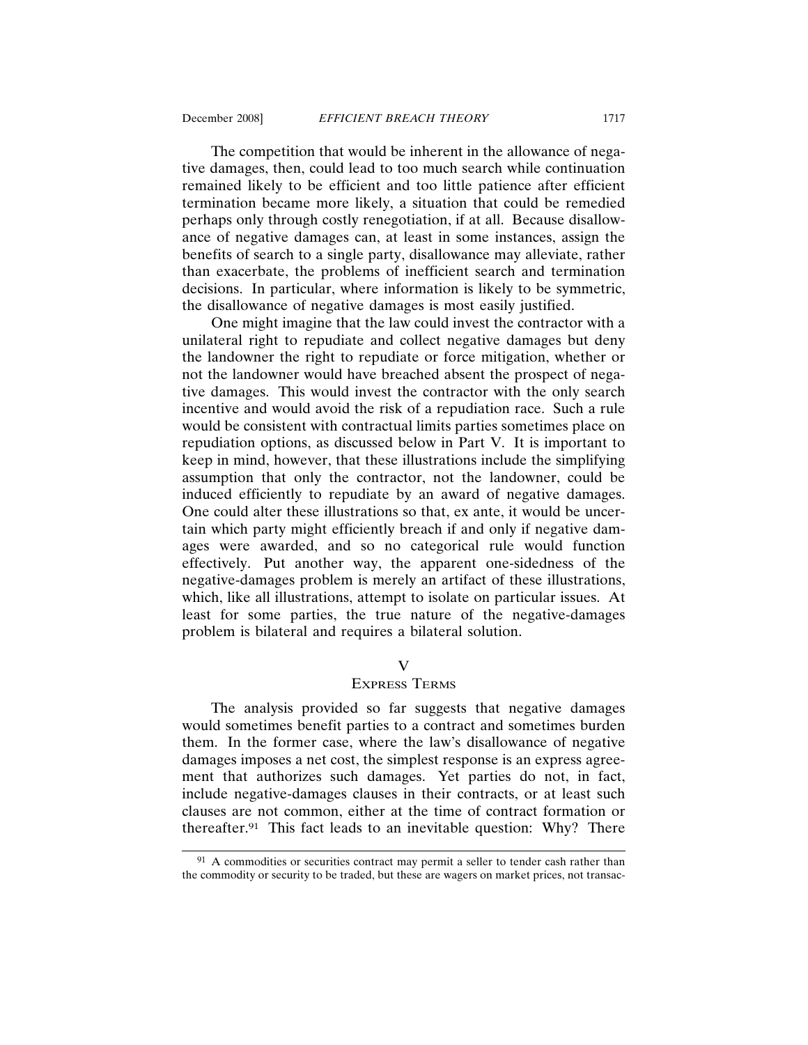The competition that would be inherent in the allowance of negative damages, then, could lead to too much search while continuation remained likely to be efficient and too little patience after efficient termination became more likely, a situation that could be remedied perhaps only through costly renegotiation, if at all. Because disallowance of negative damages can, at least in some instances, assign the benefits of search to a single party, disallowance may alleviate, rather than exacerbate, the problems of inefficient search and termination decisions. In particular, where information is likely to be symmetric, the disallowance of negative damages is most easily justified.

One might imagine that the law could invest the contractor with a unilateral right to repudiate and collect negative damages but deny the landowner the right to repudiate or force mitigation, whether or not the landowner would have breached absent the prospect of negative damages. This would invest the contractor with the only search incentive and would avoid the risk of a repudiation race. Such a rule would be consistent with contractual limits parties sometimes place on repudiation options, as discussed below in Part V. It is important to keep in mind, however, that these illustrations include the simplifying assumption that only the contractor, not the landowner, could be induced efficiently to repudiate by an award of negative damages. One could alter these illustrations so that, ex ante, it would be uncertain which party might efficiently breach if and only if negative damages were awarded, and so no categorical rule would function effectively. Put another way, the apparent one-sidedness of the negative-damages problem is merely an artifact of these illustrations, which, like all illustrations, attempt to isolate on particular issues. At least for some parties, the true nature of the negative-damages problem is bilateral and requires a bilateral solution.

## V
## Express Terms

The analysis provided so far suggests that negative damages would sometimes benefit parties to a contract and sometimes burden them. In the former case, where the law's disallowance of negative damages imposes a net cost, the simplest response is an express agreement that authorizes such damages. Yet parties do not, in fact, include negative-damages clauses in their contracts, or at least such clauses are not common, either at the time of contract formation or thereafter.[91] This fact leads to an inevitable question: Why? There

---

[91] A commodities or securities contract may permit a seller to tender cash rather than the commodity or security to be traded, but these are wagers on market prices, not transac-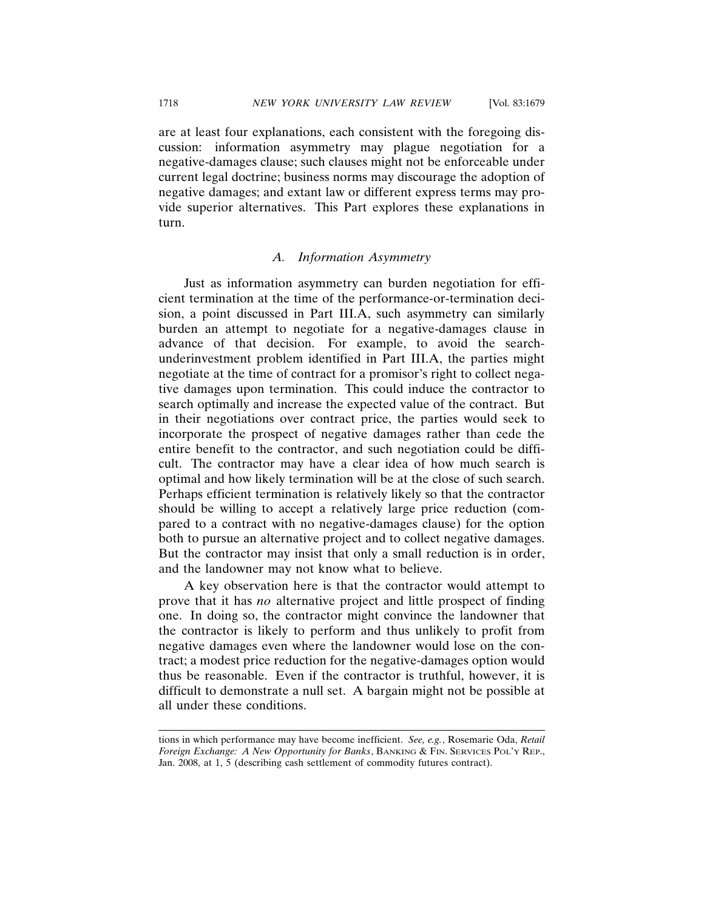are at least four explanations, each consistent with the foregoing discussion: information asymmetry may plague negotiation for a negative-damages clause; such clauses might not be enforceable under current legal doctrine; business norms may discourage the adoption of negative damages; and extant law or different express terms may provide superior alternatives. This Part explores these explanations in turn.

### *A. Information Asymmetry*

Just as information asymmetry can burden negotiation for efficient termination at the time of the performance-or-termination decision, a point discussed in Part III.A, such asymmetry can similarly burden an attempt to negotiate for a negative-damages clause in advance of that decision. For example, to avoid the search-underinvestment problem identified in Part III.A, the parties might negotiate at the time of contract for a promisor's right to collect negative damages upon termination. This could induce the contractor to search optimally and increase the expected value of the contract. But in their negotiations over contract price, the parties would seek to incorporate the prospect of negative damages rather than cede the entire benefit to the contractor, and such negotiation could be difficult. The contractor may have a clear idea of how much search is optimal and how likely termination will be at the close of such search. Perhaps efficient termination is relatively likely so that the contractor should be willing to accept a relatively large price reduction (compared to a contract with no negative-damages clause) for the option both to pursue an alternative project and to collect negative damages. But the contractor may insist that only a small reduction is in order, and the landowner may not know what to believe.

A key observation here is that the contractor would attempt to prove that it has *no* alternative project and little prospect of finding one. In doing so, the contractor might convince the landowner that the contractor is likely to perform and thus unlikely to profit from negative damages even where the landowner would lose on the contract; a modest price reduction for the negative-damages option would thus be reasonable. Even if the contractor is truthful, however, it is difficult to demonstrate a null set. A bargain might not be possible at all under these conditions.

---

tions in which performance may have become inefficient. *See, e.g.*, Rosemarie Oda, *Retail Foreign Exchange: A New Opportunity for Banks*, BANKING & FIN. SERVICES POL'Y REP., Jan. 2008, at 1, 5 (describing cash settlement of commodity futures contract).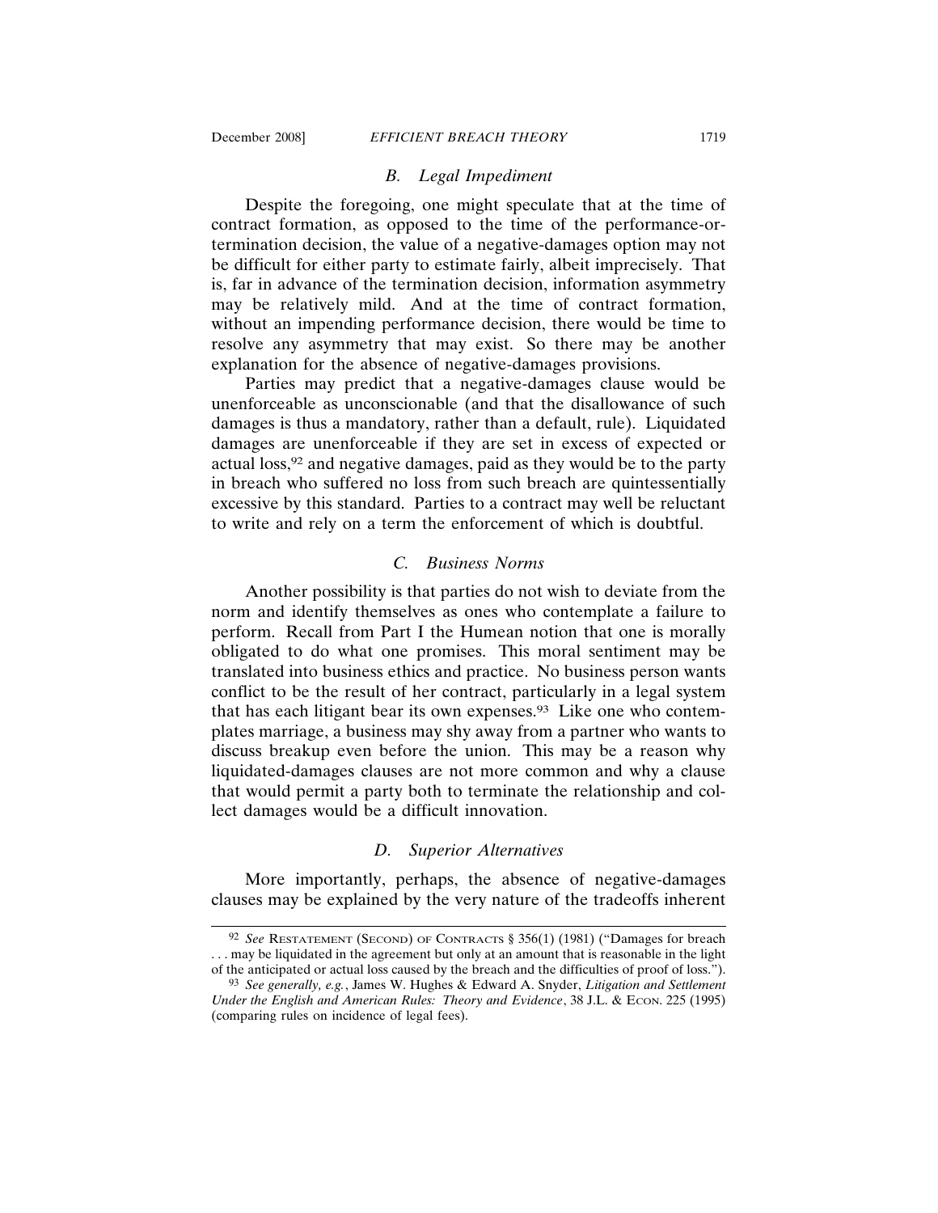### *B. Legal Impediment*

Despite the foregoing, one might speculate that at the time of contract formation, as opposed to the time of the performance-or-termination decision, the value of a negative-damages option may not be difficult for either party to estimate fairly, albeit imprecisely. That is, far in advance of the termination decision, information asymmetry may be relatively mild. And at the time of contract formation, without an impending performance decision, there would be time to resolve any asymmetry that may exist. So there may be another explanation for the absence of negative-damages provisions.

Parties may predict that a negative-damages clause would be unenforceable as unconscionable (and that the disallowance of such damages is thus a mandatory, rather than a default, rule). Liquidated damages are unenforceable if they are set in excess of expected or actual loss,[92] and negative damages, paid as they would be to the party in breach who suffered no loss from such breach are quintessentially excessive by this standard. Parties to a contract may well be reluctant to write and rely on a term the enforcement of which is doubtful.

### *C. Business Norms*

Another possibility is that parties do not wish to deviate from the norm and identify themselves as ones who contemplate a failure to perform. Recall from Part I the Humean notion that one is morally obligated to do what one promises. This moral sentiment may be translated into business ethics and practice. No business person wants conflict to be the result of her contract, particularly in a legal system that has each litigant bear its own expenses.[93] Like one who contemplates marriage, a business may shy away from a partner who wants to discuss breakup even before the union. This may be a reason why liquidated-damages clauses are not more common and why a clause that would permit a party both to terminate the relationship and collect damages would be a difficult innovation.

### *D. Superior Alternatives*

More importantly, perhaps, the absence of negative-damages clauses may be explained by the very nature of the tradeoffs inherent

---

[92] *See* RESTATEMENT (SECOND) OF CONTRACTS § 356(1) (1981) ("Damages for breach . . . may be liquidated in the agreement but only at an amount that is reasonable in the light of the anticipated or actual loss caused by the breach and the difficulties of proof of loss.").

[93] *See generally, e.g.*, James W. Hughes & Edward A. Snyder, *Litigation and Settlement Under the English and American Rules: Theory and Evidence*, 38 J.L. & ECON. 225 (1995) (comparing rules on incidence of legal fees).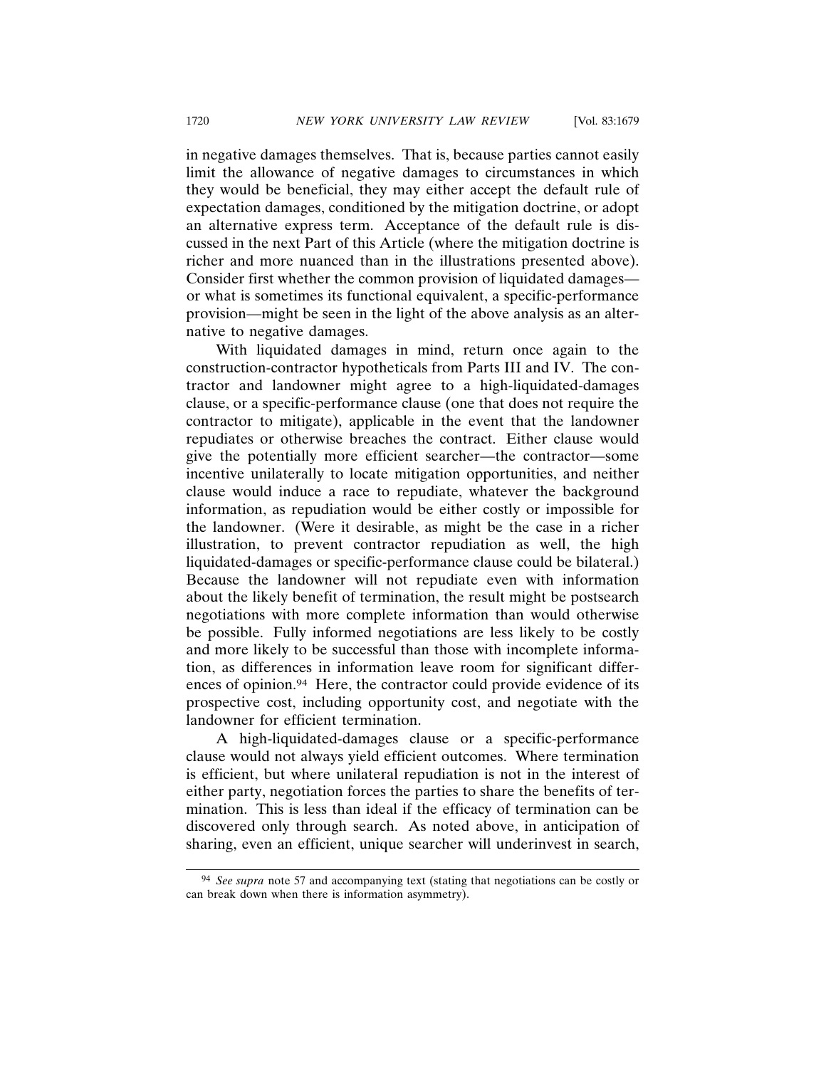in negative damages themselves. That is, because parties cannot easily limit the allowance of negative damages to circumstances in which they would be beneficial, they may either accept the default rule of expectation damages, conditioned by the mitigation doctrine, or adopt an alternative express term. Acceptance of the default rule is discussed in the next Part of this Article (where the mitigation doctrine is richer and more nuanced than in the illustrations presented above). Consider first whether the common provision of liquidated damages—or what is sometimes its functional equivalent, a specific-performance provision—might be seen in the light of the above analysis as an alternative to negative damages.

With liquidated damages in mind, return once again to the construction-contractor hypotheticals from Parts III and IV. The contractor and landowner might agree to a high-liquidated-damages clause, or a specific-performance clause (one that does not require the contractor to mitigate), applicable in the event that the landowner repudiates or otherwise breaches the contract. Either clause would give the potentially more efficient searcher—the contractor—some incentive unilaterally to locate mitigation opportunities, and neither clause would induce a race to repudiate, whatever the background information, as repudiation would be either costly or impossible for the landowner. (Were it desirable, as might be the case in a richer illustration, to prevent contractor repudiation as well, the high liquidated-damages or specific-performance clause could be bilateral.) Because the landowner will not repudiate even with information about the likely benefit of termination, the result might be postsearch negotiations with more complete information than would otherwise be possible. Fully informed negotiations are less likely to be costly and more likely to be successful than those with incomplete information, as differences in information leave room for significant differences of opinion.[94] Here, the contractor could provide evidence of its prospective cost, including opportunity cost, and negotiate with the landowner for efficient termination.

A high-liquidated-damages clause or a specific-performance clause would not always yield efficient outcomes. Where termination is efficient, but where unilateral repudiation is not in the interest of either party, negotiation forces the parties to share the benefits of termination. This is less than ideal if the efficacy of termination can be discovered only through search. As noted above, in anticipation of sharing, even an efficient, unique searcher will underinvest in search,

[94] *See supra* note 57 and accompanying text (stating that negotiations can be costly or can break down when there is information asymmetry).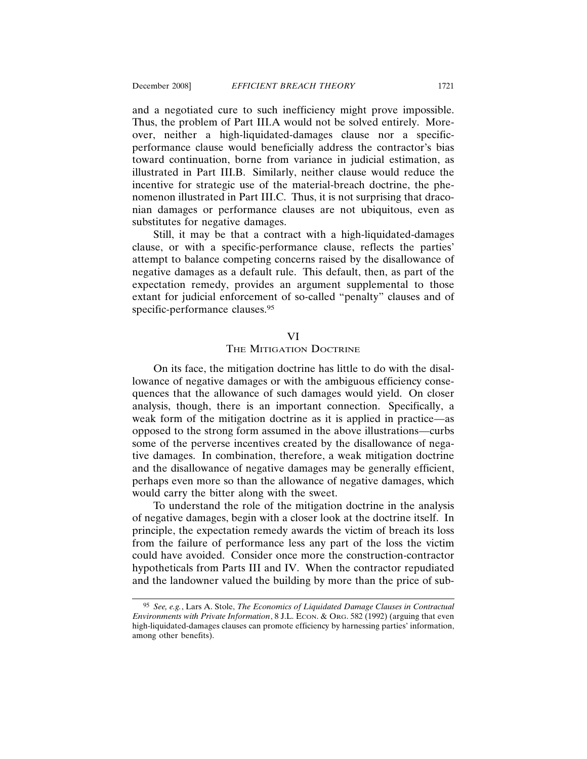and a negotiated cure to such inefficiency might prove impossible. Thus, the problem of Part III.A would not be solved entirely. Moreover, neither a high-liquidated-damages clause nor a specific-performance clause would beneficially address the contractor's bias toward continuation, borne from variance in judicial estimation, as illustrated in Part III.B. Similarly, neither clause would reduce the incentive for strategic use of the material-breach doctrine, the phenomenon illustrated in Part III.C. Thus, it is not surprising that draconian damages or performance clauses are not ubiquitous, even as substitutes for negative damages.

Still, it may be that a contract with a high-liquidated-damages clause, or with a specific-performance clause, reflects the parties' attempt to balance competing concerns raised by the disallowance of negative damages as a default rule. This default, then, as part of the expectation remedy, provides an argument supplemental to those extant for judicial enforcement of so-called "penalty" clauses and of specific-performance clauses.[95]

## VI
## THE MITIGATION DOCTRINE

On its face, the mitigation doctrine has little to do with the disallowance of negative damages or with the ambiguous efficiency consequences that the allowance of such damages would yield. On closer analysis, though, there is an important connection. Specifically, a weak form of the mitigation doctrine as it is applied in practice—as opposed to the strong form assumed in the above illustrations—curbs some of the perverse incentives created by the disallowance of negative damages. In combination, therefore, a weak mitigation doctrine and the disallowance of negative damages may be generally efficient, perhaps even more so than the allowance of negative damages, which would carry the bitter along with the sweet.

To understand the role of the mitigation doctrine in the analysis of negative damages, begin with a closer look at the doctrine itself. In principle, the expectation remedy awards the victim of breach its loss from the failure of performance less any part of the loss the victim could have avoided. Consider once more the construction-contractor hypotheticals from Parts III and IV. When the contractor repudiated and the landowner valued the building by more than the price of sub-

---

[95] *See, e.g.*, Lars A. Stole, *The Economics of Liquidated Damage Clauses in Contractual Environments with Private Information*, 8 J.L. ECON. & ORG. 582 (1992) (arguing that even high-liquidated-damages clauses can promote efficiency by harnessing parties' information, among other benefits).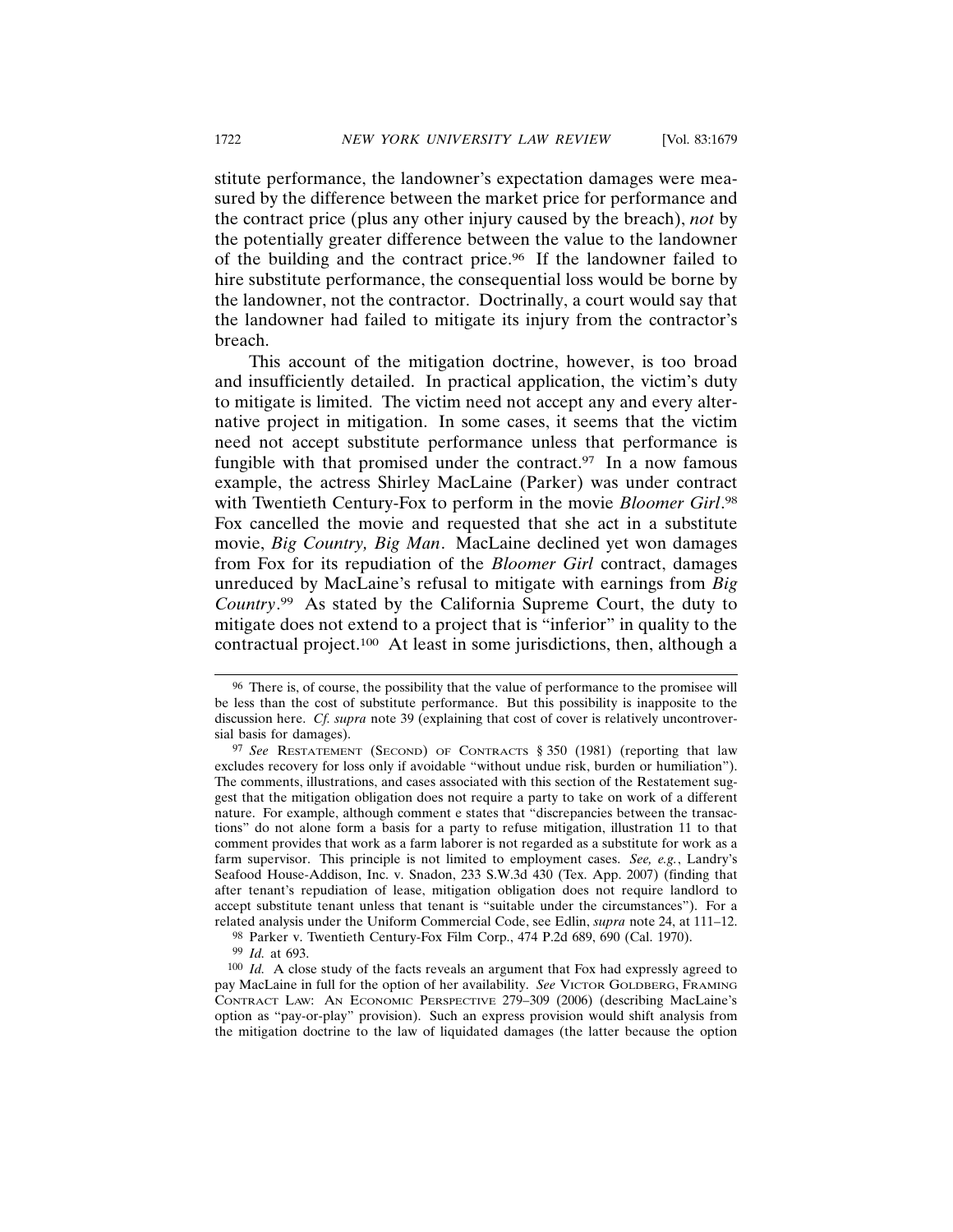stitute performance, the landowner's expectation damages were measured by the difference between the market price for performance and the contract price (plus any other injury caused by the breach), *not* by the potentially greater difference between the value to the landowner of the building and the contract price.[96] If the landowner failed to hire substitute performance, the consequential loss would be borne by the landowner, not the contractor. Doctrinally, a court would say that the landowner had failed to mitigate its injury from the contractor's breach.

This account of the mitigation doctrine, however, is too broad and insufficiently detailed. In practical application, the victim's duty to mitigate is limited. The victim need not accept any and every alternative project in mitigation. In some cases, it seems that the victim need not accept substitute performance unless that performance is fungible with that promised under the contract.[97] In a now famous example, the actress Shirley MacLaine (Parker) was under contract with Twentieth Century-Fox to perform in the movie *Bloomer Girl*.[98] Fox cancelled the movie and requested that she act in a substitute movie, *Big Country, Big Man*. MacLaine declined yet won damages from Fox for its repudiation of the *Bloomer Girl* contract, damages unreduced by MacLaine's refusal to mitigate with earnings from *Big Country*.[99] As stated by the California Supreme Court, the duty to mitigate does not extend to a project that is "inferior" in quality to the contractual project.[100] At least in some jurisdictions, then, although a

---

[96] There is, of course, the possibility that the value of performance to the promisee will be less than the cost of substitute performance. But this possibility is inapposite to the discussion here. *Cf. supra* note 39 (explaining that cost of cover is relatively uncontroversial basis for damages).

[97] *See* RESTATEMENT (SECOND) OF CONTRACTS § 350 (1981) (reporting that law excludes recovery for loss only if avoidable "without undue risk, burden or humiliation"). The comments, illustrations, and cases associated with this section of the Restatement suggest that the mitigation obligation does not require a party to take on work of a different nature. For example, although comment e states that "discrepancies between the transactions" do not alone form a basis for a party to refuse mitigation, illustration 11 to that comment provides that work as a farm laborer is not regarded as a substitute for work as a farm supervisor. This principle is not limited to employment cases. *See, e.g.*, Landry's Seafood House-Addison, Inc. v. Snadon, 233 S.W.3d 430 (Tex. App. 2007) (finding that after tenant's repudiation of lease, mitigation obligation does not require landlord to accept substitute tenant unless that tenant is "suitable under the circumstances"). For a related analysis under the Uniform Commercial Code, see Edlin, *supra* note 24, at 111–12.

[98] Parker v. Twentieth Century-Fox Film Corp., 474 P.2d 689, 690 (Cal. 1970).

[99] *Id.* at 693.

[100] *Id.* A close study of the facts reveals an argument that Fox had expressly agreed to pay MacLaine in full for the option of her availability. *See* VICTOR GOLDBERG, FRAMING CONTRACT LAW: AN ECONOMIC PERSPECTIVE 279–309 (2006) (describing MacLaine's option as "pay-or-play" provision). Such an express provision would shift analysis from the mitigation doctrine to the law of liquidated damages (the latter because the option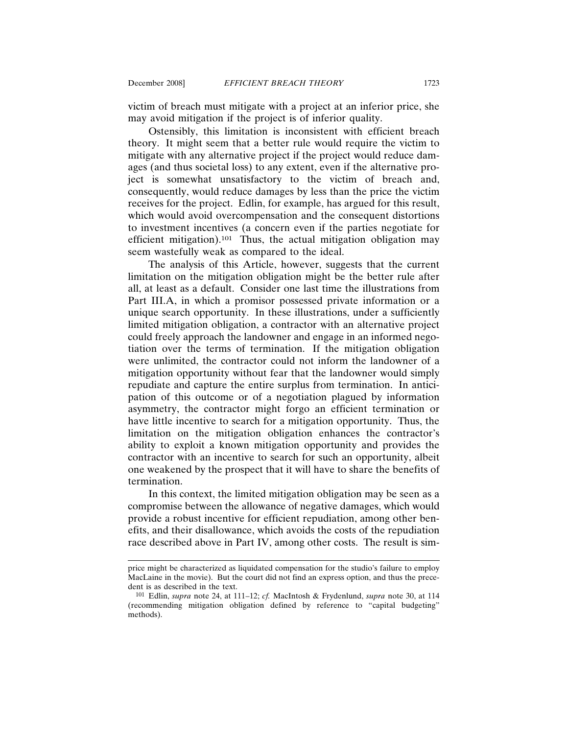victim of breach must mitigate with a project at an inferior price, she may avoid mitigation if the project is of inferior quality.

Ostensibly, this limitation is inconsistent with efficient breach theory. It might seem that a better rule would require the victim to mitigate with any alternative project if the project would reduce damages (and thus societal loss) to any extent, even if the alternative project is somewhat unsatisfactory to the victim of breach and, consequently, would reduce damages by less than the price the victim receives for the project. Edlin, for example, has argued for this result, which would avoid overcompensation and the consequent distortions to investment incentives (a concern even if the parties negotiate for efficient mitigation).[101] Thus, the actual mitigation obligation may seem wastefully weak as compared to the ideal.

The analysis of this Article, however, suggests that the current limitation on the mitigation obligation might be the better rule after all, at least as a default. Consider one last time the illustrations from Part III.A, in which a promisor possessed private information or a unique search opportunity. In these illustrations, under a sufficiently limited mitigation obligation, a contractor with an alternative project could freely approach the landowner and engage in an informed negotiation over the terms of termination. If the mitigation obligation were unlimited, the contractor could not inform the landowner of a mitigation opportunity without fear that the landowner would simply repudiate and capture the entire surplus from termination. In anticipation of this outcome or of a negotiation plagued by information asymmetry, the contractor might forgo an efficient termination or have little incentive to search for a mitigation opportunity. Thus, the limitation on the mitigation obligation enhances the contractor's ability to exploit a known mitigation opportunity and provides the contractor with an incentive to search for such an opportunity, albeit one weakened by the prospect that it will have to share the benefits of termination.

In this context, the limited mitigation obligation may be seen as a compromise between the allowance of negative damages, which would provide a robust incentive for efficient repudiation, among other benefits, and their disallowance, which avoids the costs of the repudiation race described above in Part IV, among other costs. The result is sim-

---

price might be characterized as liquidated compensation for the studio's failure to employ MacLaine in the movie). But the court did not find an express option, and thus the precedent is as described in the text.

[101] Edlin, *supra* note 24, at 111–12; *cf.* MacIntosh & Frydenlund, *supra* note 30, at 114 (recommending mitigation obligation defined by reference to "capital budgeting" methods).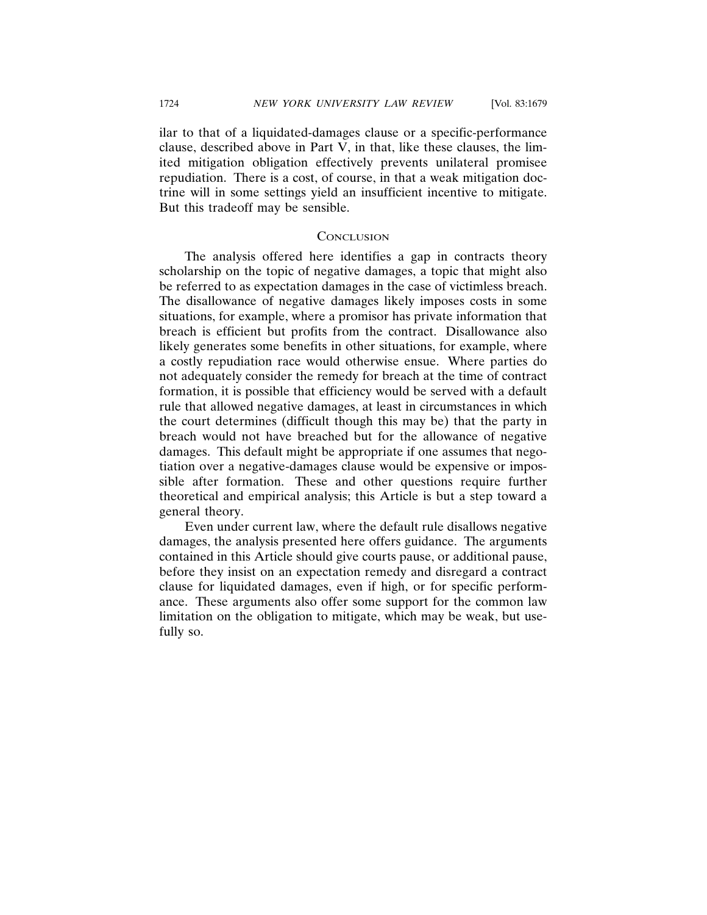ilar to that of a liquidated-damages clause or a specific-performance clause, described above in Part V, in that, like these clauses, the limited mitigation obligation effectively prevents unilateral promisee repudiation. There is a cost, of course, in that a weak mitigation doctrine will in some settings yield an insufficient incentive to mitigate. But this tradeoff may be sensible.

## Conclusion

The analysis offered here identifies a gap in contracts theory scholarship on the topic of negative damages, a topic that might also be referred to as expectation damages in the case of victimless breach. The disallowance of negative damages likely imposes costs in some situations, for example, where a promisor has private information that breach is efficient but profits from the contract. Disallowance also likely generates some benefits in other situations, for example, where a costly repudiation race would otherwise ensue. Where parties do not adequately consider the remedy for breach at the time of contract formation, it is possible that efficiency would be served with a default rule that allowed negative damages, at least in circumstances in which the court determines (difficult though this may be) that the party in breach would not have breached but for the allowance of negative damages. This default might be appropriate if one assumes that negotiation over a negative-damages clause would be expensive or impossible after formation. These and other questions require further theoretical and empirical analysis; this Article is but a step toward a general theory.

Even under current law, where the default rule disallows negative damages, the analysis presented here offers guidance. The arguments contained in this Article should give courts pause, or additional pause, before they insist on an expectation remedy and disregard a contract clause for liquidated damages, even if high, or for specific performance. These arguments also offer some support for the common law limitation on the obligation to mitigate, which may be weak, but usefully so.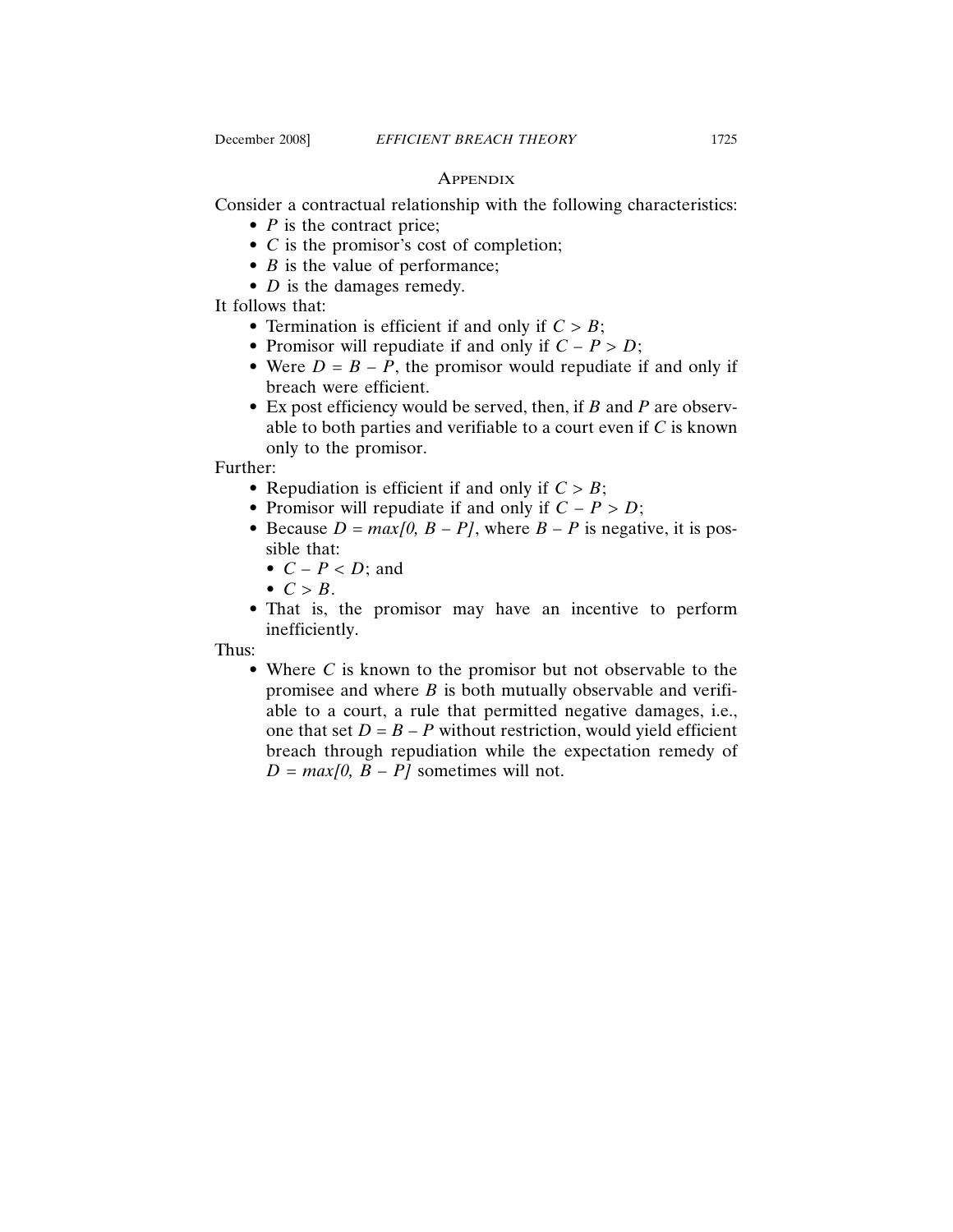## Appendix

Consider a contractual relationship with the following characteristics:

- $P$ is the contract price;
- $C$ is the promisor's cost of completion;
- $B$ is the value of performance;
- $D$ is the damages remedy.

It follows that:

- Termination is efficient if and only if $C > B$;
- Promisor will repudiate if and only if $C - P > D$;
- Were $D = B - P$, the promisor would repudiate if and only if breach were efficient.
- Ex post efficiency would be served, then, if $B$ and $P$ are observable to both parties and verifiable to a court even if $C$ is known only to the promisor.

Further:

- Repudiation is efficient if and only if $C > B$;
- Promisor will repudiate if and only if $C - P > D$;
- Because $D = max[0, B - P]$, where $B - P$ is negative, it is possible that:
  - $C - P < D$; and
  - $C > B$.
- That is, the promisor may have an incentive to perform inefficiently.

Thus:

- Where $C$ is known to the promisor but not observable to the promisee and where $B$ is both mutually observable and verifiable to a court, a rule that permitted negative damages, i.e., one that set $D = B - P$ without restriction, would yield efficient breach through repudiation while the expectation remedy of $D = max[0, B - P]$ sometimes will not.